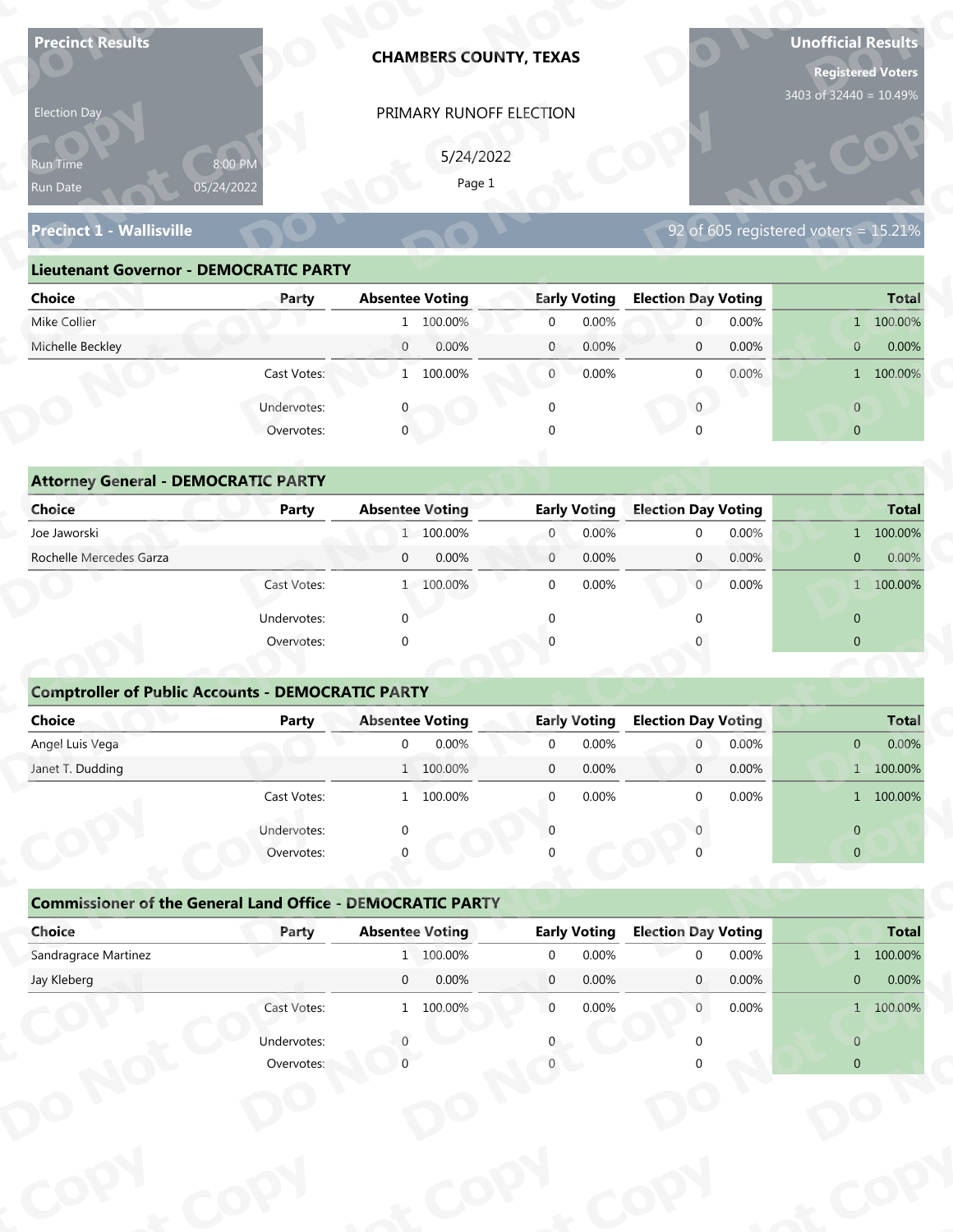**Precinct Results**

Election Day

Run Time 8:00 PM
Run Date 05/24/2022

**CHAMBERS COUNTY, TEXAS**

PRIMARY RUNOFF ELECTION

5/24/2022

**Unofficial Results**

**Registered Voters**
3403 of 32440 = 10.49%

## Precinct 1 - Wallisville

92 of 605 registered voters = 15.21%

### Lieutenant Governor - DEMOCRATIC PARTY

| Choice | Party | Absentee Voting | | Early Voting | | Election Day Voting | | Total | |
|---|---|---|---|---|---|---|---|---|---|
| Mike Collier | | 1 | 100.00% | 0 | 0.00% | 0 | 0.00% | 1 | 100.00% |
| Michelle Beckley | | 0 | 0.00% | 0 | 0.00% | 0 | 0.00% | 0 | 0.00% |
| | Cast Votes: | 1 | 100.00% | 0 | 0.00% | 0 | 0.00% | 1 | 100.00% |
| | Undervotes: | 0 | | 0 | | 0 | | 0 | |
| | Overvotes: | 0 | | 0 | | 0 | | 0 | |

### Attorney General - DEMOCRATIC PARTY

| Choice | Party | Absentee Voting | | Early Voting | | Election Day Voting | | Total | |
|---|---|---|---|---|---|---|---|---|---|
| Joe Jaworski | | 1 | 100.00% | 0 | 0.00% | 0 | 0.00% | 1 | 100.00% |
| Rochelle Mercedes Garza | | 0 | 0.00% | 0 | 0.00% | 0 | 0.00% | 0 | 0.00% |
| | Cast Votes: | 1 | 100.00% | 0 | 0.00% | 0 | 0.00% | 1 | 100.00% |
| | Undervotes: | 0 | | 0 | | 0 | | 0 | |
| | Overvotes: | 0 | | 0 | | 0 | | 0 | |

### Comptroller of Public Accounts - DEMOCRATIC PARTY

| Choice | Party | Absentee Voting | | Early Voting | | Election Day Voting | | Total | |
|---|---|---|---|---|---|---|---|---|---|
| Angel Luis Vega | | 0 | 0.00% | 0 | 0.00% | 0 | 0.00% | 0 | 0.00% |
| Janet T. Dudding | | 1 | 100.00% | 0 | 0.00% | 0 | 0.00% | 1 | 100.00% |
| | Cast Votes: | 1 | 100.00% | 0 | 0.00% | 0 | 0.00% | 1 | 100.00% |
| | Undervotes: | 0 | | 0 | | 0 | | 0 | |
| | Overvotes: | 0 | | 0 | | 0 | | 0 | |

### Commissioner of the General Land Office - DEMOCRATIC PARTY

| Choice | Party | Absentee Voting | | Early Voting | | Election Day Voting | | Total | |
|---|---|---|---|---|---|---|---|---|---|
| Sandragrace Martinez | | 1 | 100.00% | 0 | 0.00% | 0 | 0.00% | 1 | 100.00% |
| Jay Kleberg | | 0 | 0.00% | 0 | 0.00% | 0 | 0.00% | 0 | 0.00% |
| | Cast Votes: | 1 | 100.00% | 0 | 0.00% | 0 | 0.00% | 1 | 100.00% |
| | Undervotes: | 0 | | 0 | | 0 | | 0 | |
| | Overvotes: | 0 | | 0 | | 0 | | 0 | |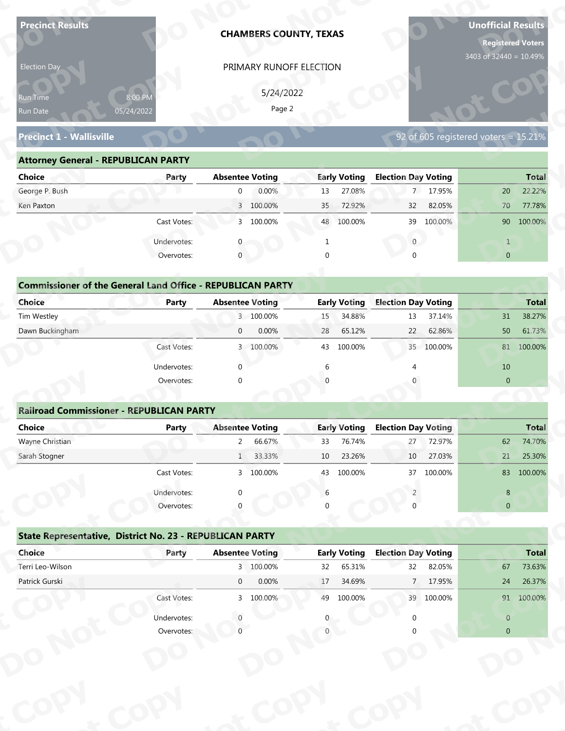**Precinct Results**

Election Day

Run Time 8:00 PM

Run Date 05/24/2022

**CHAMBERS COUNTY, TEXAS**

PRIMARY RUNOFF ELECTION

5/24/2022

**Unofficial Results**

**Registered Voters**

3403 of 32440 = 10.49%

## Precinct 1 - Wallisville

92 of 605 registered voters = 15.21%

### Attorney General - REPUBLICAN PARTY

| Choice | Party | Absentee Voting | | Early Voting | | Election Day Voting | | Total | |
|---|---|---|---|---|---|---|---|---|---|
| George P. Bush | | 0 | 0.00% | 13 | 27.08% | 7 | 17.95% | 20 | 22.22% |
| Ken Paxton | | 3 | 100.00% | 35 | 72.92% | 32 | 82.05% | 70 | 77.78% |
| | Cast Votes: | 3 | 100.00% | 48 | 100.00% | 39 | 100.00% | 90 | 100.00% |
| | Undervotes: | 0 | | 1 | | 0 | | 1 | |
| | Overvotes: | 0 | | 0 | | 0 | | 0 | |

### Commissioner of the General Land Office - REPUBLICAN PARTY

| Choice | Party | Absentee Voting | | Early Voting | | Election Day Voting | | Total | |
|---|---|---|---|---|---|---|---|---|---|
| Tim Westley | | 3 | 100.00% | 15 | 34.88% | 13 | 37.14% | 31 | 38.27% |
| Dawn Buckingham | | 0 | 0.00% | 28 | 65.12% | 22 | 62.86% | 50 | 61.73% |
| | Cast Votes: | 3 | 100.00% | 43 | 100.00% | 35 | 100.00% | 81 | 100.00% |
| | Undervotes: | 0 | | 6 | | 4 | | 10 | |
| | Overvotes: | 0 | | 0 | | 0 | | 0 | |

### Railroad Commissioner - REPUBLICAN PARTY

| Choice | Party | Absentee Voting | | Early Voting | | Election Day Voting | | Total | |
|---|---|---|---|---|---|---|---|---|---|
| Wayne Christian | | 2 | 66.67% | 33 | 76.74% | 27 | 72.97% | 62 | 74.70% |
| Sarah Stogner | | 1 | 33.33% | 10 | 23.26% | 10 | 27.03% | 21 | 25.30% |
| | Cast Votes: | 3 | 100.00% | 43 | 100.00% | 37 | 100.00% | 83 | 100.00% |
| | Undervotes: | 0 | | 6 | | 2 | | 8 | |
| | Overvotes: | 0 | | 0 | | 0 | | 0 | |

### State Representative, District No. 23 - REPUBLICAN PARTY

| Choice | Party | Absentee Voting | | Early Voting | | Election Day Voting | | Total | |
|---|---|---|---|---|---|---|---|---|---|
| Terri Leo-Wilson | | 3 | 100.00% | 32 | 65.31% | 32 | 82.05% | 67 | 73.63% |
| Patrick Gurski | | 0 | 0.00% | 17 | 34.69% | 7 | 17.95% | 24 | 26.37% |
| | Cast Votes: | 3 | 100.00% | 49 | 100.00% | 39 | 100.00% | 91 | 100.00% |
| | Undervotes: | 0 | | 0 | | 0 | | 0 | |
| | Overvotes: | 0 | | 0 | | 0 | | 0 | |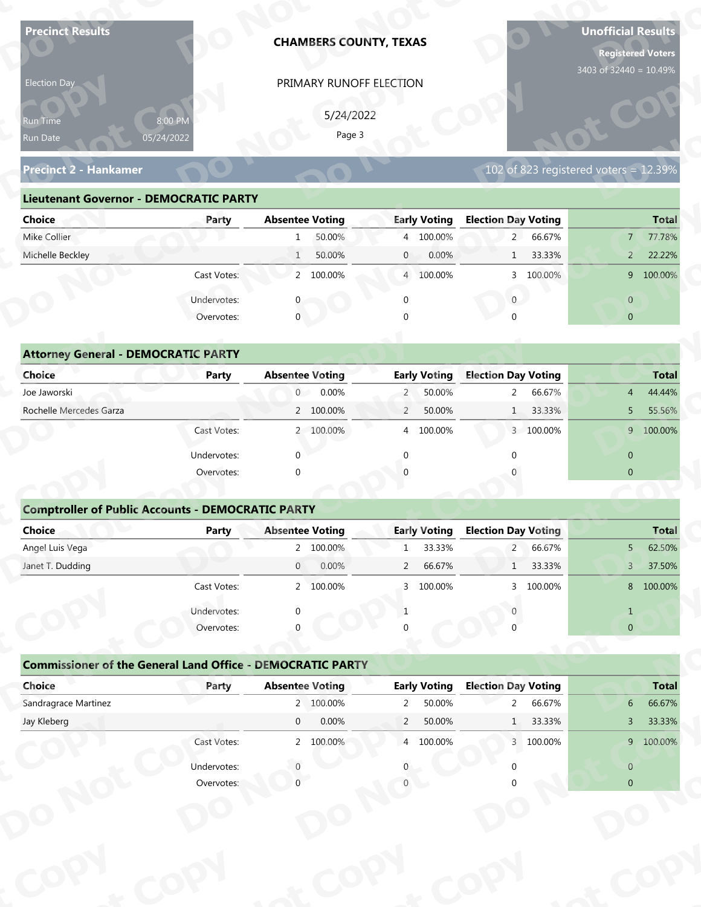**Precinct Results**

Election Day

Run Time 8:00 PM
Run Date 05/24/2022

**CHAMBERS COUNTY, TEXAS**

PRIMARY RUNOFF ELECTION

5/24/2022

**Unofficial Results**

**Registered Voters**
3403 of 32440 = 10.49%

## Precinct 2 - Hankamer

102 of 823 registered voters = 12.39%

### Lieutenant Governor - DEMOCRATIC PARTY

| Choice | Party | Absentee Voting | | Early Voting | | Election Day Voting | | Total | |
|---|---|---|---|---|---|---|---|---|---|
| Mike Collier | | 1 | 50.00% | 4 | 100.00% | 2 | 66.67% | 7 | 77.78% |
| Michelle Beckley | | 1 | 50.00% | 0 | 0.00% | 1 | 33.33% | 2 | 22.22% |
| | Cast Votes: | 2 | 100.00% | 4 | 100.00% | 3 | 100.00% | 9 | 100.00% |
| | Undervotes: | 0 | | 0 | | 0 | | 0 | |
| | Overvotes: | 0 | | 0 | | 0 | | 0 | |

### Attorney General - DEMOCRATIC PARTY

| Choice | Party | Absentee Voting | | Early Voting | | Election Day Voting | | Total | |
|---|---|---|---|---|---|---|---|---|---|
| Joe Jaworski | | 0 | 0.00% | 2 | 50.00% | 2 | 66.67% | 4 | 44.44% |
| Rochelle Mercedes Garza | | 2 | 100.00% | 2 | 50.00% | 1 | 33.33% | 5 | 55.56% |
| | Cast Votes: | 2 | 100.00% | 4 | 100.00% | 3 | 100.00% | 9 | 100.00% |
| | Undervotes: | 0 | | 0 | | 0 | | 0 | |
| | Overvotes: | 0 | | 0 | | 0 | | 0 | |

### Comptroller of Public Accounts - DEMOCRATIC PARTY

| Choice | Party | Absentee Voting | | Early Voting | | Election Day Voting | | Total | |
|---|---|---|---|---|---|---|---|---|---|
| Angel Luis Vega | | 2 | 100.00% | 1 | 33.33% | 2 | 66.67% | 5 | 62.50% |
| Janet T. Dudding | | 0 | 0.00% | 2 | 66.67% | 1 | 33.33% | 3 | 37.50% |
| | Cast Votes: | 2 | 100.00% | 3 | 100.00% | 3 | 100.00% | 8 | 100.00% |
| | Undervotes: | 0 | | 1 | | 0 | | 1 | |
| | Overvotes: | 0 | | 0 | | 0 | | 0 | |

### Commissioner of the General Land Office - DEMOCRATIC PARTY

| Choice | Party | Absentee Voting | | Early Voting | | Election Day Voting | | Total | |
|---|---|---|---|---|---|---|---|---|---|
| Sandragrace Martinez | | 2 | 100.00% | 2 | 50.00% | 2 | 66.67% | 6 | 66.67% |
| Jay Kleberg | | 0 | 0.00% | 2 | 50.00% | 1 | 33.33% | 3 | 33.33% |
| | Cast Votes: | 2 | 100.00% | 4 | 100.00% | 3 | 100.00% | 9 | 100.00% |
| | Undervotes: | 0 | | 0 | | 0 | | 0 | |
| | Overvotes: | 0 | | 0 | | 0 | | 0 | |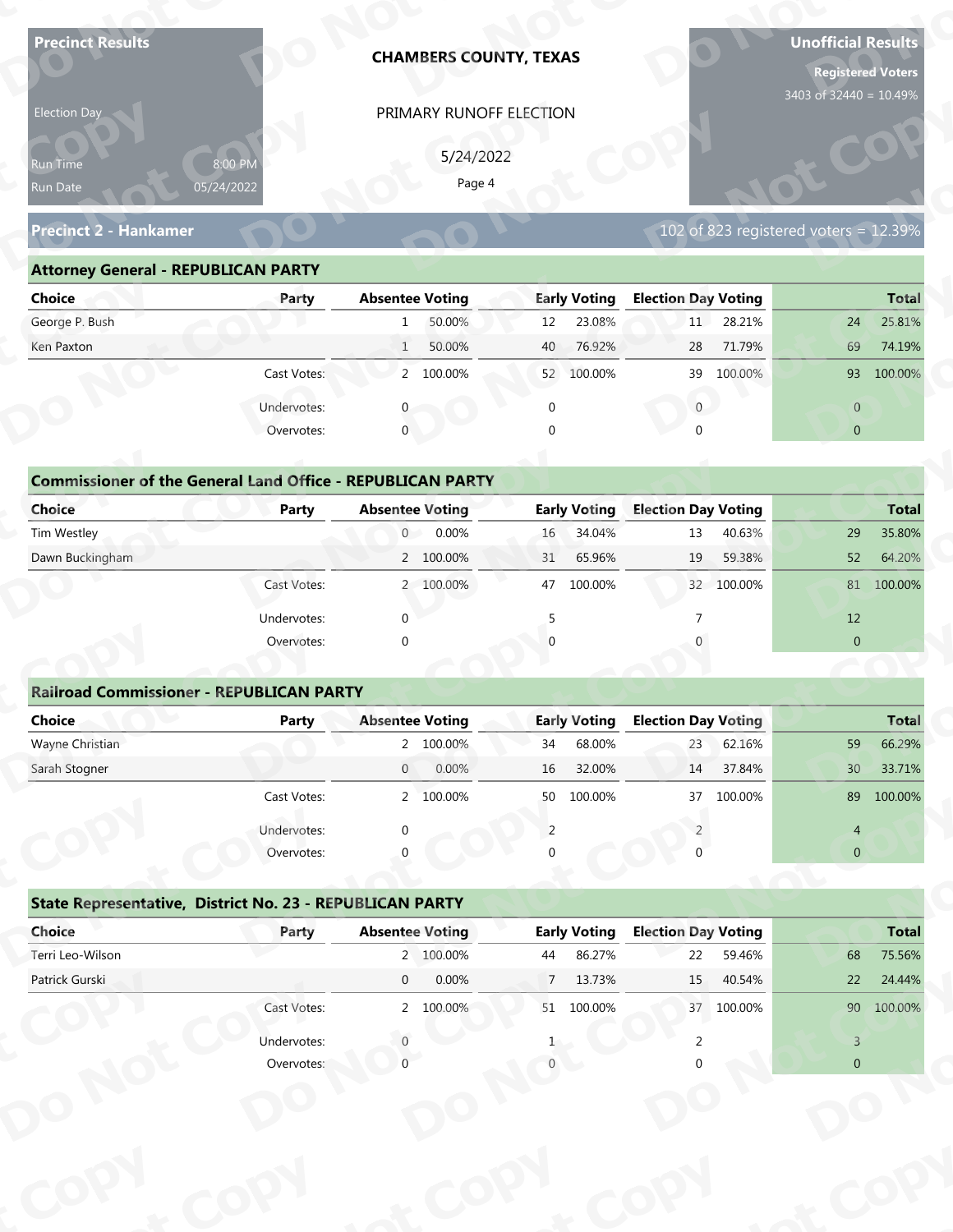**Precinct Results**

**CHAMBERS COUNTY, TEXAS**

**Unofficial Results**

**Registered Voters**
3403 of 32440 = 10.49%

Election Day

PRIMARY RUNOFF ELECTION

5/24/2022

Run Time 8:00 PM
Run Date 05/24/2022

## Precinct 2 - Hankamer

102 of 823 registered voters = 12.39%

### Attorney General - REPUBLICAN PARTY

| Choice | Party | Absentee Voting | | Early Voting | | Election Day Voting | | Total | |
|---|---|---|---|---|---|---|---|---|---|
| George P. Bush | | 1 | 50.00% | 12 | 23.08% | 11 | 28.21% | 24 | 25.81% |
| Ken Paxton | | 1 | 50.00% | 40 | 76.92% | 28 | 71.79% | 69 | 74.19% |
| | Cast Votes: | 2 | 100.00% | 52 | 100.00% | 39 | 100.00% | 93 | 100.00% |
| | Undervotes: | 0 | | 0 | | 0 | | 0 | |
| | Overvotes: | 0 | | 0 | | 0 | | 0 | |

### Commissioner of the General Land Office - REPUBLICAN PARTY

| Choice | Party | Absentee Voting | | Early Voting | | Election Day Voting | | Total | |
|---|---|---|---|---|---|---|---|---|---|
| Tim Westley | | 0 | 0.00% | 16 | 34.04% | 13 | 40.63% | 29 | 35.80% |
| Dawn Buckingham | | 2 | 100.00% | 31 | 65.96% | 19 | 59.38% | 52 | 64.20% |
| | Cast Votes: | 2 | 100.00% | 47 | 100.00% | 32 | 100.00% | 81 | 100.00% |
| | Undervotes: | 0 | | 5 | | 7 | | 12 | |
| | Overvotes: | 0 | | 0 | | 0 | | 0 | |

### Railroad Commissioner - REPUBLICAN PARTY

| Choice | Party | Absentee Voting | | Early Voting | | Election Day Voting | | Total | |
|---|---|---|---|---|---|---|---|---|---|
| Wayne Christian | | 2 | 100.00% | 34 | 68.00% | 23 | 62.16% | 59 | 66.29% |
| Sarah Stogner | | 0 | 0.00% | 16 | 32.00% | 14 | 37.84% | 30 | 33.71% |
| | Cast Votes: | 2 | 100.00% | 50 | 100.00% | 37 | 100.00% | 89 | 100.00% |
| | Undervotes: | 0 | | 2 | | 2 | | 4 | |
| | Overvotes: | 0 | | 0 | | 0 | | 0 | |

### State Representative, District No. 23 - REPUBLICAN PARTY

| Choice | Party | Absentee Voting | | Early Voting | | Election Day Voting | | Total | |
|---|---|---|---|---|---|---|---|---|---|
| Terri Leo-Wilson | | 2 | 100.00% | 44 | 86.27% | 22 | 59.46% | 68 | 75.56% |
| Patrick Gurski | | 0 | 0.00% | 7 | 13.73% | 15 | 40.54% | 22 | 24.44% |
| | Cast Votes: | 2 | 100.00% | 51 | 100.00% | 37 | 100.00% | 90 | 100.00% |
| | Undervotes: | 0 | | 1 | | 2 | | 3 | |
| | Overvotes: | 0 | | 0 | | 0 | | 0 | |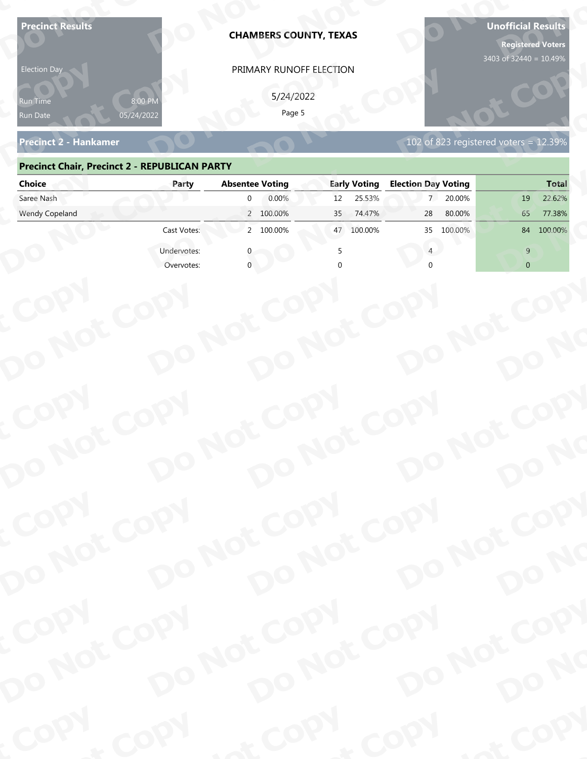**Precinct Results**

Election Day

Run Time 8:00 PM
Run Date 05/24/2022

**CHAMBERS COUNTY, TEXAS**

PRIMARY RUNOFF ELECTION

5/24/2022

**Unofficial Results**

**Registered Voters**
3403 of 32440 = 10.49%

## Precinct 2 - Hankamer

102 of 823 registered voters = 12.39%

### Precinct Chair, Precinct 2 - REPUBLICAN PARTY

| Choice | Party | Absentee Voting | | Early Voting | | Election Day Voting | | Total | |
|---|---|---|---|---|---|---|---|---|---|
| Saree Nash | | 0 | 0.00% | 12 | 25.53% | 7 | 20.00% | 19 | 22.62% |
| Wendy Copeland | | 2 | 100.00% | 35 | 74.47% | 28 | 80.00% | 65 | 77.38% |
| | Cast Votes: | 2 | 100.00% | 47 | 100.00% | 35 | 100.00% | 84 | 100.00% |
| | Undervotes: | 0 | | 5 | | 4 | | 9 | |
| | Overvotes: | 0 | | 0 | | 0 | | 0 | |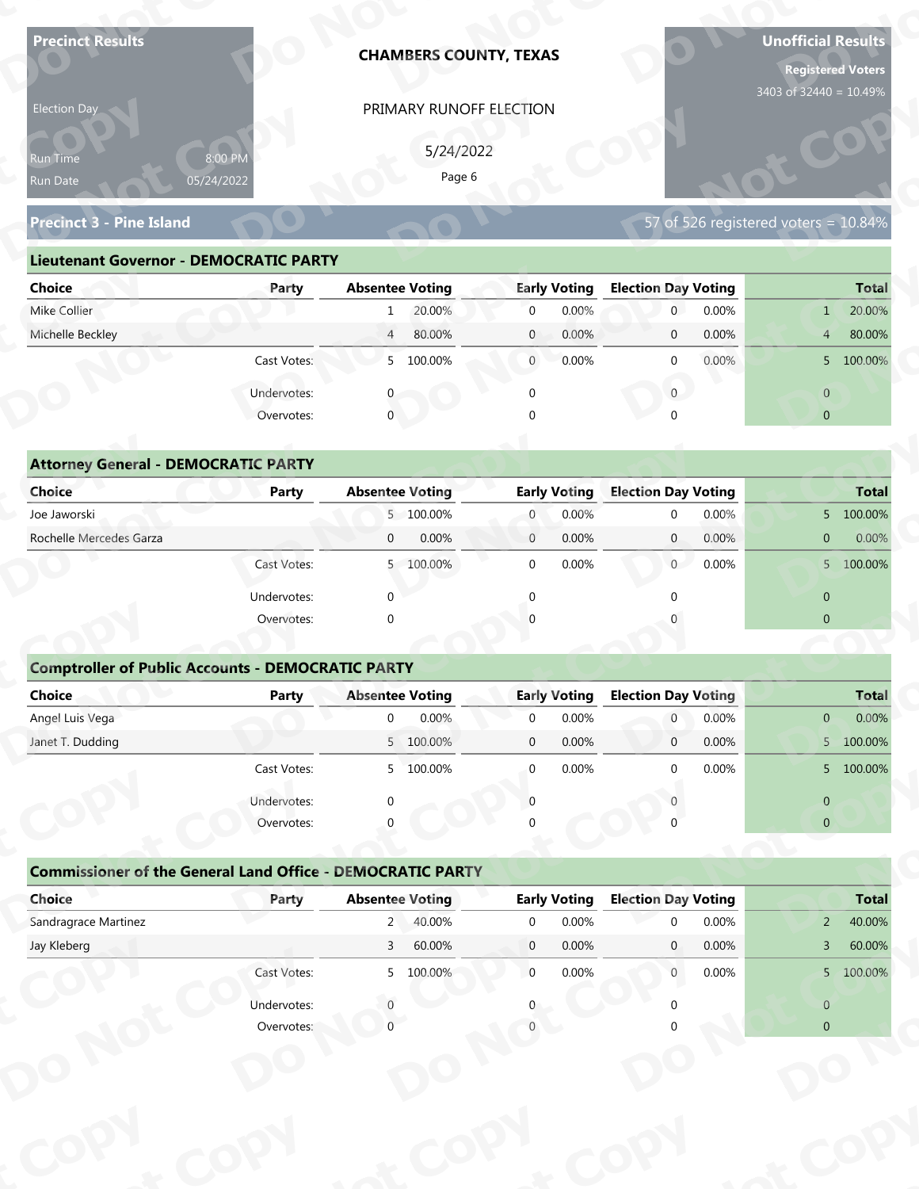**Precinct Results**

Election Day

Run Time 8:00 PM
Run Date 05/24/2022

**CHAMBERS COUNTY, TEXAS**

PRIMARY RUNOFF ELECTION

5/24/2022

**Unofficial Results**

**Registered Voters**
3403 of 32440 = 10.49%

## Precinct 3 - Pine Island

57 of 526 registered voters = 10.84%

### Lieutenant Governor - DEMOCRATIC PARTY

| Choice | Party | Absentee Voting | | Early Voting | | Election Day Voting | | Total | |
|---|---|---|---|---|---|---|---|---|---|
| Mike Collier | | 1 | 20.00% | 0 | 0.00% | 0 | 0.00% | 1 | 20.00% |
| Michelle Beckley | | 4 | 80.00% | 0 | 0.00% | 0 | 0.00% | 4 | 80.00% |
| | Cast Votes: | 5 | 100.00% | 0 | 0.00% | 0 | 0.00% | 5 | 100.00% |
| | Undervotes: | 0 | | 0 | | 0 | | 0 | |
| | Overvotes: | 0 | | 0 | | 0 | | 0 | |

### Attorney General - DEMOCRATIC PARTY

| Choice | Party | Absentee Voting | | Early Voting | | Election Day Voting | | Total | |
|---|---|---|---|---|---|---|---|---|---|
| Joe Jaworski | | 5 | 100.00% | 0 | 0.00% | 0 | 0.00% | 5 | 100.00% |
| Rochelle Mercedes Garza | | 0 | 0.00% | 0 | 0.00% | 0 | 0.00% | 0 | 0.00% |
| | Cast Votes: | 5 | 100.00% | 0 | 0.00% | 0 | 0.00% | 5 | 100.00% |
| | Undervotes: | 0 | | 0 | | 0 | | 0 | |
| | Overvotes: | 0 | | 0 | | 0 | | 0 | |

### Comptroller of Public Accounts - DEMOCRATIC PARTY

| Choice | Party | Absentee Voting | | Early Voting | | Election Day Voting | | Total | |
|---|---|---|---|---|---|---|---|---|---|
| Angel Luis Vega | | 0 | 0.00% | 0 | 0.00% | 0 | 0.00% | 0 | 0.00% |
| Janet T. Dudding | | 5 | 100.00% | 0 | 0.00% | 0 | 0.00% | 5 | 100.00% |
| | Cast Votes: | 5 | 100.00% | 0 | 0.00% | 0 | 0.00% | 5 | 100.00% |
| | Undervotes: | 0 | | 0 | | 0 | | 0 | |
| | Overvotes: | 0 | | 0 | | 0 | | 0 | |

### Commissioner of the General Land Office - DEMOCRATIC PARTY

| Choice | Party | Absentee Voting | | Early Voting | | Election Day Voting | | Total | |
|---|---|---|---|---|---|---|---|---|---|
| Sandragrace Martinez | | 2 | 40.00% | 0 | 0.00% | 0 | 0.00% | 2 | 40.00% |
| Jay Kleberg | | 3 | 60.00% | 0 | 0.00% | 0 | 0.00% | 3 | 60.00% |
| | Cast Votes: | 5 | 100.00% | 0 | 0.00% | 0 | 0.00% | 5 | 100.00% |
| | Undervotes: | 0 | | 0 | | 0 | | 0 | |
| | Overvotes: | 0 | | 0 | | 0 | | 0 | |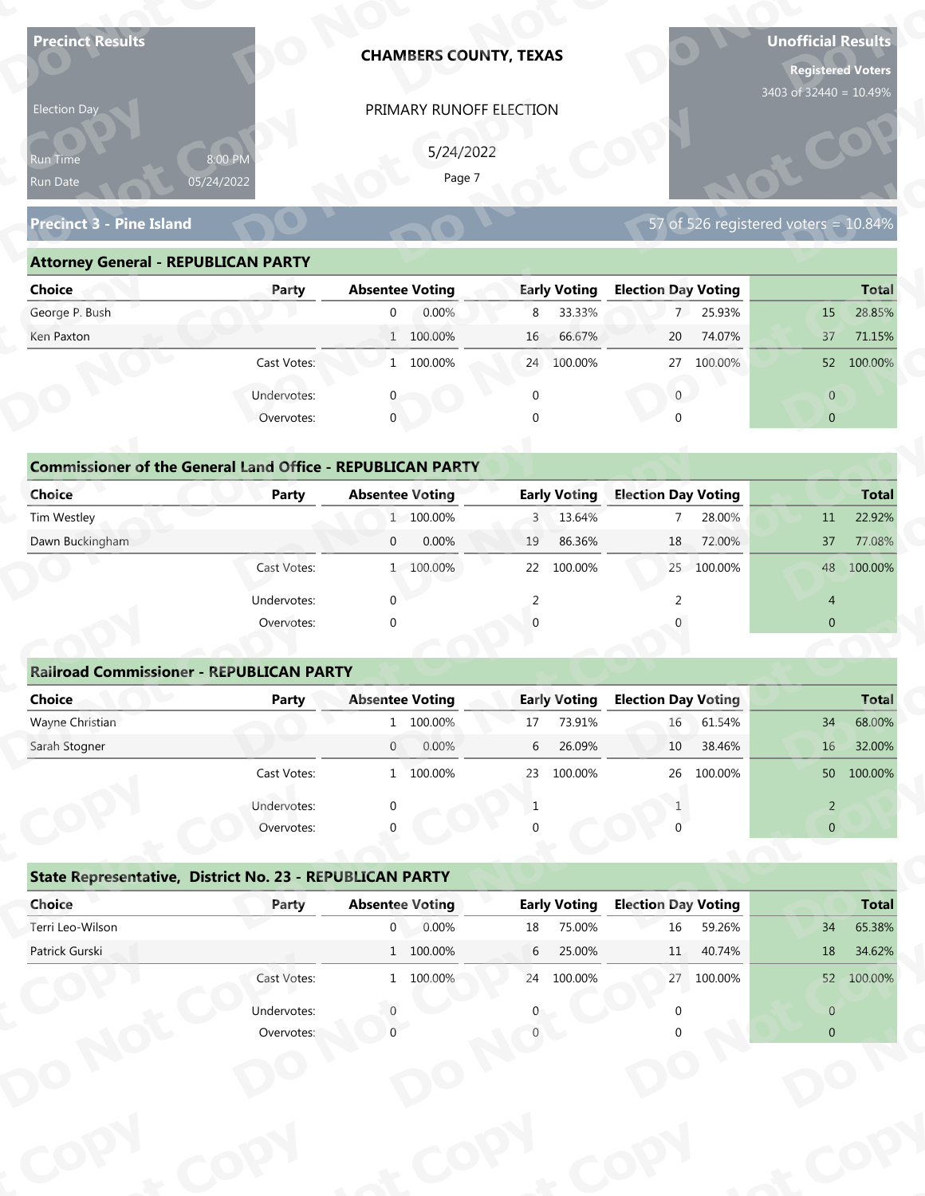**Precinct Results**

Election Day

Run Time 8:00 PM
Run Date 05/24/2022

**CHAMBERS COUNTY, TEXAS**

PRIMARY RUNOFF ELECTION

5/24/2022

**Unofficial Results**

**Registered Voters**
3403 of 32440 = 10.49%

## Precinct 3 - Pine Island

57 of 526 registered voters = 10.84%

### Attorney General - REPUBLICAN PARTY

| Choice | Party | Absentee Voting | | Early Voting | | Election Day Voting | | Total | |
|---|---|---|---|---|---|---|---|---|---|
| George P. Bush | | 0 | 0.00% | 8 | 33.33% | 7 | 25.93% | 15 | 28.85% |
| Ken Paxton | | 1 | 100.00% | 16 | 66.67% | 20 | 74.07% | 37 | 71.15% |
| | Cast Votes: | 1 | 100.00% | 24 | 100.00% | 27 | 100.00% | 52 | 100.00% |
| | Undervotes: | 0 | | 0 | | 0 | | 0 | |
| | Overvotes: | 0 | | 0 | | 0 | | 0 | |

### Commissioner of the General Land Office - REPUBLICAN PARTY

| Choice | Party | Absentee Voting | | Early Voting | | Election Day Voting | | Total | |
|---|---|---|---|---|---|---|---|---|---|
| Tim Westley | | 1 | 100.00% | 3 | 13.64% | 7 | 28.00% | 11 | 22.92% |
| Dawn Buckingham | | 0 | 0.00% | 19 | 86.36% | 18 | 72.00% | 37 | 77.08% |
| | Cast Votes: | 1 | 100.00% | 22 | 100.00% | 25 | 100.00% | 48 | 100.00% |
| | Undervotes: | 0 | | 2 | | 2 | | 4 | |
| | Overvotes: | 0 | | 0 | | 0 | | 0 | |

### Railroad Commissioner - REPUBLICAN PARTY

| Choice | Party | Absentee Voting | | Early Voting | | Election Day Voting | | Total | |
|---|---|---|---|---|---|---|---|---|---|
| Wayne Christian | | 1 | 100.00% | 17 | 73.91% | 16 | 61.54% | 34 | 68.00% |
| Sarah Stogner | | 0 | 0.00% | 6 | 26.09% | 10 | 38.46% | 16 | 32.00% |
| | Cast Votes: | 1 | 100.00% | 23 | 100.00% | 26 | 100.00% | 50 | 100.00% |
| | Undervotes: | 0 | | 1 | | 1 | | 2 | |
| | Overvotes: | 0 | | 0 | | 0 | | 0 | |

### State Representative, District No. 23 - REPUBLICAN PARTY

| Choice | Party | Absentee Voting | | Early Voting | | Election Day Voting | | Total | |
|---|---|---|---|---|---|---|---|---|---|
| Terri Leo-Wilson | | 0 | 0.00% | 18 | 75.00% | 16 | 59.26% | 34 | 65.38% |
| Patrick Gurski | | 1 | 100.00% | 6 | 25.00% | 11 | 40.74% | 18 | 34.62% |
| | Cast Votes: | 1 | 100.00% | 24 | 100.00% | 27 | 100.00% | 52 | 100.00% |
| | Undervotes: | 0 | | 0 | | 0 | | 0 | |
| | Overvotes: | 0 | | 0 | | 0 | | 0 | |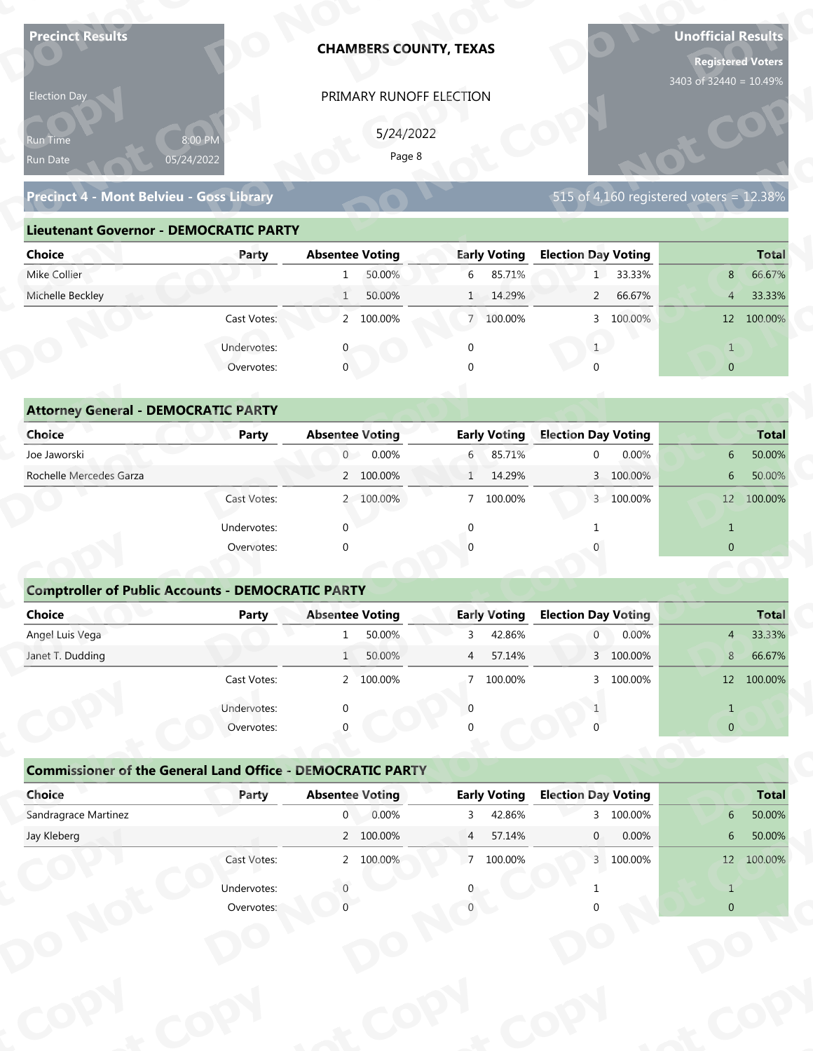**Precinct Results**

Election Day

Run Time 8:00 PM

Run Date 05/24/2022

**CHAMBERS COUNTY, TEXAS**

PRIMARY RUNOFF ELECTION

5/24/2022

**Unofficial Results**

**Registered Voters**

3403 of 32440 = 10.49%

## Precinct 4 - Mont Belvieu - Goss Library

515 of 4,160 registered voters = 12.38%

### Lieutenant Governor - DEMOCRATIC PARTY

| Choice | Party | Absentee Voting | | Early Voting | | Election Day Voting | | Total | |
|---|---|---|---|---|---|---|---|---|---|
| Mike Collier | | 1 | 50.00% | 6 | 85.71% | 1 | 33.33% | 8 | 66.67% |
| Michelle Beckley | | 1 | 50.00% | 1 | 14.29% | 2 | 66.67% | 4 | 33.33% |
| | Cast Votes: | 2 | 100.00% | 7 | 100.00% | 3 | 100.00% | 12 | 100.00% |
| | Undervotes: | 0 | | 0 | | 1 | | 1 | |
| | Overvotes: | 0 | | 0 | | 0 | | 0 | |

### Attorney General - DEMOCRATIC PARTY

| Choice | Party | Absentee Voting | | Early Voting | | Election Day Voting | | Total | |
|---|---|---|---|---|---|---|---|---|---|
| Joe Jaworski | | 0 | 0.00% | 6 | 85.71% | 0 | 0.00% | 6 | 50.00% |
| Rochelle Mercedes Garza | | 2 | 100.00% | 1 | 14.29% | 3 | 100.00% | 6 | 50.00% |
| | Cast Votes: | 2 | 100.00% | 7 | 100.00% | 3 | 100.00% | 12 | 100.00% |
| | Undervotes: | 0 | | 0 | | 1 | | 1 | |
| | Overvotes: | 0 | | 0 | | 0 | | 0 | |

### Comptroller of Public Accounts - DEMOCRATIC PARTY

| Choice | Party | Absentee Voting | | Early Voting | | Election Day Voting | | Total | |
|---|---|---|---|---|---|---|---|---|---|
| Angel Luis Vega | | 1 | 50.00% | 3 | 42.86% | 0 | 0.00% | 4 | 33.33% |
| Janet T. Dudding | | 1 | 50.00% | 4 | 57.14% | 3 | 100.00% | 8 | 66.67% |
| | Cast Votes: | 2 | 100.00% | 7 | 100.00% | 3 | 100.00% | 12 | 100.00% |
| | Undervotes: | 0 | | 0 | | 1 | | 1 | |
| | Overvotes: | 0 | | 0 | | 0 | | 0 | |

### Commissioner of the General Land Office - DEMOCRATIC PARTY

| Choice | Party | Absentee Voting | | Early Voting | | Election Day Voting | | Total | |
|---|---|---|---|---|---|---|---|---|---|
| Sandragrace Martinez | | 0 | 0.00% | 3 | 42.86% | 3 | 100.00% | 6 | 50.00% |
| Jay Kleberg | | 2 | 100.00% | 4 | 57.14% | 0 | 0.00% | 6 | 50.00% |
| | Cast Votes: | 2 | 100.00% | 7 | 100.00% | 3 | 100.00% | 12 | 100.00% |
| | Undervotes: | 0 | | 0 | | 1 | | 1 | |
| | Overvotes: | 0 | | 0 | | 0 | | 0 | |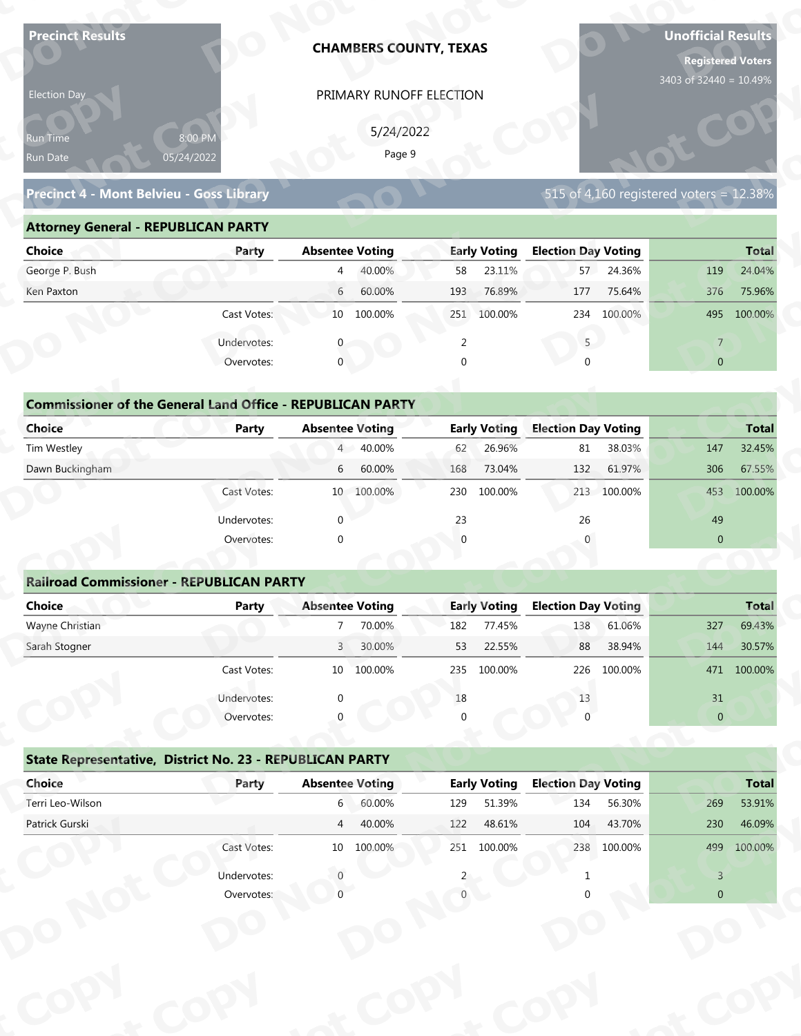**Precinct Results**

Election Day

Run Time 8:00 PM
Run Date 05/24/2022

**CHAMBERS COUNTY, TEXAS**

PRIMARY RUNOFF ELECTION

5/24/2022

**Unofficial Results**

**Registered Voters**
3403 of 32440 = 10.49%

## Precinct 4 - Mont Belvieu - Goss Library

515 of 4,160 registered voters = 12.38%

### Attorney General - REPUBLICAN PARTY

| Choice | Party | Absentee Voting | | Early Voting | | Election Day Voting | | Total | |
|---|---|---|---|---|---|---|---|---|---|
| George P. Bush | | 4 | 40.00% | 58 | 23.11% | 57 | 24.36% | 119 | 24.04% |
| Ken Paxton | | 6 | 60.00% | 193 | 76.89% | 177 | 75.64% | 376 | 75.96% |
| | Cast Votes: | 10 | 100.00% | 251 | 100.00% | 234 | 100.00% | 495 | 100.00% |
| | Undervotes: | 0 | | 2 | | 5 | | 7 | |
| | Overvotes: | 0 | | 0 | | 0 | | 0 | |

### Commissioner of the General Land Office - REPUBLICAN PARTY

| Choice | Party | Absentee Voting | | Early Voting | | Election Day Voting | | Total | |
|---|---|---|---|---|---|---|---|---|---|
| Tim Westley | | 4 | 40.00% | 62 | 26.96% | 81 | 38.03% | 147 | 32.45% |
| Dawn Buckingham | | 6 | 60.00% | 168 | 73.04% | 132 | 61.97% | 306 | 67.55% |
| | Cast Votes: | 10 | 100.00% | 230 | 100.00% | 213 | 100.00% | 453 | 100.00% |
| | Undervotes: | 0 | | 23 | | 26 | | 49 | |
| | Overvotes: | 0 | | 0 | | 0 | | 0 | |

### Railroad Commissioner - REPUBLICAN PARTY

| Choice | Party | Absentee Voting | | Early Voting | | Election Day Voting | | Total | |
|---|---|---|---|---|---|---|---|---|---|
| Wayne Christian | | 7 | 70.00% | 182 | 77.45% | 138 | 61.06% | 327 | 69.43% |
| Sarah Stogner | | 3 | 30.00% | 53 | 22.55% | 88 | 38.94% | 144 | 30.57% |
| | Cast Votes: | 10 | 100.00% | 235 | 100.00% | 226 | 100.00% | 471 | 100.00% |
| | Undervotes: | 0 | | 18 | | 13 | | 31 | |
| | Overvotes: | 0 | | 0 | | 0 | | 0 | |

### State Representative, District No. 23 - REPUBLICAN PARTY

| Choice | Party | Absentee Voting | | Early Voting | | Election Day Voting | | Total | |
|---|---|---|---|---|---|---|---|---|---|
| Terri Leo-Wilson | | 6 | 60.00% | 129 | 51.39% | 134 | 56.30% | 269 | 53.91% |
| Patrick Gurski | | 4 | 40.00% | 122 | 48.61% | 104 | 43.70% | 230 | 46.09% |
| | Cast Votes: | 10 | 100.00% | 251 | 100.00% | 238 | 100.00% | 499 | 100.00% |
| | Undervotes: | 0 | | 2 | | 1 | | 3 | |
| | Overvotes: | 0 | | 0 | | 0 | | 0 | |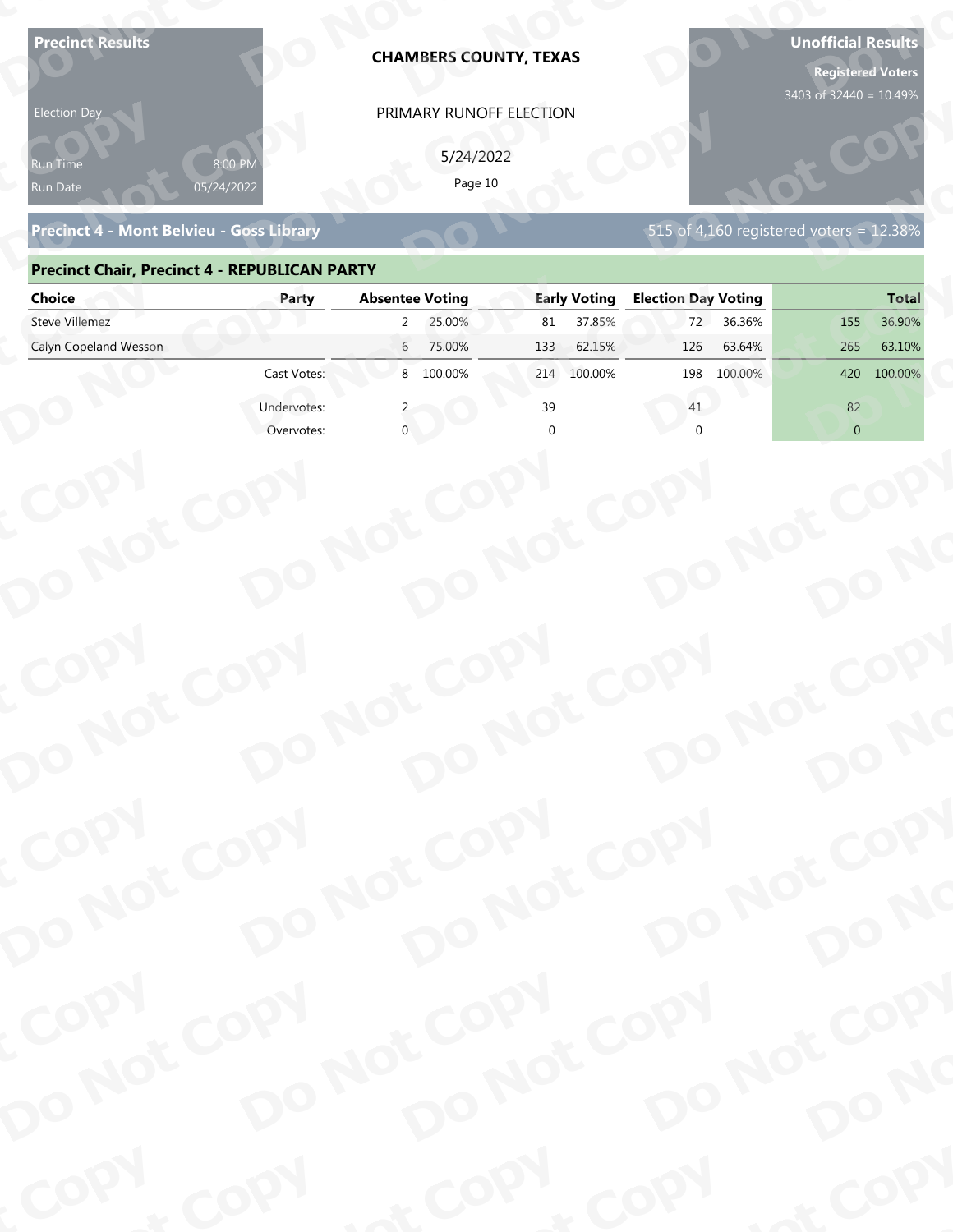**Precinct Results**

Election Day

Run Time 8:00 PM
Run Date 05/24/2022

**CHAMBERS COUNTY, TEXAS**

PRIMARY RUNOFF ELECTION

5/24/2022

**Unofficial Results**

**Registered Voters**
3403 of 32440 = 10.49%

## Precinct 4 - Mont Belvieu - Goss Library

515 of 4,160 registered voters = 12.38%

### Precinct Chair, Precinct 4 - REPUBLICAN PARTY

| Choice | Party | Absentee Voting | | Early Voting | | Election Day Voting | | Total | |
|---|---|---|---|---|---|---|---|---|---|
| Steve Villemez | | 2 | 25.00% | 81 | 37.85% | 72 | 36.36% | 155 | 36.90% |
| Calyn Copeland Wesson | | 6 | 75.00% | 133 | 62.15% | 126 | 63.64% | 265 | 63.10% |
| | Cast Votes: | 8 | 100.00% | 214 | 100.00% | 198 | 100.00% | 420 | 100.00% |
| | Undervotes: | 2 | | 39 | | 41 | | 82 | |
| | Overvotes: | 0 | | 0 | | 0 | | 0 | |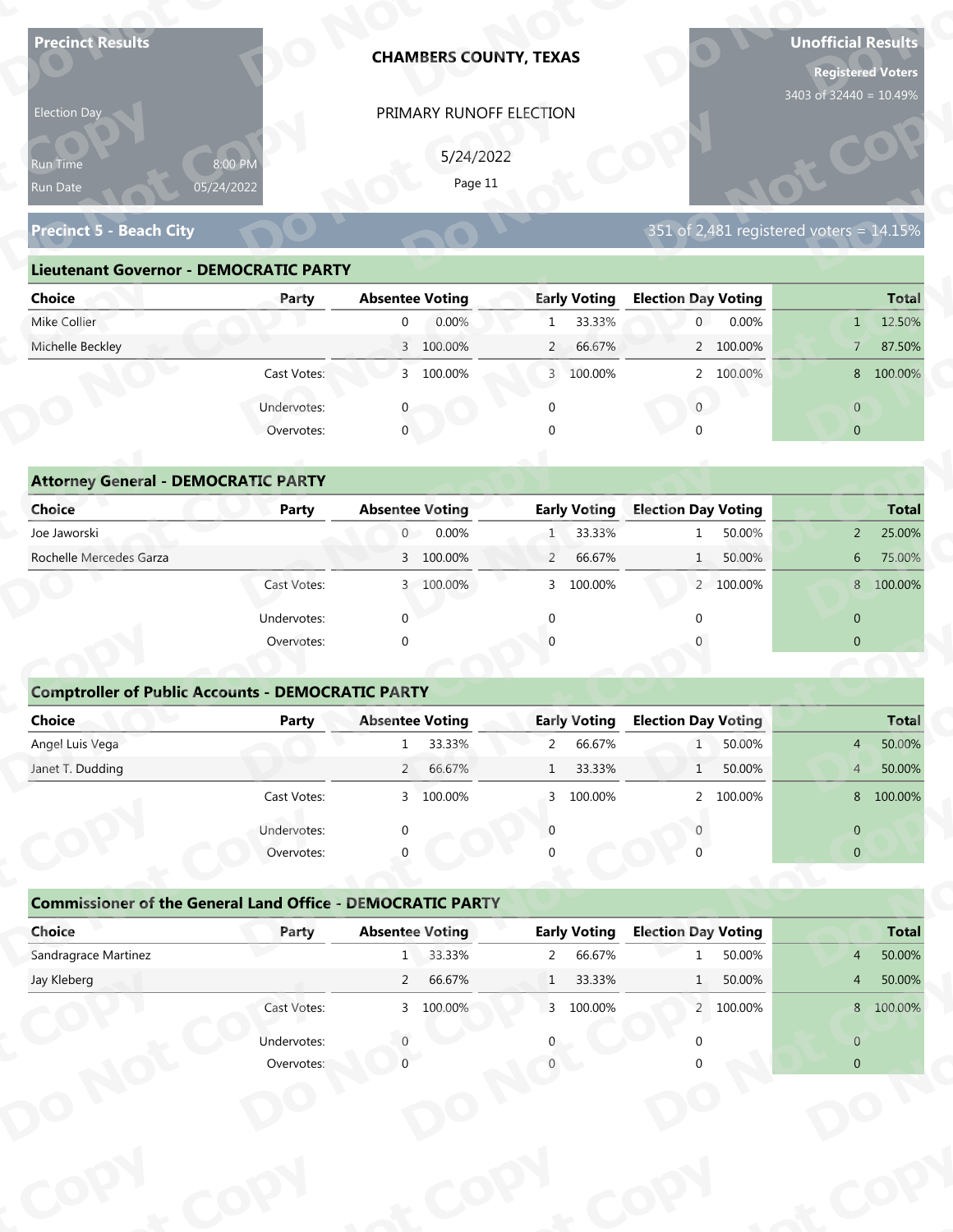**Precinct Results**

Election Day

Run Time 8:00 PM
Run Date 05/24/2022

**CHAMBERS COUNTY, TEXAS**

PRIMARY RUNOFF ELECTION

5/24/2022

**Unofficial Results**

**Registered Voters**
3403 of 32440 = 10.49%

## Precinct 5 - Beach City

351 of 2,481 registered voters = 14.15%

### Lieutenant Governor - DEMOCRATIC PARTY

| Choice | Party | Absentee Voting | | Early Voting | | Election Day Voting | | Total | |
|---|---|---|---|---|---|---|---|---|---|
| Mike Collier | | 0 | 0.00% | 1 | 33.33% | 0 | 0.00% | 1 | 12.50% |
| Michelle Beckley | | 3 | 100.00% | 2 | 66.67% | 2 | 100.00% | 7 | 87.50% |
| | Cast Votes: | 3 | 100.00% | 3 | 100.00% | 2 | 100.00% | 8 | 100.00% |
| | Undervotes: | 0 | | 0 | | 0 | | 0 | |
| | Overvotes: | 0 | | 0 | | 0 | | 0 | |

### Attorney General - DEMOCRATIC PARTY

| Choice | Party | Absentee Voting | | Early Voting | | Election Day Voting | | Total | |
|---|---|---|---|---|---|---|---|---|---|
| Joe Jaworski | | 0 | 0.00% | 1 | 33.33% | 1 | 50.00% | 2 | 25.00% |
| Rochelle Mercedes Garza | | 3 | 100.00% | 2 | 66.67% | 1 | 50.00% | 6 | 75.00% |
| | Cast Votes: | 3 | 100.00% | 3 | 100.00% | 2 | 100.00% | 8 | 100.00% |
| | Undervotes: | 0 | | 0 | | 0 | | 0 | |
| | Overvotes: | 0 | | 0 | | 0 | | 0 | |

### Comptroller of Public Accounts - DEMOCRATIC PARTY

| Choice | Party | Absentee Voting | | Early Voting | | Election Day Voting | | Total | |
|---|---|---|---|---|---|---|---|---|---|
| Angel Luis Vega | | 1 | 33.33% | 2 | 66.67% | 1 | 50.00% | 4 | 50.00% |
| Janet T. Dudding | | 2 | 66.67% | 1 | 33.33% | 1 | 50.00% | 4 | 50.00% |
| | Cast Votes: | 3 | 100.00% | 3 | 100.00% | 2 | 100.00% | 8 | 100.00% |
| | Undervotes: | 0 | | 0 | | 0 | | 0 | |
| | Overvotes: | 0 | | 0 | | 0 | | 0 | |

### Commissioner of the General Land Office - DEMOCRATIC PARTY

| Choice | Party | Absentee Voting | | Early Voting | | Election Day Voting | | Total | |
|---|---|---|---|---|---|---|---|---|---|
| Sandragrace Martinez | | 1 | 33.33% | 2 | 66.67% | 1 | 50.00% | 4 | 50.00% |
| Jay Kleberg | | 2 | 66.67% | 1 | 33.33% | 1 | 50.00% | 4 | 50.00% |
| | Cast Votes: | 3 | 100.00% | 3 | 100.00% | 2 | 100.00% | 8 | 100.00% |
| | Undervotes: | 0 | | 0 | | 0 | | 0 | |
| | Overvotes: | 0 | | 0 | | 0 | | 0 | |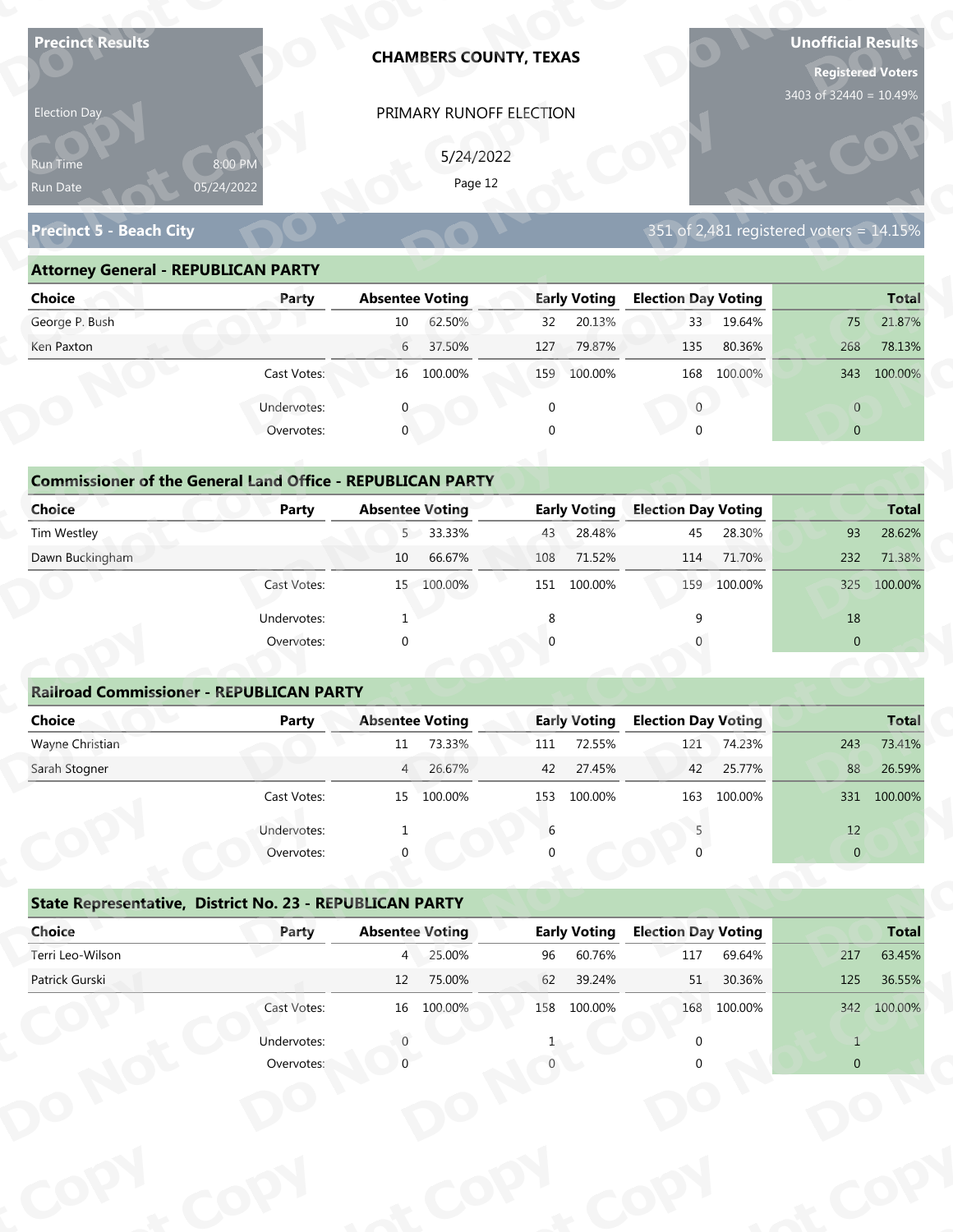**Precinct Results**

Election Day

Run Time 8:00 PM

Run Date 05/24/2022

**CHAMBERS COUNTY, TEXAS**

PRIMARY RUNOFF ELECTION

5/24/2022

**Unofficial Results**

**Registered Voters**

3403 of 32440 = 10.49%

## Precinct 5 - Beach City

351 of 2,481 registered voters = 14.15%

### Attorney General - REPUBLICAN PARTY

| Choice | Party | Absentee Voting | | Early Voting | | Election Day Voting | | Total | |
|---|---|---|---|---|---|---|---|---|---|
| George P. Bush | | 10 | 62.50% | 32 | 20.13% | 33 | 19.64% | 75 | 21.87% |
| Ken Paxton | | 6 | 37.50% | 127 | 79.87% | 135 | 80.36% | 268 | 78.13% |
| | Cast Votes: | 16 | 100.00% | 159 | 100.00% | 168 | 100.00% | 343 | 100.00% |
| | Undervotes: | 0 | | 0 | | 0 | | 0 | |
| | Overvotes: | 0 | | 0 | | 0 | | 0 | |

### Commissioner of the General Land Office - REPUBLICAN PARTY

| Choice | Party | Absentee Voting | | Early Voting | | Election Day Voting | | Total | |
|---|---|---|---|---|---|---|---|---|---|
| Tim Westley | | 5 | 33.33% | 43 | 28.48% | 45 | 28.30% | 93 | 28.62% |
| Dawn Buckingham | | 10 | 66.67% | 108 | 71.52% | 114 | 71.70% | 232 | 71.38% |
| | Cast Votes: | 15 | 100.00% | 151 | 100.00% | 159 | 100.00% | 325 | 100.00% |
| | Undervotes: | 1 | | 8 | | 9 | | 18 | |
| | Overvotes: | 0 | | 0 | | 0 | | 0 | |

### Railroad Commissioner - REPUBLICAN PARTY

| Choice | Party | Absentee Voting | | Early Voting | | Election Day Voting | | Total | |
|---|---|---|---|---|---|---|---|---|---|
| Wayne Christian | | 11 | 73.33% | 111 | 72.55% | 121 | 74.23% | 243 | 73.41% |
| Sarah Stogner | | 4 | 26.67% | 42 | 27.45% | 42 | 25.77% | 88 | 26.59% |
| | Cast Votes: | 15 | 100.00% | 153 | 100.00% | 163 | 100.00% | 331 | 100.00% |
| | Undervotes: | 1 | | 6 | | 5 | | 12 | |
| | Overvotes: | 0 | | 0 | | 0 | | 0 | |

### State Representative, District No. 23 - REPUBLICAN PARTY

| Choice | Party | Absentee Voting | | Early Voting | | Election Day Voting | | Total | |
|---|---|---|---|---|---|---|---|---|---|
| Terri Leo-Wilson | | 4 | 25.00% | 96 | 60.76% | 117 | 69.64% | 217 | 63.45% |
| Patrick Gurski | | 12 | 75.00% | 62 | 39.24% | 51 | 30.36% | 125 | 36.55% |
| | Cast Votes: | 16 | 100.00% | 158 | 100.00% | 168 | 100.00% | 342 | 100.00% |
| | Undervotes: | 0 | | 1 | | 0 | | 1 | |
| | Overvotes: | 0 | | 0 | | 0 | | 0 | |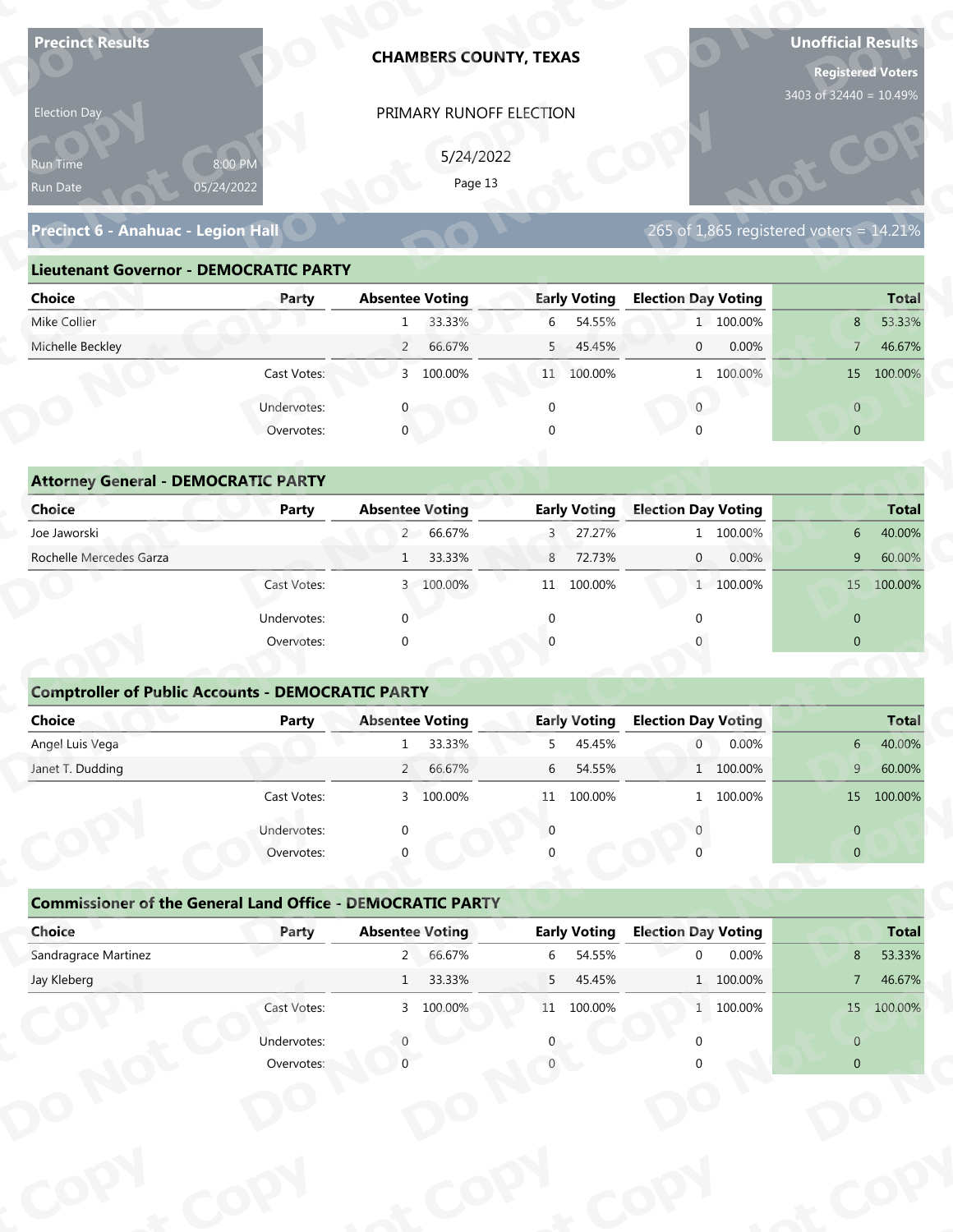**Precinct Results**

Election Day

Run Time 8:00 PM
Run Date 05/24/2022

# CHAMBERS COUNTY, TEXAS

PRIMARY RUNOFF ELECTION

5/24/2022

**Unofficial Results**

**Registered Voters**
3403 of 32440 = 10.49%

## Precinct 6 - Anahuac - Legion Hall

265 of 1,865 registered voters = 14.21%

### Lieutenant Governor - DEMOCRATIC PARTY

| Choice | Party | Absentee Voting | | Early Voting | | Election Day Voting | | Total | |
|---|---|---|---|---|---|---|---|---|---|
| Mike Collier | | 1 | 33.33% | 6 | 54.55% | 1 | 100.00% | 8 | 53.33% |
| Michelle Beckley | | 2 | 66.67% | 5 | 45.45% | 0 | 0.00% | 7 | 46.67% |
| | Cast Votes: | 3 | 100.00% | 11 | 100.00% | 1 | 100.00% | 15 | 100.00% |
| | Undervotes: | 0 | | 0 | | 0 | | 0 | |
| | Overvotes: | 0 | | 0 | | 0 | | 0 | |

### Attorney General - DEMOCRATIC PARTY

| Choice | Party | Absentee Voting | | Early Voting | | Election Day Voting | | Total | |
|---|---|---|---|---|---|---|---|---|---|
| Joe Jaworski | | 2 | 66.67% | 3 | 27.27% | 1 | 100.00% | 6 | 40.00% |
| Rochelle Mercedes Garza | | 1 | 33.33% | 8 | 72.73% | 0 | 0.00% | 9 | 60.00% |
| | Cast Votes: | 3 | 100.00% | 11 | 100.00% | 1 | 100.00% | 15 | 100.00% |
| | Undervotes: | 0 | | 0 | | 0 | | 0 | |
| | Overvotes: | 0 | | 0 | | 0 | | 0 | |

### Comptroller of Public Accounts - DEMOCRATIC PARTY

| Choice | Party | Absentee Voting | | Early Voting | | Election Day Voting | | Total | |
|---|---|---|---|---|---|---|---|---|---|
| Angel Luis Vega | | 1 | 33.33% | 5 | 45.45% | 0 | 0.00% | 6 | 40.00% |
| Janet T. Dudding | | 2 | 66.67% | 6 | 54.55% | 1 | 100.00% | 9 | 60.00% |
| | Cast Votes: | 3 | 100.00% | 11 | 100.00% | 1 | 100.00% | 15 | 100.00% |
| | Undervotes: | 0 | | 0 | | 0 | | 0 | |
| | Overvotes: | 0 | | 0 | | 0 | | 0 | |

### Commissioner of the General Land Office - DEMOCRATIC PARTY

| Choice | Party | Absentee Voting | | Early Voting | | Election Day Voting | | Total | |
|---|---|---|---|---|---|---|---|---|---|
| Sandragrace Martinez | | 2 | 66.67% | 6 | 54.55% | 0 | 0.00% | 8 | 53.33% |
| Jay Kleberg | | 1 | 33.33% | 5 | 45.45% | 1 | 100.00% | 7 | 46.67% |
| | Cast Votes: | 3 | 100.00% | 11 | 100.00% | 1 | 100.00% | 15 | 100.00% |
| | Undervotes: | 0 | | 0 | | 0 | | 0 | |
| | Overvotes: | 0 | | 0 | | 0 | | 0 | |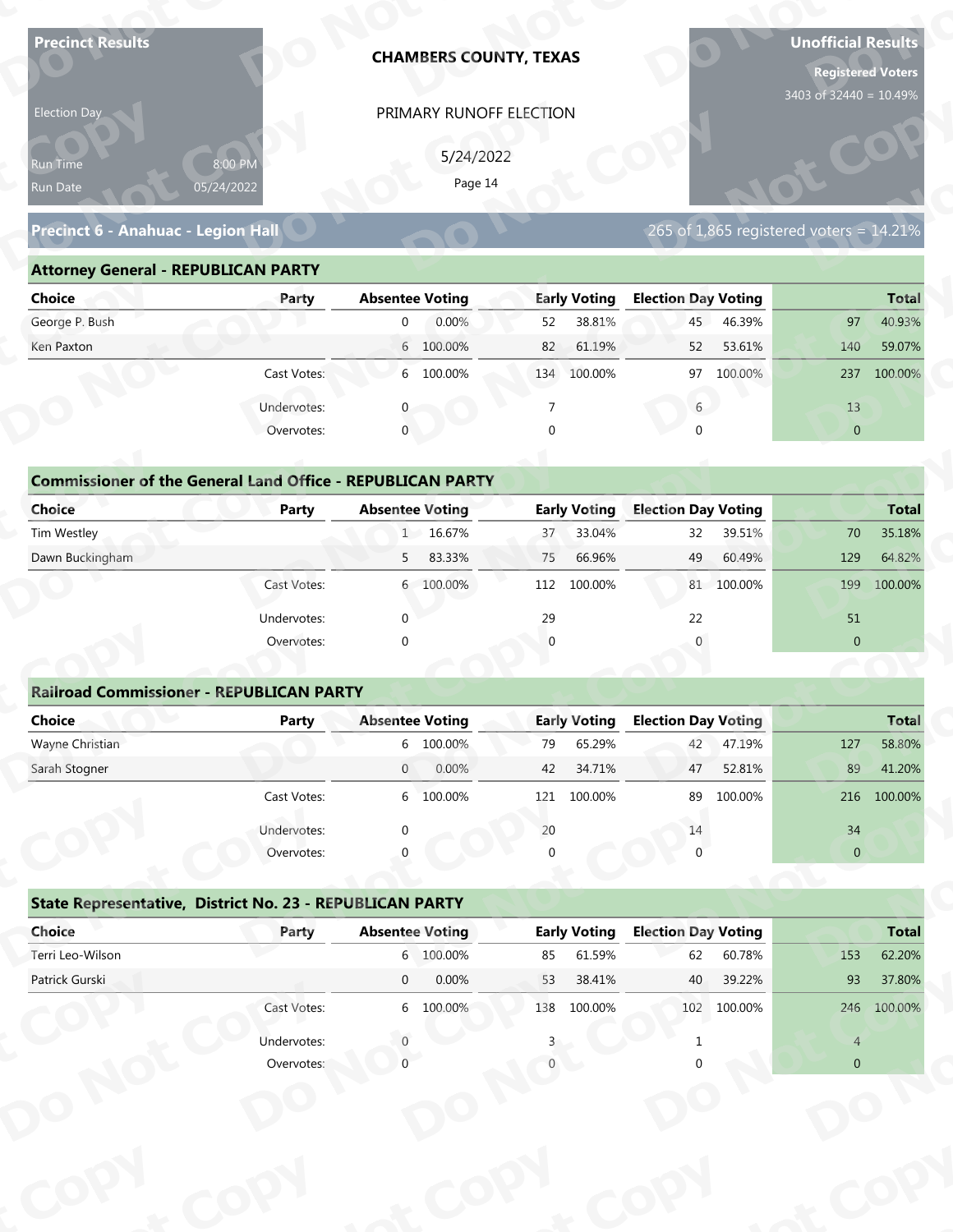**Precinct Results**

Election Day

Run Time 8:00 PM
Run Date 05/24/2022

# CHAMBERS COUNTY, TEXAS

PRIMARY RUNOFF ELECTION

5/24/2022

**Unofficial Results**

**Registered Voters**
3403 of 32440 = 10.49%

## Precinct 6 - Anahuac - Legion Hall

265 of 1,865 registered voters = 14.21%

### Attorney General - REPUBLICAN PARTY

| Choice | Party | Absentee Voting | | Early Voting | | Election Day Voting | | Total | |
|---|---|---|---|---|---|---|---|---|---|
| George P. Bush | | 0 | 0.00% | 52 | 38.81% | 45 | 46.39% | 97 | 40.93% |
| Ken Paxton | | 6 | 100.00% | 82 | 61.19% | 52 | 53.61% | 140 | 59.07% |
| | Cast Votes: | 6 | 100.00% | 134 | 100.00% | 97 | 100.00% | 237 | 100.00% |
| | Undervotes: | 0 | | 7 | | 6 | | 13 | |
| | Overvotes: | 0 | | 0 | | 0 | | 0 | |

### Commissioner of the General Land Office - REPUBLICAN PARTY

| Choice | Party | Absentee Voting | | Early Voting | | Election Day Voting | | Total | |
|---|---|---|---|---|---|---|---|---|---|
| Tim Westley | | 1 | 16.67% | 37 | 33.04% | 32 | 39.51% | 70 | 35.18% |
| Dawn Buckingham | | 5 | 83.33% | 75 | 66.96% | 49 | 60.49% | 129 | 64.82% |
| | Cast Votes: | 6 | 100.00% | 112 | 100.00% | 81 | 100.00% | 199 | 100.00% |
| | Undervotes: | 0 | | 29 | | 22 | | 51 | |
| | Overvotes: | 0 | | 0 | | 0 | | 0 | |

### Railroad Commissioner - REPUBLICAN PARTY

| Choice | Party | Absentee Voting | | Early Voting | | Election Day Voting | | Total | |
|---|---|---|---|---|---|---|---|---|---|
| Wayne Christian | | 6 | 100.00% | 79 | 65.29% | 42 | 47.19% | 127 | 58.80% |
| Sarah Stogner | | 0 | 0.00% | 42 | 34.71% | 47 | 52.81% | 89 | 41.20% |
| | Cast Votes: | 6 | 100.00% | 121 | 100.00% | 89 | 100.00% | 216 | 100.00% |
| | Undervotes: | 0 | | 20 | | 14 | | 34 | |
| | Overvotes: | 0 | | 0 | | 0 | | 0 | |

### State Representative, District No. 23 - REPUBLICAN PARTY

| Choice | Party | Absentee Voting | | Early Voting | | Election Day Voting | | Total | |
|---|---|---|---|---|---|---|---|---|---|
| Terri Leo-Wilson | | 6 | 100.00% | 85 | 61.59% | 62 | 60.78% | 153 | 62.20% |
| Patrick Gurski | | 0 | 0.00% | 53 | 38.41% | 40 | 39.22% | 93 | 37.80% |
| | Cast Votes: | 6 | 100.00% | 138 | 100.00% | 102 | 100.00% | 246 | 100.00% |
| | Undervotes: | 0 | | 3 | | 1 | | 4 | |
| | Overvotes: | 0 | | 0 | | 0 | | 0 | |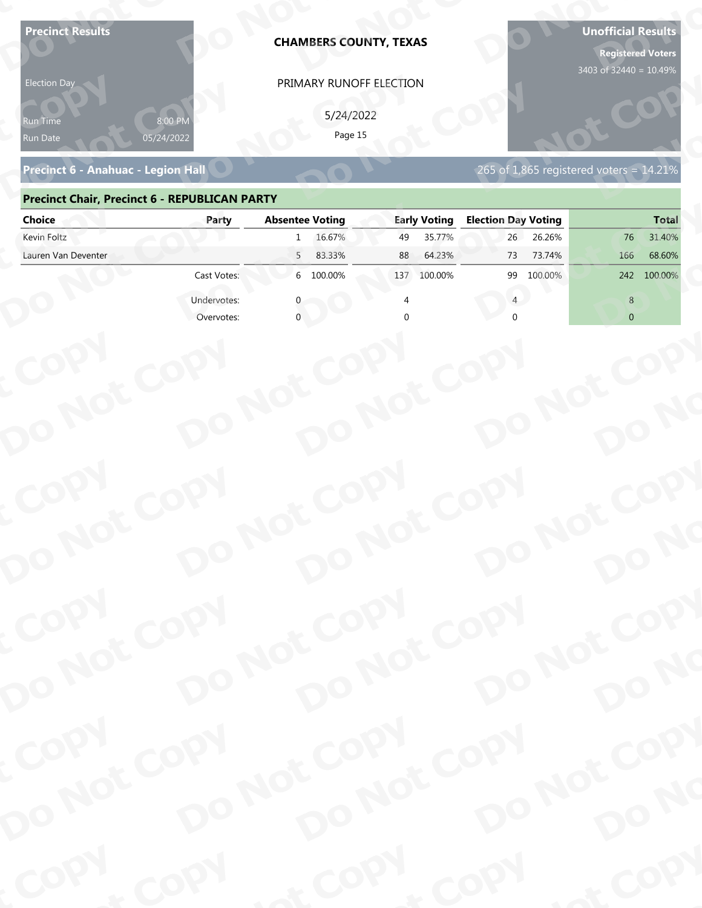**Precinct Results**

Election Day

Run Time 8:00 PM
Run Date 05/24/2022

**CHAMBERS COUNTY, TEXAS**

PRIMARY RUNOFF ELECTION

5/24/2022

**Unofficial Results**

**Registered Voters**
3403 of 32440 = 10.49%

## Precinct 6 - Anahuac - Legion Hall

265 of 1,865 registered voters = 14.21%

### Precinct Chair, Precinct 6 - REPUBLICAN PARTY

| Choice | Party | Absentee Voting | | Early Voting | | Election Day Voting | | Total | |
|---|---|---|---|---|---|---|---|---|---|
| Kevin Foltz | | 1 | 16.67% | 49 | 35.77% | 26 | 26.26% | 76 | 31.40% |
| Lauren Van Deventer | | 5 | 83.33% | 88 | 64.23% | 73 | 73.74% | 166 | 68.60% |
| | Cast Votes: | 6 | 100.00% | 137 | 100.00% | 99 | 100.00% | 242 | 100.00% |
| | Undervotes: | 0 | | 4 | | 4 | | 8 | |
| | Overvotes: | 0 | | 0 | | 0 | | 0 | |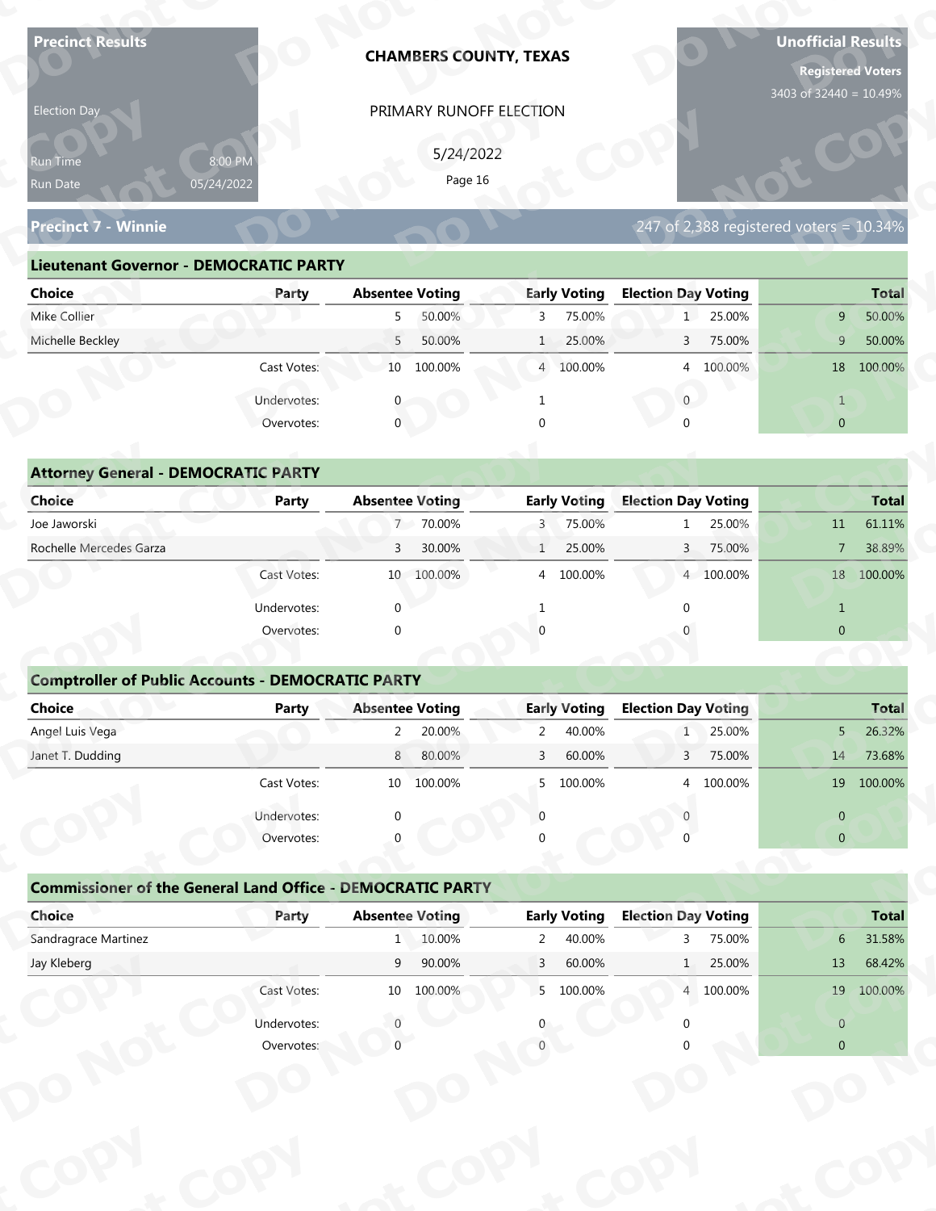**Precinct Results**

Election Day

Run Time 8:00 PM
Run Date 05/24/2022

**CHAMBERS COUNTY, TEXAS**

PRIMARY RUNOFF ELECTION

5/24/2022

**Unofficial Results**

**Registered Voters**
3403 of 32440 = 10.49%

## Precinct 7 - Winnie

247 of 2,388 registered voters = 10.34%

### Lieutenant Governor - DEMOCRATIC PARTY

| Choice | Party | Absentee Voting | | Early Voting | | Election Day Voting | | Total | |
|---|---|---|---|---|---|---|---|---|---|
| Mike Collier | | 5 | 50.00% | 3 | 75.00% | 1 | 25.00% | 9 | 50.00% |
| Michelle Beckley | | 5 | 50.00% | 1 | 25.00% | 3 | 75.00% | 9 | 50.00% |
| | Cast Votes: | 10 | 100.00% | 4 | 100.00% | 4 | 100.00% | 18 | 100.00% |
| | Undervotes: | 0 | | 1 | | 0 | | 1 | |
| | Overvotes: | 0 | | 0 | | 0 | | 0 | |

### Attorney General - DEMOCRATIC PARTY

| Choice | Party | Absentee Voting | | Early Voting | | Election Day Voting | | Total | |
|---|---|---|---|---|---|---|---|---|---|
| Joe Jaworski | | 7 | 70.00% | 3 | 75.00% | 1 | 25.00% | 11 | 61.11% |
| Rochelle Mercedes Garza | | 3 | 30.00% | 1 | 25.00% | 3 | 75.00% | 7 | 38.89% |
| | Cast Votes: | 10 | 100.00% | 4 | 100.00% | 4 | 100.00% | 18 | 100.00% |
| | Undervotes: | 0 | | 1 | | 0 | | 1 | |
| | Overvotes: | 0 | | 0 | | 0 | | 0 | |

### Comptroller of Public Accounts - DEMOCRATIC PARTY

| Choice | Party | Absentee Voting | | Early Voting | | Election Day Voting | | Total | |
|---|---|---|---|---|---|---|---|---|---|
| Angel Luis Vega | | 2 | 20.00% | 2 | 40.00% | 1 | 25.00% | 5 | 26.32% |
| Janet T. Dudding | | 8 | 80.00% | 3 | 60.00% | 3 | 75.00% | 14 | 73.68% |
| | Cast Votes: | 10 | 100.00% | 5 | 100.00% | 4 | 100.00% | 19 | 100.00% |
| | Undervotes: | 0 | | 0 | | 0 | | 0 | |
| | Overvotes: | 0 | | 0 | | 0 | | 0 | |

### Commissioner of the General Land Office - DEMOCRATIC PARTY

| Choice | Party | Absentee Voting | | Early Voting | | Election Day Voting | | Total | |
|---|---|---|---|---|---|---|---|---|---|
| Sandragrace Martinez | | 1 | 10.00% | 2 | 40.00% | 3 | 75.00% | 6 | 31.58% |
| Jay Kleberg | | 9 | 90.00% | 3 | 60.00% | 1 | 25.00% | 13 | 68.42% |
| | Cast Votes: | 10 | 100.00% | 5 | 100.00% | 4 | 100.00% | 19 | 100.00% |
| | Undervotes: | 0 | | 0 | | 0 | | 0 | |
| | Overvotes: | 0 | | 0 | | 0 | | 0 | |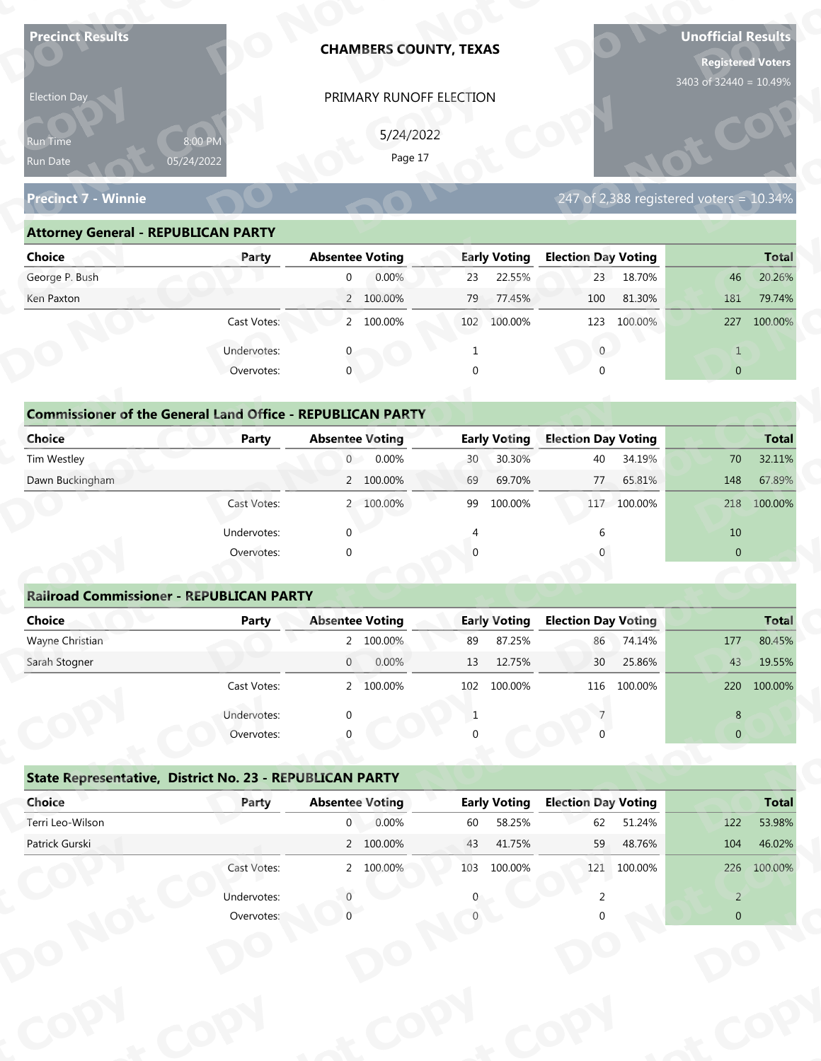**Precinct Results**

Election Day

Run Time 8:00 PM

Run Date 05/24/2022

**CHAMBERS COUNTY, TEXAS**

PRIMARY RUNOFF ELECTION

5/24/2022

**Unofficial Results**

**Registered Voters**

3403 of 32440 = 10.49%

## Precinct 7 - Winnie

247 of 2,388 registered voters = 10.34%

### Attorney General - REPUBLICAN PARTY

| Choice | Party | Absentee Voting | | Early Voting | | Election Day Voting | | Total | |
|---|---|---|---|---|---|---|---|---|---|
| George P. Bush | | 0 | 0.00% | 23 | 22.55% | 23 | 18.70% | 46 | 20.26% |
| Ken Paxton | | 2 | 100.00% | 79 | 77.45% | 100 | 81.30% | 181 | 79.74% |
| | Cast Votes: | 2 | 100.00% | 102 | 100.00% | 123 | 100.00% | 227 | 100.00% |
| | Undervotes: | 0 | | 1 | | 0 | | 1 | |
| | Overvotes: | 0 | | 0 | | 0 | | 0 | |

### Commissioner of the General Land Office - REPUBLICAN PARTY

| Choice | Party | Absentee Voting | | Early Voting | | Election Day Voting | | Total | |
|---|---|---|---|---|---|---|---|---|---|
| Tim Westley | | 0 | 0.00% | 30 | 30.30% | 40 | 34.19% | 70 | 32.11% |
| Dawn Buckingham | | 2 | 100.00% | 69 | 69.70% | 77 | 65.81% | 148 | 67.89% |
| | Cast Votes: | 2 | 100.00% | 99 | 100.00% | 117 | 100.00% | 218 | 100.00% |
| | Undervotes: | 0 | | 4 | | 6 | | 10 | |
| | Overvotes: | 0 | | 0 | | 0 | | 0 | |

### Railroad Commissioner - REPUBLICAN PARTY

| Choice | Party | Absentee Voting | | Early Voting | | Election Day Voting | | Total | |
|---|---|---|---|---|---|---|---|---|---|
| Wayne Christian | | 2 | 100.00% | 89 | 87.25% | 86 | 74.14% | 177 | 80.45% |
| Sarah Stogner | | 0 | 0.00% | 13 | 12.75% | 30 | 25.86% | 43 | 19.55% |
| | Cast Votes: | 2 | 100.00% | 102 | 100.00% | 116 | 100.00% | 220 | 100.00% |
| | Undervotes: | 0 | | 1 | | 7 | | 8 | |
| | Overvotes: | 0 | | 0 | | 0 | | 0 | |

### State Representative, District No. 23 - REPUBLICAN PARTY

| Choice | Party | Absentee Voting | | Early Voting | | Election Day Voting | | Total | |
|---|---|---|---|---|---|---|---|---|---|
| Terri Leo-Wilson | | 0 | 0.00% | 60 | 58.25% | 62 | 51.24% | 122 | 53.98% |
| Patrick Gurski | | 2 | 100.00% | 43 | 41.75% | 59 | 48.76% | 104 | 46.02% |
| | Cast Votes: | 2 | 100.00% | 103 | 100.00% | 121 | 100.00% | 226 | 100.00% |
| | Undervotes: | 0 | | 0 | | 2 | | 2 | |
| | Overvotes: | 0 | | 0 | | 0 | | 0 | |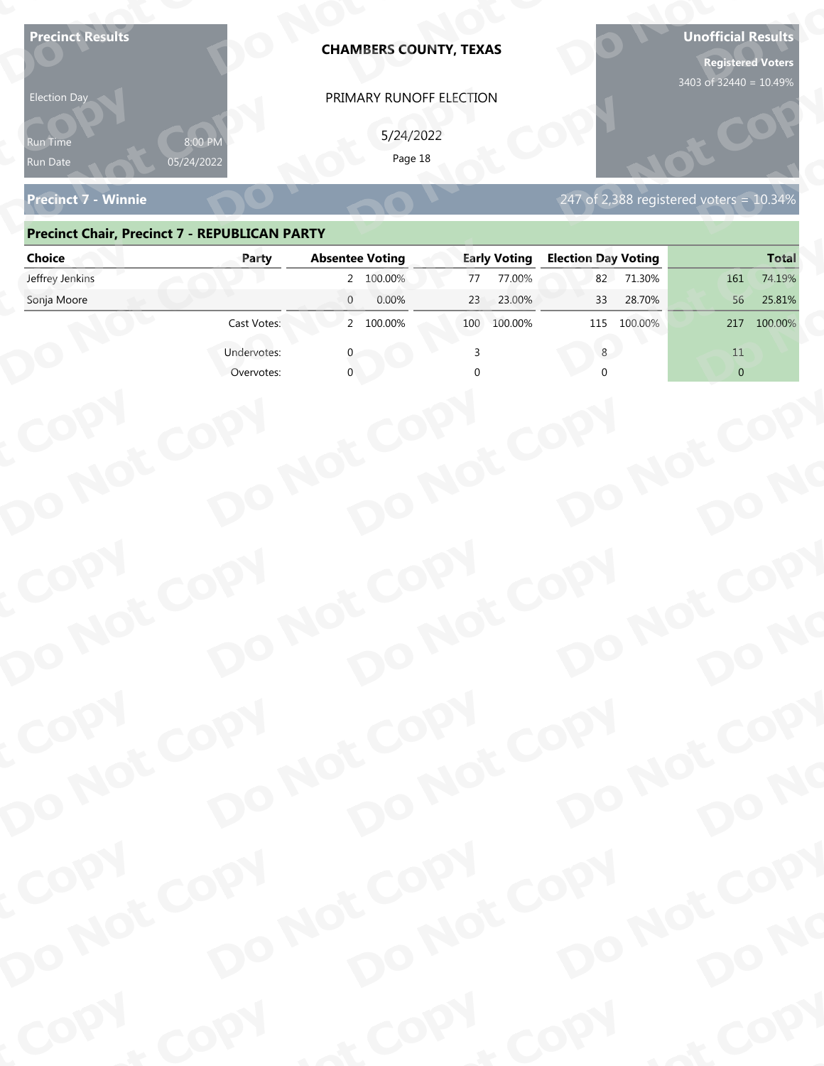**Precinct Results**

Election Day

Run Time 8:00 PM
Run Date 05/24/2022

**CHAMBERS COUNTY, TEXAS**

PRIMARY RUNOFF ELECTION

5/24/2022

**Unofficial Results**

**Registered Voters**
3403 of 32440 = 10.49%

## Precinct 7 - Winnie

247 of 2,388 registered voters = 10.34%

### Precinct Chair, Precinct 7 - REPUBLICAN PARTY

| Choice | Party | Absentee Voting | | Early Voting | | Election Day Voting | | Total | |
|---|---|---|---|---|---|---|---|---|---|
| Jeffrey Jenkins | | 2 | 100.00% | 77 | 77.00% | 82 | 71.30% | 161 | 74.19% |
| Sonja Moore | | 0 | 0.00% | 23 | 23.00% | 33 | 28.70% | 56 | 25.81% |
| | Cast Votes: | 2 | 100.00% | 100 | 100.00% | 115 | 100.00% | 217 | 100.00% |
| | Undervotes: | 0 | | 3 | | 8 | | 11 | |
| | Overvotes: | 0 | | 0 | | 0 | | 0 | |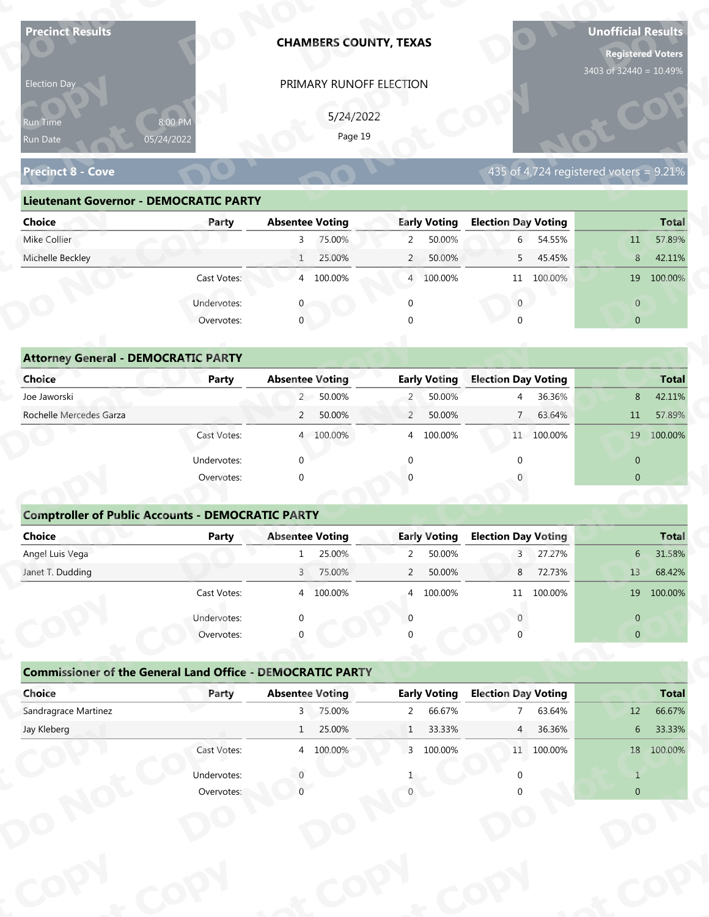**Precinct Results**

Election Day

Run Time 8:00 PM
Run Date 05/24/2022

**CHAMBERS COUNTY, TEXAS**

PRIMARY RUNOFF ELECTION

5/24/2022

**Unofficial Results**

**Registered Voters**
3403 of 32440 = 10.49%

## Precinct 8 - Cove

435 of 4,724 registered voters = 9.21%

### Lieutenant Governor - DEMOCRATIC PARTY

| Choice | Party | Absentee Voting | | Early Voting | | Election Day Voting | | Total | |
|---|---|---|---|---|---|---|---|---|---|
| Mike Collier | | 3 | 75.00% | 2 | 50.00% | 6 | 54.55% | 11 | 57.89% |
| Michelle Beckley | | 1 | 25.00% | 2 | 50.00% | 5 | 45.45% | 8 | 42.11% |
| | Cast Votes: | 4 | 100.00% | 4 | 100.00% | 11 | 100.00% | 19 | 100.00% |
| | Undervotes: | 0 | | 0 | | 0 | | 0 | |
| | Overvotes: | 0 | | 0 | | 0 | | 0 | |

### Attorney General - DEMOCRATIC PARTY

| Choice | Party | Absentee Voting | | Early Voting | | Election Day Voting | | Total | |
|---|---|---|---|---|---|---|---|---|---|
| Joe Jaworski | | 2 | 50.00% | 2 | 50.00% | 4 | 36.36% | 8 | 42.11% |
| Rochelle Mercedes Garza | | 2 | 50.00% | 2 | 50.00% | 7 | 63.64% | 11 | 57.89% |
| | Cast Votes: | 4 | 100.00% | 4 | 100.00% | 11 | 100.00% | 19 | 100.00% |
| | Undervotes: | 0 | | 0 | | 0 | | 0 | |
| | Overvotes: | 0 | | 0 | | 0 | | 0 | |

### Comptroller of Public Accounts - DEMOCRATIC PARTY

| Choice | Party | Absentee Voting | | Early Voting | | Election Day Voting | | Total | |
|---|---|---|---|---|---|---|---|---|---|
| Angel Luis Vega | | 1 | 25.00% | 2 | 50.00% | 3 | 27.27% | 6 | 31.58% |
| Janet T. Dudding | | 3 | 75.00% | 2 | 50.00% | 8 | 72.73% | 13 | 68.42% |
| | Cast Votes: | 4 | 100.00% | 4 | 100.00% | 11 | 100.00% | 19 | 100.00% |
| | Undervotes: | 0 | | 0 | | 0 | | 0 | |
| | Overvotes: | 0 | | 0 | | 0 | | 0 | |

### Commissioner of the General Land Office - DEMOCRATIC PARTY

| Choice | Party | Absentee Voting | | Early Voting | | Election Day Voting | | Total | |
|---|---|---|---|---|---|---|---|---|---|
| Sandragrace Martinez | | 3 | 75.00% | 2 | 66.67% | 7 | 63.64% | 12 | 66.67% |
| Jay Kleberg | | 1 | 25.00% | 1 | 33.33% | 4 | 36.36% | 6 | 33.33% |
| | Cast Votes: | 4 | 100.00% | 3 | 100.00% | 11 | 100.00% | 18 | 100.00% |
| | Undervotes: | 0 | | 1 | | 0 | | 1 | |
| | Overvotes: | 0 | | 0 | | 0 | | 0 | |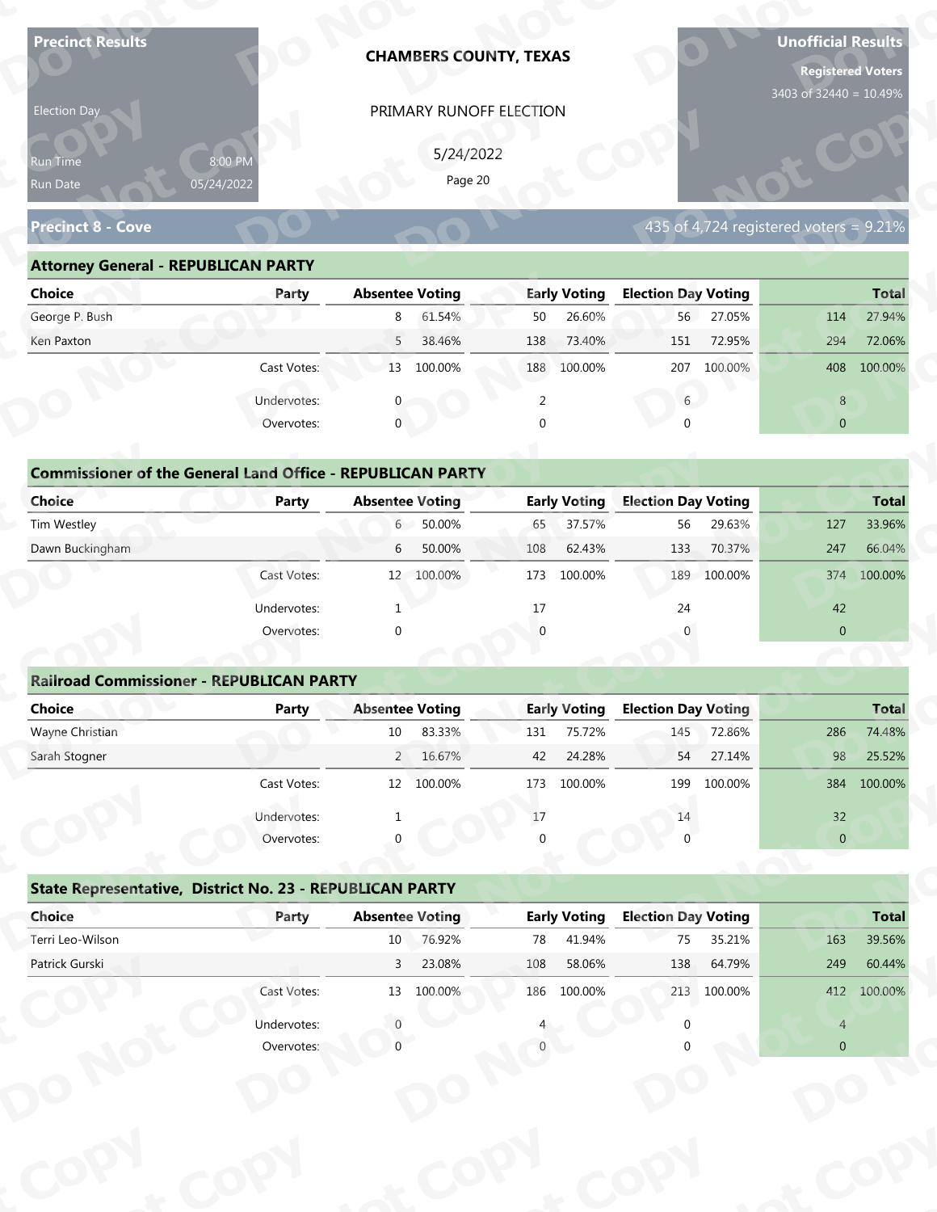**Precinct Results**

Election Day

Run Time 8:00 PM

Run Date 05/24/2022

# CHAMBERS COUNTY, TEXAS

PRIMARY RUNOFF ELECTION

5/24/2022

**Unofficial Results**

**Registered Voters**

3403 of 32440 = 10.49%

## Precinct 8 - Cove

435 of 4,724 registered voters = 9.21%

### Attorney General - REPUBLICAN PARTY

| Choice | Party | Absentee Voting | | Early Voting | | Election Day Voting | | Total | |
|---|---|---|---|---|---|---|---|---|---|
| George P. Bush | | 8 | 61.54% | 50 | 26.60% | 56 | 27.05% | 114 | 27.94% |
| Ken Paxton | | 5 | 38.46% | 138 | 73.40% | 151 | 72.95% | 294 | 72.06% |
| | Cast Votes: | 13 | 100.00% | 188 | 100.00% | 207 | 100.00% | 408 | 100.00% |
| | Undervotes: | 0 | | 2 | | 6 | | 8 | |
| | Overvotes: | 0 | | 0 | | 0 | | 0 | |

### Commissioner of the General Land Office - REPUBLICAN PARTY

| Choice | Party | Absentee Voting | | Early Voting | | Election Day Voting | | Total | |
|---|---|---|---|---|---|---|---|---|---|
| Tim Westley | | 6 | 50.00% | 65 | 37.57% | 56 | 29.63% | 127 | 33.96% |
| Dawn Buckingham | | 6 | 50.00% | 108 | 62.43% | 133 | 70.37% | 247 | 66.04% |
| | Cast Votes: | 12 | 100.00% | 173 | 100.00% | 189 | 100.00% | 374 | 100.00% |
| | Undervotes: | 1 | | 17 | | 24 | | 42 | |
| | Overvotes: | 0 | | 0 | | 0 | | 0 | |

### Railroad Commissioner - REPUBLICAN PARTY

| Choice | Party | Absentee Voting | | Early Voting | | Election Day Voting | | Total | |
|---|---|---|---|---|---|---|---|---|---|
| Wayne Christian | | 10 | 83.33% | 131 | 75.72% | 145 | 72.86% | 286 | 74.48% |
| Sarah Stogner | | 2 | 16.67% | 42 | 24.28% | 54 | 27.14% | 98 | 25.52% |
| | Cast Votes: | 12 | 100.00% | 173 | 100.00% | 199 | 100.00% | 384 | 100.00% |
| | Undervotes: | 1 | | 17 | | 14 | | 32 | |
| | Overvotes: | 0 | | 0 | | 0 | | 0 | |

### State Representative, District No. 23 - REPUBLICAN PARTY

| Choice | Party | Absentee Voting | | Early Voting | | Election Day Voting | | Total | |
|---|---|---|---|---|---|---|---|---|---|
| Terri Leo-Wilson | | 10 | 76.92% | 78 | 41.94% | 75 | 35.21% | 163 | 39.56% |
| Patrick Gurski | | 3 | 23.08% | 108 | 58.06% | 138 | 64.79% | 249 | 60.44% |
| | Cast Votes: | 13 | 100.00% | 186 | 100.00% | 213 | 100.00% | 412 | 100.00% |
| | Undervotes: | 0 | | 4 | | 0 | | 4 | |
| | Overvotes: | 0 | | 0 | | 0 | | 0 | |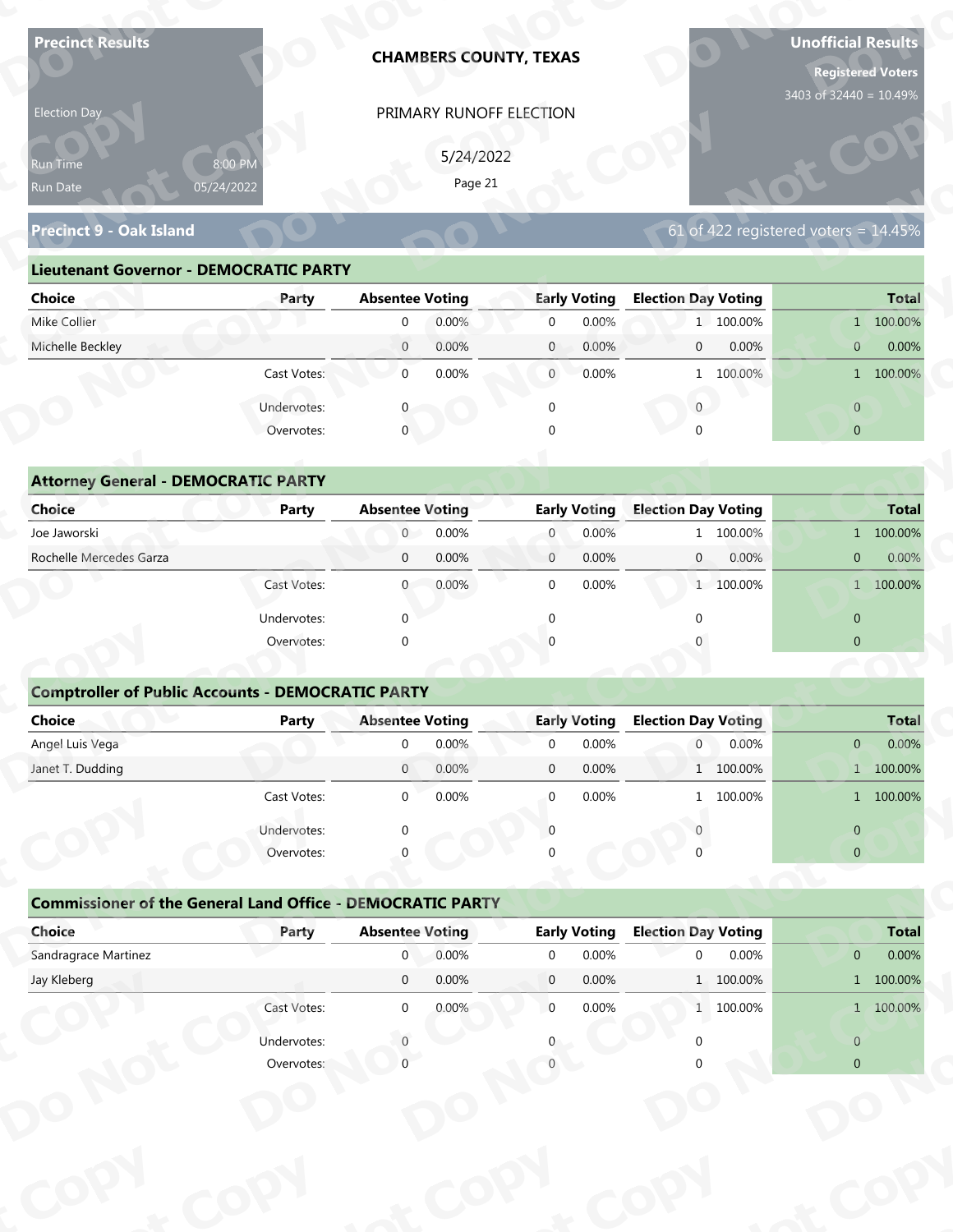**Precinct Results**

Election Day

Run Time 8:00 PM
Run Date 05/24/2022

**CHAMBERS COUNTY, TEXAS**

PRIMARY RUNOFF ELECTION

5/24/2022

**Unofficial Results**

**Registered Voters**
3403 of 32440 = 10.49%

## Precinct 9 - Oak Island

61 of 422 registered voters = 14.45%

### Lieutenant Governor - DEMOCRATIC PARTY

| Choice | Party | Absentee Voting | | Early Voting | | Election Day Voting | | Total | |
|---|---|---|---|---|---|---|---|---|---|
| Mike Collier | | 0 | 0.00% | 0 | 0.00% | 1 | 100.00% | 1 | 100.00% |
| Michelle Beckley | | 0 | 0.00% | 0 | 0.00% | 0 | 0.00% | 0 | 0.00% |
| | Cast Votes: | 0 | 0.00% | 0 | 0.00% | 1 | 100.00% | 1 | 100.00% |
| | Undervotes: | 0 | | 0 | | 0 | | 0 | |
| | Overvotes: | 0 | | 0 | | 0 | | 0 | |

### Attorney General - DEMOCRATIC PARTY

| Choice | Party | Absentee Voting | | Early Voting | | Election Day Voting | | Total | |
|---|---|---|---|---|---|---|---|---|---|
| Joe Jaworski | | 0 | 0.00% | 0 | 0.00% | 1 | 100.00% | 1 | 100.00% |
| Rochelle Mercedes Garza | | 0 | 0.00% | 0 | 0.00% | 0 | 0.00% | 0 | 0.00% |
| | Cast Votes: | 0 | 0.00% | 0 | 0.00% | 1 | 100.00% | 1 | 100.00% |
| | Undervotes: | 0 | | 0 | | 0 | | 0 | |
| | Overvotes: | 0 | | 0 | | 0 | | 0 | |

### Comptroller of Public Accounts - DEMOCRATIC PARTY

| Choice | Party | Absentee Voting | | Early Voting | | Election Day Voting | | Total | |
|---|---|---|---|---|---|---|---|---|---|
| Angel Luis Vega | | 0 | 0.00% | 0 | 0.00% | 0 | 0.00% | 0 | 0.00% |
| Janet T. Dudding | | 0 | 0.00% | 0 | 0.00% | 1 | 100.00% | 1 | 100.00% |
| | Cast Votes: | 0 | 0.00% | 0 | 0.00% | 1 | 100.00% | 1 | 100.00% |
| | Undervotes: | 0 | | 0 | | 0 | | 0 | |
| | Overvotes: | 0 | | 0 | | 0 | | 0 | |

### Commissioner of the General Land Office - DEMOCRATIC PARTY

| Choice | Party | Absentee Voting | | Early Voting | | Election Day Voting | | Total | |
|---|---|---|---|---|---|---|---|---|---|
| Sandragrace Martinez | | 0 | 0.00% | 0 | 0.00% | 0 | 0.00% | 0 | 0.00% |
| Jay Kleberg | | 0 | 0.00% | 0 | 0.00% | 1 | 100.00% | 1 | 100.00% |
| | Cast Votes: | 0 | 0.00% | 0 | 0.00% | 1 | 100.00% | 1 | 100.00% |
| | Undervotes: | 0 | | 0 | | 0 | | 0 | |
| | Overvotes: | 0 | | 0 | | 0 | | 0 | |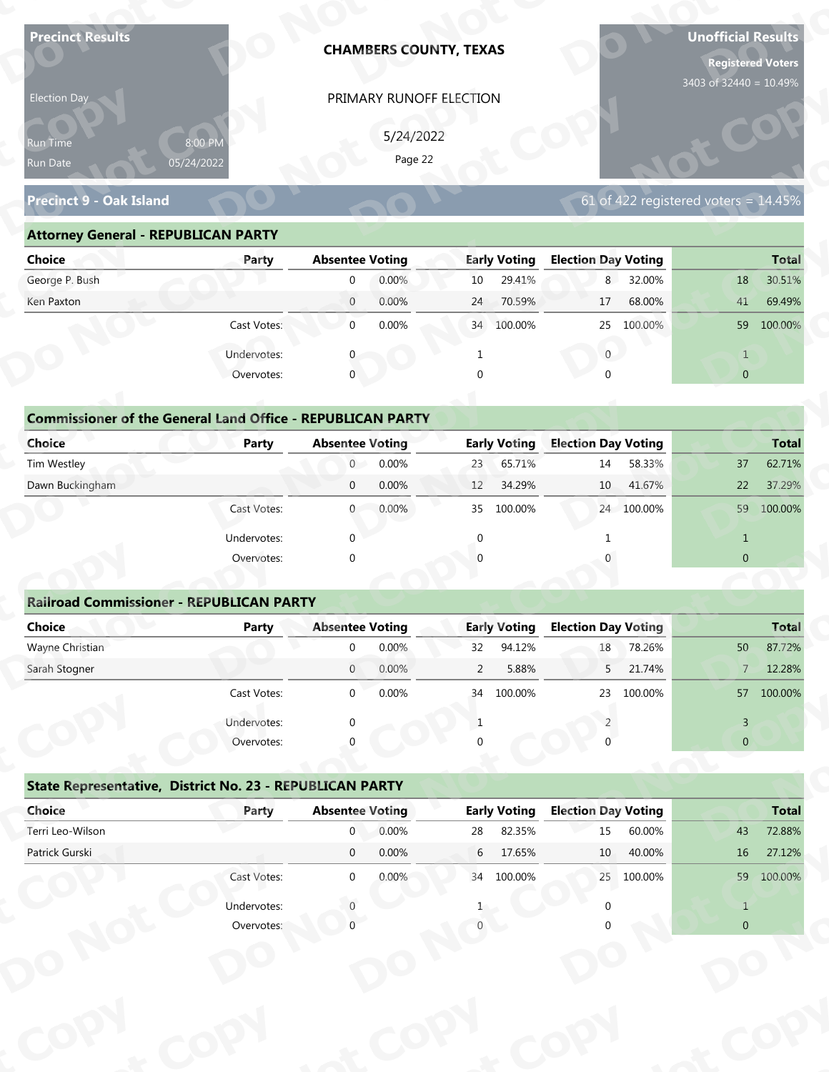**Precinct Results**

Election Day

Run Time 8:00 PM
Run Date 05/24/2022

**CHAMBERS COUNTY, TEXAS**

PRIMARY RUNOFF ELECTION

5/24/2022

**Unofficial Results**

**Registered Voters**
3403 of 32440 = 10.49%

## Precinct 9 - Oak Island

61 of 422 registered voters = 14.45%

### Attorney General - REPUBLICAN PARTY

| Choice | Party | Absentee Voting | | Early Voting | | Election Day Voting | | Total | |
|---|---|---|---|---|---|---|---|---|---|
| George P. Bush | | 0 | 0.00% | 10 | 29.41% | 8 | 32.00% | 18 | 30.51% |
| Ken Paxton | | 0 | 0.00% | 24 | 70.59% | 17 | 68.00% | 41 | 69.49% |
| | Cast Votes: | 0 | 0.00% | 34 | 100.00% | 25 | 100.00% | 59 | 100.00% |
| | Undervotes: | 0 | | 1 | | 0 | | 1 | |
| | Overvotes: | 0 | | 0 | | 0 | | 0 | |

### Commissioner of the General Land Office - REPUBLICAN PARTY

| Choice | Party | Absentee Voting | | Early Voting | | Election Day Voting | | Total | |
|---|---|---|---|---|---|---|---|---|---|
| Tim Westley | | 0 | 0.00% | 23 | 65.71% | 14 | 58.33% | 37 | 62.71% |
| Dawn Buckingham | | 0 | 0.00% | 12 | 34.29% | 10 | 41.67% | 22 | 37.29% |
| | Cast Votes: | 0 | 0.00% | 35 | 100.00% | 24 | 100.00% | 59 | 100.00% |
| | Undervotes: | 0 | | 0 | | 1 | | 1 | |
| | Overvotes: | 0 | | 0 | | 0 | | 0 | |

### Railroad Commissioner - REPUBLICAN PARTY

| Choice | Party | Absentee Voting | | Early Voting | | Election Day Voting | | Total | |
|---|---|---|---|---|---|---|---|---|---|
| Wayne Christian | | 0 | 0.00% | 32 | 94.12% | 18 | 78.26% | 50 | 87.72% |
| Sarah Stogner | | 0 | 0.00% | 2 | 5.88% | 5 | 21.74% | 7 | 12.28% |
| | Cast Votes: | 0 | 0.00% | 34 | 100.00% | 23 | 100.00% | 57 | 100.00% |
| | Undervotes: | 0 | | 1 | | 2 | | 3 | |
| | Overvotes: | 0 | | 0 | | 0 | | 0 | |

### State Representative, District No. 23 - REPUBLICAN PARTY

| Choice | Party | Absentee Voting | | Early Voting | | Election Day Voting | | Total | |
|---|---|---|---|---|---|---|---|---|---|
| Terri Leo-Wilson | | 0 | 0.00% | 28 | 82.35% | 15 | 60.00% | 43 | 72.88% |
| Patrick Gurski | | 0 | 0.00% | 6 | 17.65% | 10 | 40.00% | 16 | 27.12% |
| | Cast Votes: | 0 | 0.00% | 34 | 100.00% | 25 | 100.00% | 59 | 100.00% |
| | Undervotes: | 0 | | 1 | | 0 | | 1 | |
| | Overvotes: | 0 | | 0 | | 0 | | 0 | |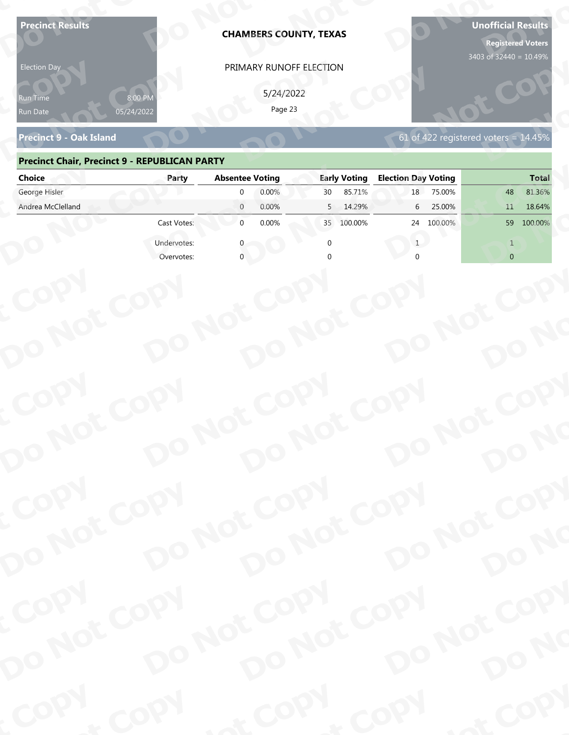**Precinct Results**

Election Day

Run Time 8:00 PM
Run Date 05/24/2022

**CHAMBERS COUNTY, TEXAS**

PRIMARY RUNOFF ELECTION

5/24/2022

**Unofficial Results**
**Registered Voters**
3403 of 32440 = 10.49%

## Precinct 9 - Oak Island

61 of 422 registered voters = 14.45%

### Precinct Chair, Precinct 9 - REPUBLICAN PARTY

| Choice | Party | Absentee Voting | | Early Voting | | Election Day Voting | | Total | |
|---|---|---|---|---|---|---|---|---|---|
| George Hisler | | 0 | 0.00% | 30 | 85.71% | 18 | 75.00% | 48 | 81.36% |
| Andrea McClelland | | 0 | 0.00% | 5 | 14.29% | 6 | 25.00% | 11 | 18.64% |
| | Cast Votes: | 0 | 0.00% | 35 | 100.00% | 24 | 100.00% | 59 | 100.00% |
| | Undervotes: | 0 | | 0 | | 1 | | 1 | |
| | Overvotes: | 0 | | 0 | | 0 | | 0 | |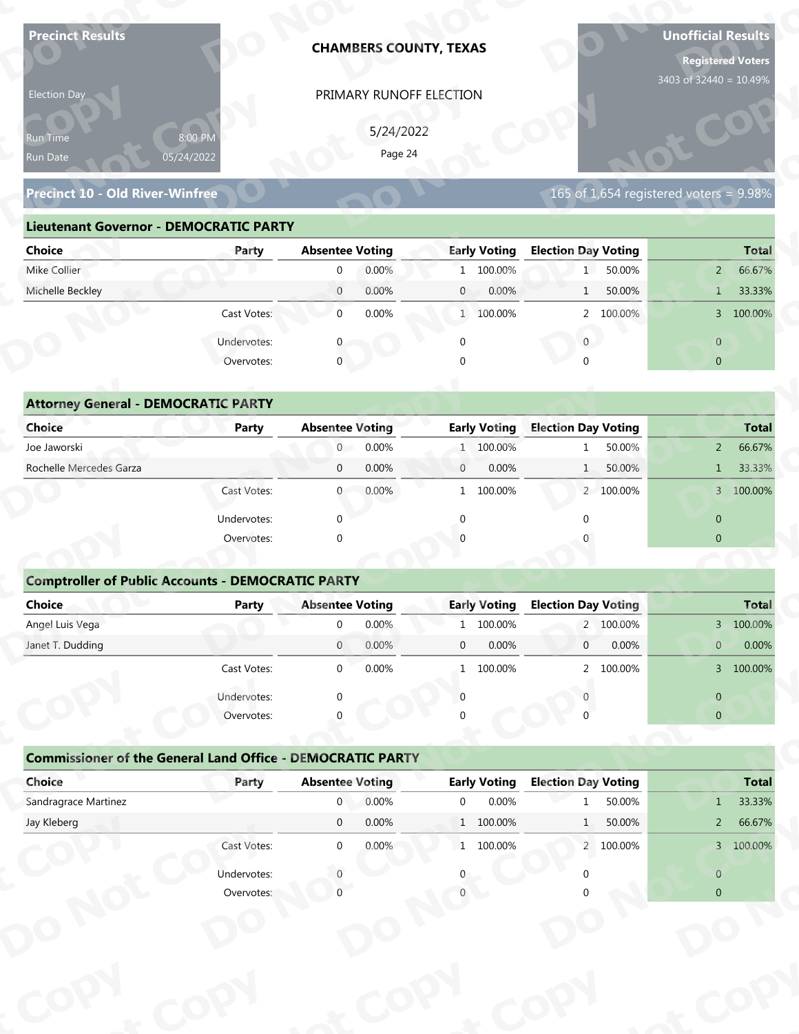**Precinct Results**

**CHAMBERS COUNTY, TEXAS**

PRIMARY RUNOFF ELECTION

5/24/2022

**Unofficial Results**

**Registered Voters**
3403 of 32440 = 10.49%

Election Day

Run Time 8:00 PM
Run Date 05/24/2022

## Precinct 10 - Old River-Winfree

165 of 1,654 registered voters = 9.98%

### Lieutenant Governor - DEMOCRATIC PARTY

| Choice | Party | Absentee Voting | | Early Voting | | Election Day Voting | | Total | |
|---|---|---|---|---|---|---|---|---|---|
| Mike Collier | | 0 | 0.00% | 1 | 100.00% | 1 | 50.00% | 2 | 66.67% |
| Michelle Beckley | | 0 | 0.00% | 0 | 0.00% | 1 | 50.00% | 1 | 33.33% |
| | Cast Votes: | 0 | 0.00% | 1 | 100.00% | 2 | 100.00% | 3 | 100.00% |
| | Undervotes: | 0 | | 0 | | 0 | | 0 | |
| | Overvotes: | 0 | | 0 | | 0 | | 0 | |

### Attorney General - DEMOCRATIC PARTY

| Choice | Party | Absentee Voting | | Early Voting | | Election Day Voting | | Total | |
|---|---|---|---|---|---|---|---|---|---|
| Joe Jaworski | | 0 | 0.00% | 1 | 100.00% | 1 | 50.00% | 2 | 66.67% |
| Rochelle Mercedes Garza | | 0 | 0.00% | 0 | 0.00% | 1 | 50.00% | 1 | 33.33% |
| | Cast Votes: | 0 | 0.00% | 1 | 100.00% | 2 | 100.00% | 3 | 100.00% |
| | Undervotes: | 0 | | 0 | | 0 | | 0 | |
| | Overvotes: | 0 | | 0 | | 0 | | 0 | |

### Comptroller of Public Accounts - DEMOCRATIC PARTY

| Choice | Party | Absentee Voting | | Early Voting | | Election Day Voting | | Total | |
|---|---|---|---|---|---|---|---|---|---|
| Angel Luis Vega | | 0 | 0.00% | 1 | 100.00% | 2 | 100.00% | 3 | 100.00% |
| Janet T. Dudding | | 0 | 0.00% | 0 | 0.00% | 0 | 0.00% | 0 | 0.00% |
| | Cast Votes: | 0 | 0.00% | 1 | 100.00% | 2 | 100.00% | 3 | 100.00% |
| | Undervotes: | 0 | | 0 | | 0 | | 0 | |
| | Overvotes: | 0 | | 0 | | 0 | | 0 | |

### Commissioner of the General Land Office - DEMOCRATIC PARTY

| Choice | Party | Absentee Voting | | Early Voting | | Election Day Voting | | Total | |
|---|---|---|---|---|---|---|---|---|---|
| Sandragrace Martinez | | 0 | 0.00% | 0 | 0.00% | 1 | 50.00% | 1 | 33.33% |
| Jay Kleberg | | 0 | 0.00% | 1 | 100.00% | 1 | 50.00% | 2 | 66.67% |
| | Cast Votes: | 0 | 0.00% | 1 | 100.00% | 2 | 100.00% | 3 | 100.00% |
| | Undervotes: | 0 | | 0 | | 0 | | 0 | |
| | Overvotes: | 0 | | 0 | | 0 | | 0 | |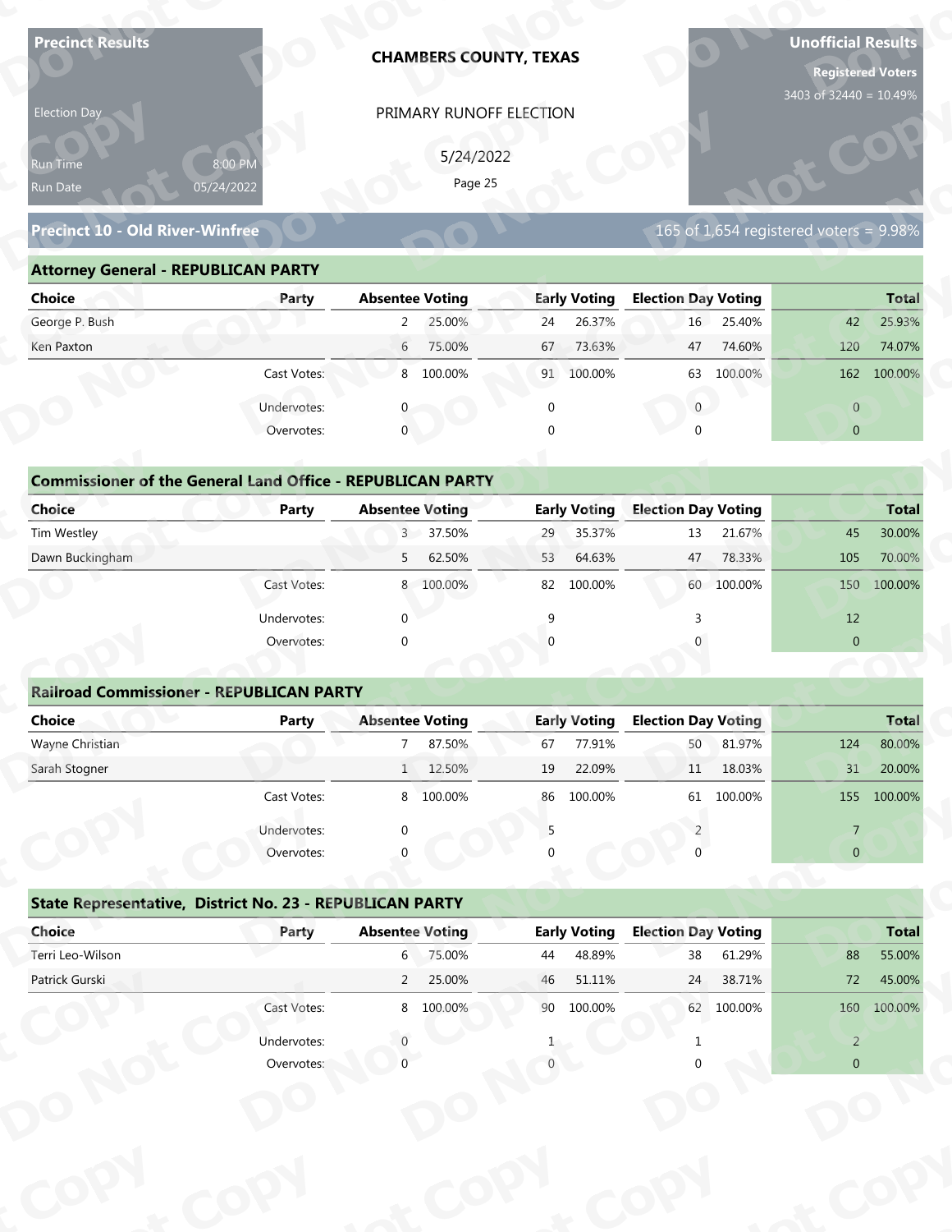**Precinct Results**

Election Day

Run Time 8:00 PM
Run Date 05/24/2022

**CHAMBERS COUNTY, TEXAS**

PRIMARY RUNOFF ELECTION

5/24/2022

**Unofficial Results**

**Registered Voters**
3403 of 32440 = 10.49%

## Precinct 10 - Old River-Winfree

165 of 1,654 registered voters = 9.98%

### Attorney General - REPUBLICAN PARTY

| Choice | Party | Absentee Voting | | Early Voting | | Election Day Voting | | Total | |
|---|---|---|---|---|---|---|---|---|---|
| George P. Bush | | 2 | 25.00% | 24 | 26.37% | 16 | 25.40% | 42 | 25.93% |
| Ken Paxton | | 6 | 75.00% | 67 | 73.63% | 47 | 74.60% | 120 | 74.07% |
| | Cast Votes: | 8 | 100.00% | 91 | 100.00% | 63 | 100.00% | 162 | 100.00% |
| | Undervotes: | 0 | | 0 | | 0 | | 0 | |
| | Overvotes: | 0 | | 0 | | 0 | | 0 | |

### Commissioner of the General Land Office - REPUBLICAN PARTY

| Choice | Party | Absentee Voting | | Early Voting | | Election Day Voting | | Total | |
|---|---|---|---|---|---|---|---|---|---|
| Tim Westley | | 3 | 37.50% | 29 | 35.37% | 13 | 21.67% | 45 | 30.00% |
| Dawn Buckingham | | 5 | 62.50% | 53 | 64.63% | 47 | 78.33% | 105 | 70.00% |
| | Cast Votes: | 8 | 100.00% | 82 | 100.00% | 60 | 100.00% | 150 | 100.00% |
| | Undervotes: | 0 | | 9 | | 3 | | 12 | |
| | Overvotes: | 0 | | 0 | | 0 | | 0 | |

### Railroad Commissioner - REPUBLICAN PARTY

| Choice | Party | Absentee Voting | | Early Voting | | Election Day Voting | | Total | |
|---|---|---|---|---|---|---|---|---|---|
| Wayne Christian | | 7 | 87.50% | 67 | 77.91% | 50 | 81.97% | 124 | 80.00% |
| Sarah Stogner | | 1 | 12.50% | 19 | 22.09% | 11 | 18.03% | 31 | 20.00% |
| | Cast Votes: | 8 | 100.00% | 86 | 100.00% | 61 | 100.00% | 155 | 100.00% |
| | Undervotes: | 0 | | 5 | | 2 | | 7 | |
| | Overvotes: | 0 | | 0 | | 0 | | 0 | |

### State Representative, District No. 23 - REPUBLICAN PARTY

| Choice | Party | Absentee Voting | | Early Voting | | Election Day Voting | | Total | |
|---|---|---|---|---|---|---|---|---|---|
| Terri Leo-Wilson | | 6 | 75.00% | 44 | 48.89% | 38 | 61.29% | 88 | 55.00% |
| Patrick Gurski | | 2 | 25.00% | 46 | 51.11% | 24 | 38.71% | 72 | 45.00% |
| | Cast Votes: | 8 | 100.00% | 90 | 100.00% | 62 | 100.00% | 160 | 100.00% |
| | Undervotes: | 0 | | 1 | | 1 | | 2 | |
| | Overvotes: | 0 | | 0 | | 0 | | 0 | |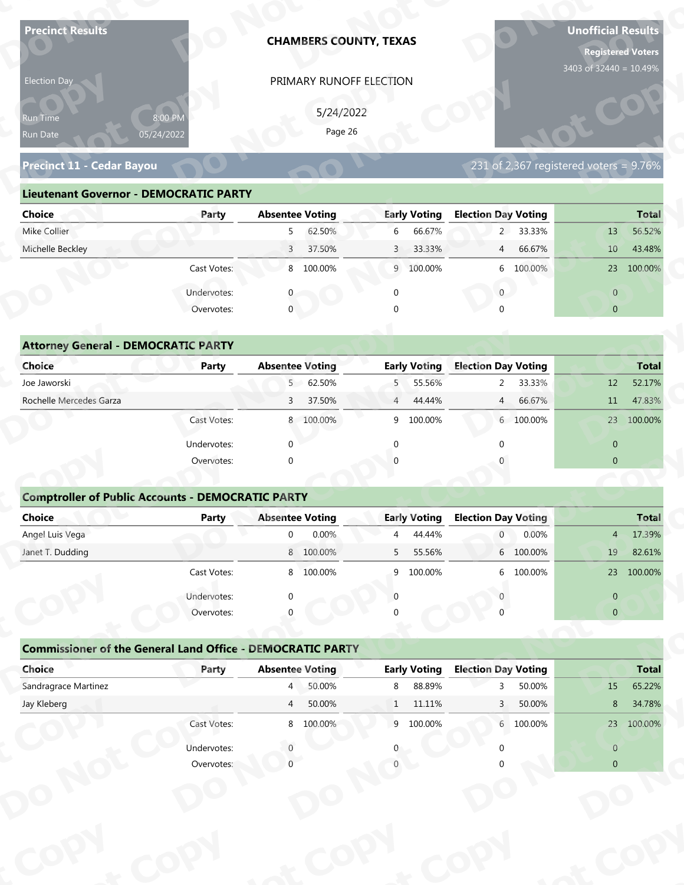**Precinct Results**

Election Day

Run Time 8:00 PM
Run Date 05/24/2022

**CHAMBERS COUNTY, TEXAS**

PRIMARY RUNOFF ELECTION

5/24/2022

**Unofficial Results**

**Registered Voters**
3403 of 32440 = 10.49%

## Precinct 11 - Cedar Bayou

231 of 2,367 registered voters = 9.76%

### Lieutenant Governor - DEMOCRATIC PARTY

| Choice | Party | Absentee Voting | | Early Voting | | Election Day Voting | | Total | |
|---|---|---|---|---|---|---|---|---|---|
| Mike Collier | | 5 | 62.50% | 6 | 66.67% | 2 | 33.33% | 13 | 56.52% |
| Michelle Beckley | | 3 | 37.50% | 3 | 33.33% | 4 | 66.67% | 10 | 43.48% |
| | Cast Votes: | 8 | 100.00% | 9 | 100.00% | 6 | 100.00% | 23 | 100.00% |
| | Undervotes: | 0 | | 0 | | 0 | | 0 | |
| | Overvotes: | 0 | | 0 | | 0 | | 0 | |

### Attorney General - DEMOCRATIC PARTY

| Choice | Party | Absentee Voting | | Early Voting | | Election Day Voting | | Total | |
|---|---|---|---|---|---|---|---|---|---|
| Joe Jaworski | | 5 | 62.50% | 5 | 55.56% | 2 | 33.33% | 12 | 52.17% |
| Rochelle Mercedes Garza | | 3 | 37.50% | 4 | 44.44% | 4 | 66.67% | 11 | 47.83% |
| | Cast Votes: | 8 | 100.00% | 9 | 100.00% | 6 | 100.00% | 23 | 100.00% |
| | Undervotes: | 0 | | 0 | | 0 | | 0 | |
| | Overvotes: | 0 | | 0 | | 0 | | 0 | |

### Comptroller of Public Accounts - DEMOCRATIC PARTY

| Choice | Party | Absentee Voting | | Early Voting | | Election Day Voting | | Total | |
|---|---|---|---|---|---|---|---|---|---|
| Angel Luis Vega | | 0 | 0.00% | 4 | 44.44% | 0 | 0.00% | 4 | 17.39% |
| Janet T. Dudding | | 8 | 100.00% | 5 | 55.56% | 6 | 100.00% | 19 | 82.61% |
| | Cast Votes: | 8 | 100.00% | 9 | 100.00% | 6 | 100.00% | 23 | 100.00% |
| | Undervotes: | 0 | | 0 | | 0 | | 0 | |
| | Overvotes: | 0 | | 0 | | 0 | | 0 | |

### Commissioner of the General Land Office - DEMOCRATIC PARTY

| Choice | Party | Absentee Voting | | Early Voting | | Election Day Voting | | Total | |
|---|---|---|---|---|---|---|---|---|---|
| Sandragrace Martinez | | 4 | 50.00% | 8 | 88.89% | 3 | 50.00% | 15 | 65.22% |
| Jay Kleberg | | 4 | 50.00% | 1 | 11.11% | 3 | 50.00% | 8 | 34.78% |
| | Cast Votes: | 8 | 100.00% | 9 | 100.00% | 6 | 100.00% | 23 | 100.00% |
| | Undervotes: | 0 | | 0 | | 0 | | 0 | |
| | Overvotes: | 0 | | 0 | | 0 | | 0 | |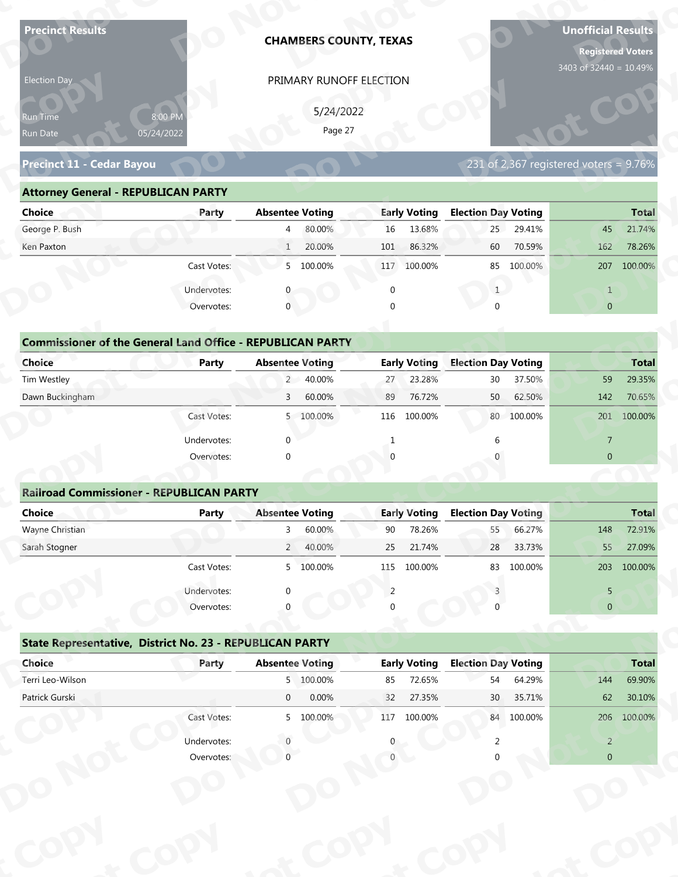**Precinct Results**

Election Day

Run Time 8:00 PM

Run Date 05/24/2022

**CHAMBERS COUNTY, TEXAS**

PRIMARY RUNOFF ELECTION

5/24/2022

**Unofficial Results**

**Registered Voters**

3403 of 32440 = 10.49%

## Precinct 11 - Cedar Bayou

231 of 2,367 registered voters = 9.76%

### Attorney General - REPUBLICAN PARTY

| Choice | Party | Absentee Voting | | Early Voting | | Election Day Voting | | Total | |
|---|---|---|---|---|---|---|---|---|---|
| George P. Bush | | 4 | 80.00% | 16 | 13.68% | 25 | 29.41% | 45 | 21.74% |
| Ken Paxton | | 1 | 20.00% | 101 | 86.32% | 60 | 70.59% | 162 | 78.26% |
| | Cast Votes: | 5 | 100.00% | 117 | 100.00% | 85 | 100.00% | 207 | 100.00% |
| | Undervotes: | 0 | | 0 | | 1 | | 1 | |
| | Overvotes: | 0 | | 0 | | 0 | | 0 | |

### Commissioner of the General Land Office - REPUBLICAN PARTY

| Choice | Party | Absentee Voting | | Early Voting | | Election Day Voting | | Total | |
|---|---|---|---|---|---|---|---|---|---|
| Tim Westley | | 2 | 40.00% | 27 | 23.28% | 30 | 37.50% | 59 | 29.35% |
| Dawn Buckingham | | 3 | 60.00% | 89 | 76.72% | 50 | 62.50% | 142 | 70.65% |
| | Cast Votes: | 5 | 100.00% | 116 | 100.00% | 80 | 100.00% | 201 | 100.00% |
| | Undervotes: | 0 | | 1 | | 6 | | 7 | |
| | Overvotes: | 0 | | 0 | | 0 | | 0 | |

### Railroad Commissioner - REPUBLICAN PARTY

| Choice | Party | Absentee Voting | | Early Voting | | Election Day Voting | | Total | |
|---|---|---|---|---|---|---|---|---|---|
| Wayne Christian | | 3 | 60.00% | 90 | 78.26% | 55 | 66.27% | 148 | 72.91% |
| Sarah Stogner | | 2 | 40.00% | 25 | 21.74% | 28 | 33.73% | 55 | 27.09% |
| | Cast Votes: | 5 | 100.00% | 115 | 100.00% | 83 | 100.00% | 203 | 100.00% |
| | Undervotes: | 0 | | 2 | | 3 | | 5 | |
| | Overvotes: | 0 | | 0 | | 0 | | 0 | |

### State Representative, District No. 23 - REPUBLICAN PARTY

| Choice | Party | Absentee Voting | | Early Voting | | Election Day Voting | | Total | |
|---|---|---|---|---|---|---|---|---|---|
| Terri Leo-Wilson | | 5 | 100.00% | 85 | 72.65% | 54 | 64.29% | 144 | 69.90% |
| Patrick Gurski | | 0 | 0.00% | 32 | 27.35% | 30 | 35.71% | 62 | 30.10% |
| | Cast Votes: | 5 | 100.00% | 117 | 100.00% | 84 | 100.00% | 206 | 100.00% |
| | Undervotes: | 0 | | 0 | | 2 | | 2 | |
| | Overvotes: | 0 | | 0 | | 0 | | 0 | |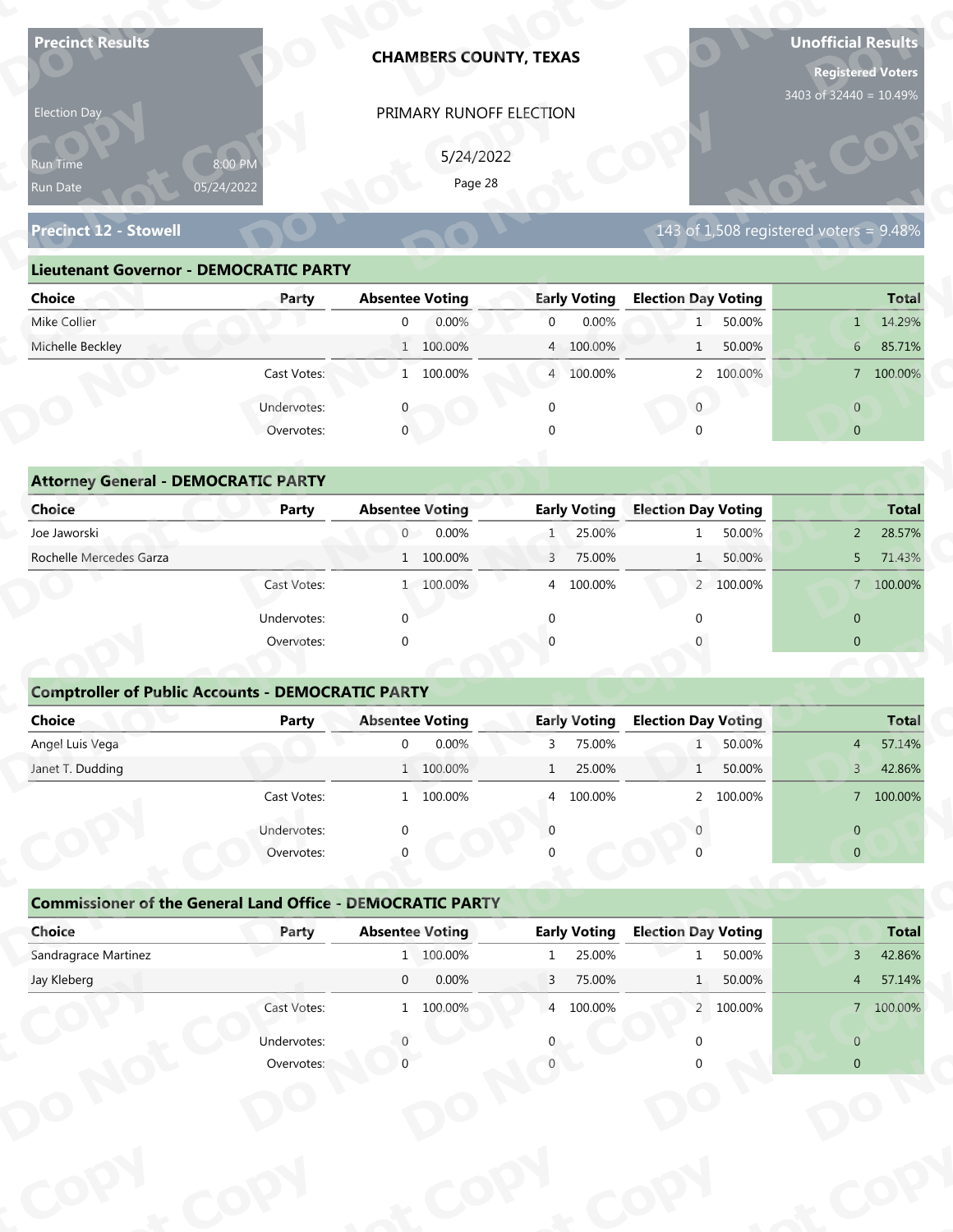**Precinct Results**

Election Day

Run Time 8:00 PM

Run Date 05/24/2022

**CHAMBERS COUNTY, TEXAS**

PRIMARY RUNOFF ELECTION

5/24/2022

**Unofficial Results**

**Registered Voters**

3403 of 32440 = 10.49%

## Precinct 12 - Stowell

143 of 1,508 registered voters = 9.48%

### Lieutenant Governor - DEMOCRATIC PARTY

| Choice | Party | Absentee Voting | | Early Voting | | Election Day Voting | | Total | |
|---|---|---|---|---|---|---|---|---|---|
| Mike Collier | | 0 | 0.00% | 0 | 0.00% | 1 | 50.00% | 1 | 14.29% |
| Michelle Beckley | | 1 | 100.00% | 4 | 100.00% | 1 | 50.00% | 6 | 85.71% |
| | Cast Votes: | 1 | 100.00% | 4 | 100.00% | 2 | 100.00% | 7 | 100.00% |
| | Undervotes: | 0 | | 0 | | 0 | | 0 | |
| | Overvotes: | 0 | | 0 | | 0 | | 0 | |

### Attorney General - DEMOCRATIC PARTY

| Choice | Party | Absentee Voting | | Early Voting | | Election Day Voting | | Total | |
|---|---|---|---|---|---|---|---|---|---|
| Joe Jaworski | | 0 | 0.00% | 1 | 25.00% | 1 | 50.00% | 2 | 28.57% |
| Rochelle Mercedes Garza | | 1 | 100.00% | 3 | 75.00% | 1 | 50.00% | 5 | 71.43% |
| | Cast Votes: | 1 | 100.00% | 4 | 100.00% | 2 | 100.00% | 7 | 100.00% |
| | Undervotes: | 0 | | 0 | | 0 | | 0 | |
| | Overvotes: | 0 | | 0 | | 0 | | 0 | |

### Comptroller of Public Accounts - DEMOCRATIC PARTY

| Choice | Party | Absentee Voting | | Early Voting | | Election Day Voting | | Total | |
|---|---|---|---|---|---|---|---|---|---|
| Angel Luis Vega | | 0 | 0.00% | 3 | 75.00% | 1 | 50.00% | 4 | 57.14% |
| Janet T. Dudding | | 1 | 100.00% | 1 | 25.00% | 1 | 50.00% | 3 | 42.86% |
| | Cast Votes: | 1 | 100.00% | 4 | 100.00% | 2 | 100.00% | 7 | 100.00% |
| | Undervotes: | 0 | | 0 | | 0 | | 0 | |
| | Overvotes: | 0 | | 0 | | 0 | | 0 | |

### Commissioner of the General Land Office - DEMOCRATIC PARTY

| Choice | Party | Absentee Voting | | Early Voting | | Election Day Voting | | Total | |
|---|---|---|---|---|---|---|---|---|---|
| Sandragrace Martinez | | 1 | 100.00% | 1 | 25.00% | 1 | 50.00% | 3 | 42.86% |
| Jay Kleberg | | 0 | 0.00% | 3 | 75.00% | 1 | 50.00% | 4 | 57.14% |
| | Cast Votes: | 1 | 100.00% | 4 | 100.00% | 2 | 100.00% | 7 | 100.00% |
| | Undervotes: | 0 | | 0 | | 0 | | 0 | |
| | Overvotes: | 0 | | 0 | | 0 | | 0 | |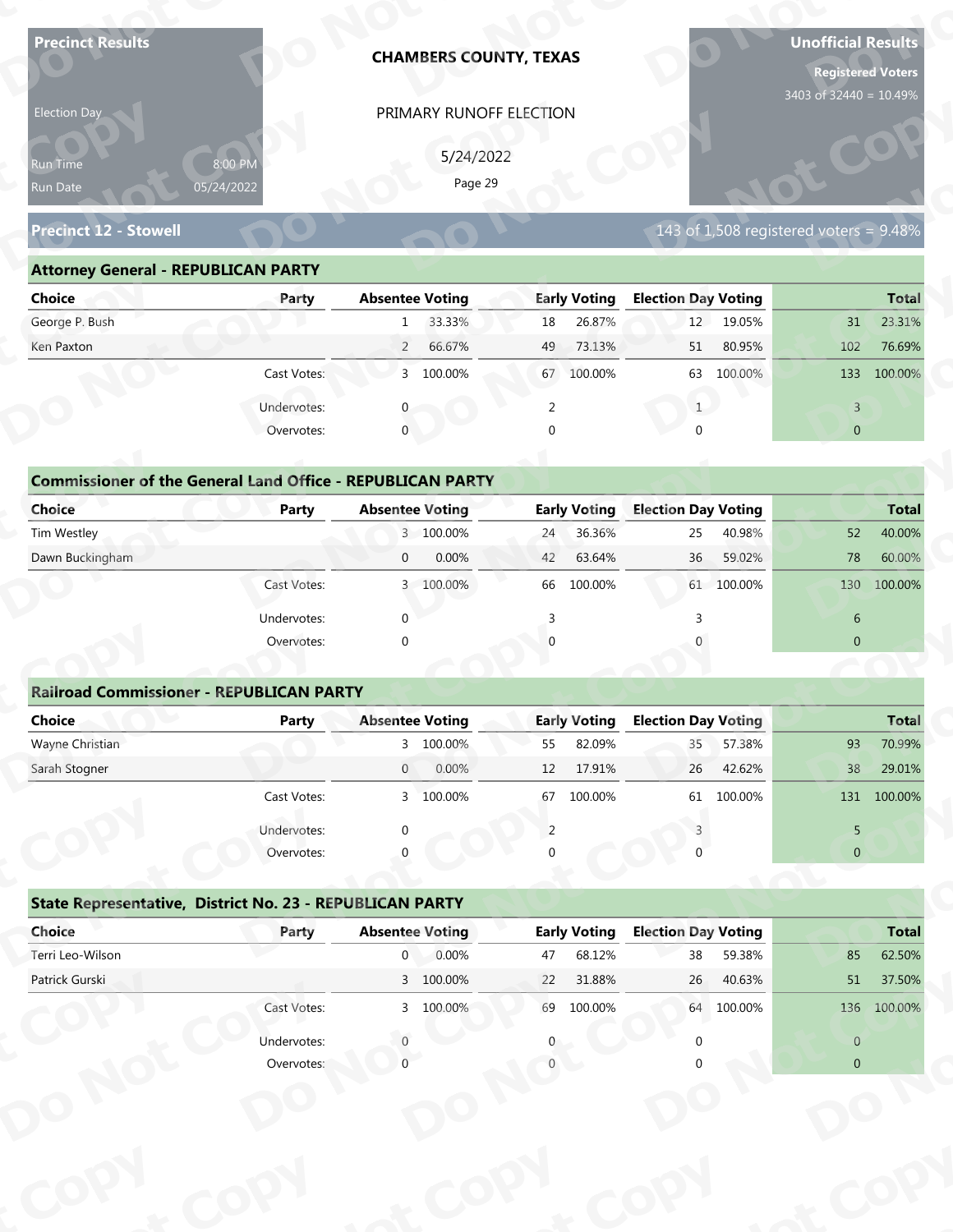**Precinct Results**

Election Day

Run Time 8:00 PM

Run Date 05/24/2022

**CHAMBERS COUNTY, TEXAS**

PRIMARY RUNOFF ELECTION

5/24/2022

**Unofficial Results**

**Registered Voters**

3403 of 32440 = 10.49%

## Precinct 12 - Stowell

143 of 1,508 registered voters = 9.48%

### Attorney General - REPUBLICAN PARTY

| Choice | Party | Absentee Voting | | Early Voting | | Election Day Voting | | Total | |
|---|---|---|---|---|---|---|---|---|---|
| George P. Bush | | 1 | 33.33% | 18 | 26.87% | 12 | 19.05% | 31 | 23.31% |
| Ken Paxton | | 2 | 66.67% | 49 | 73.13% | 51 | 80.95% | 102 | 76.69% |
| | Cast Votes: | 3 | 100.00% | 67 | 100.00% | 63 | 100.00% | 133 | 100.00% |
| | Undervotes: | 0 | | 2 | | 1 | | 3 | |
| | Overvotes: | 0 | | 0 | | 0 | | 0 | |

### Commissioner of the General Land Office - REPUBLICAN PARTY

| Choice | Party | Absentee Voting | | Early Voting | | Election Day Voting | | Total | |
|---|---|---|---|---|---|---|---|---|---|
| Tim Westley | | 3 | 100.00% | 24 | 36.36% | 25 | 40.98% | 52 | 40.00% |
| Dawn Buckingham | | 0 | 0.00% | 42 | 63.64% | 36 | 59.02% | 78 | 60.00% |
| | Cast Votes: | 3 | 100.00% | 66 | 100.00% | 61 | 100.00% | 130 | 100.00% |
| | Undervotes: | 0 | | 3 | | 3 | | 6 | |
| | Overvotes: | 0 | | 0 | | 0 | | 0 | |

### Railroad Commissioner - REPUBLICAN PARTY

| Choice | Party | Absentee Voting | | Early Voting | | Election Day Voting | | Total | |
|---|---|---|---|---|---|---|---|---|---|
| Wayne Christian | | 3 | 100.00% | 55 | 82.09% | 35 | 57.38% | 93 | 70.99% |
| Sarah Stogner | | 0 | 0.00% | 12 | 17.91% | 26 | 42.62% | 38 | 29.01% |
| | Cast Votes: | 3 | 100.00% | 67 | 100.00% | 61 | 100.00% | 131 | 100.00% |
| | Undervotes: | 0 | | 2 | | 3 | | 5 | |
| | Overvotes: | 0 | | 0 | | 0 | | 0 | |

### State Representative, District No. 23 - REPUBLICAN PARTY

| Choice | Party | Absentee Voting | | Early Voting | | Election Day Voting | | Total | |
|---|---|---|---|---|---|---|---|---|---|
| Terri Leo-Wilson | | 0 | 0.00% | 47 | 68.12% | 38 | 59.38% | 85 | 62.50% |
| Patrick Gurski | | 3 | 100.00% | 22 | 31.88% | 26 | 40.63% | 51 | 37.50% |
| | Cast Votes: | 3 | 100.00% | 69 | 100.00% | 64 | 100.00% | 136 | 100.00% |
| | Undervotes: | 0 | | 0 | | 0 | | 0 | |
| | Overvotes: | 0 | | 0 | | 0 | | 0 | |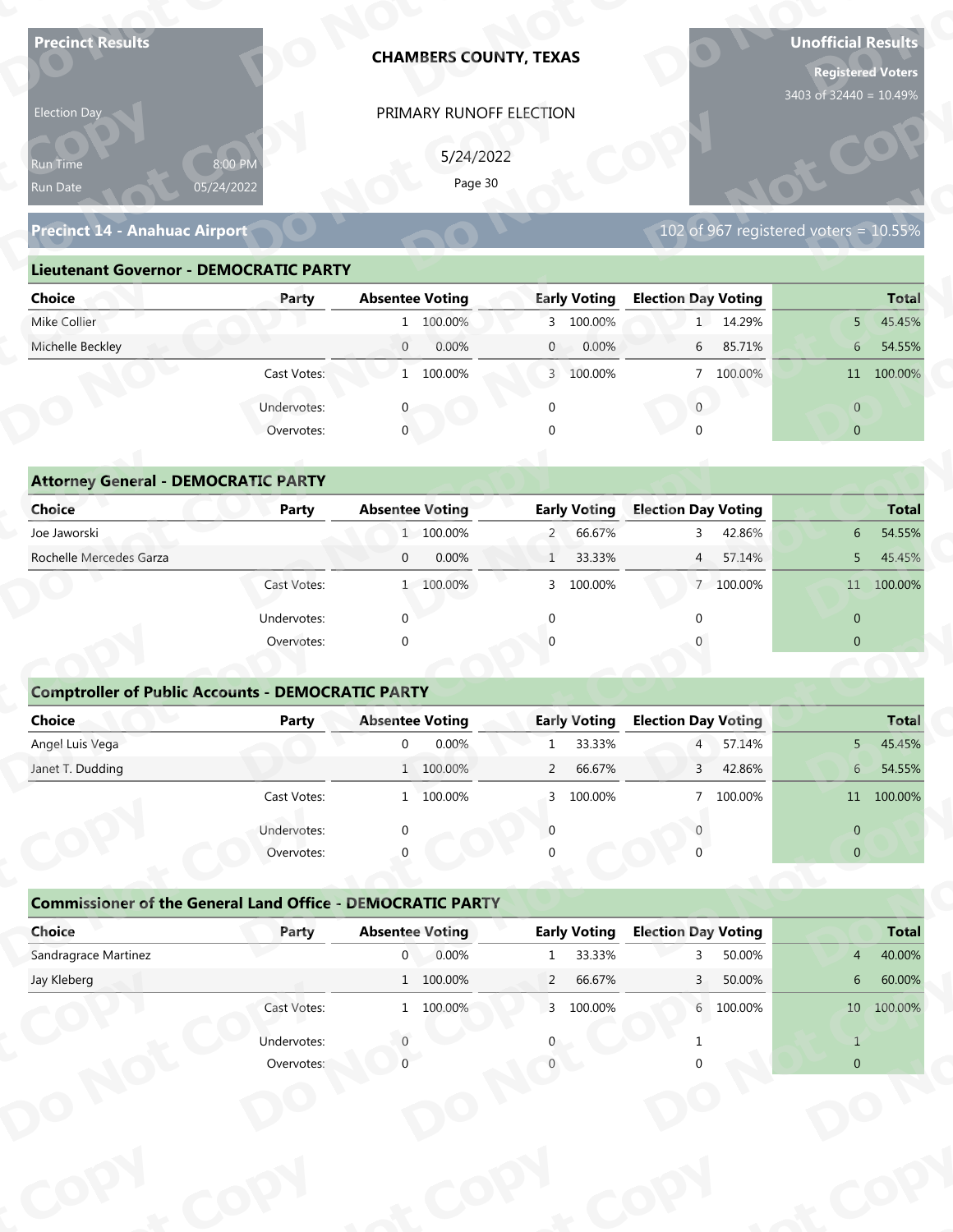**Precinct Results**

Election Day

Run Time 8:00 PM
Run Date 05/24/2022

## CHAMBERS COUNTY, TEXAS

PRIMARY RUNOFF ELECTION

5/24/2022

**Unofficial Results**

**Registered Voters**
3403 of 32440 = 10.49%

## Precinct 14 - Anahuac Airport

102 of 967 registered voters = 10.55%

### Lieutenant Governor - DEMOCRATIC PARTY

| Choice | Party | Absentee Voting | | Early Voting | | Election Day Voting | | Total | |
|---|---|---|---|---|---|---|---|---|---|
| Mike Collier | | 1 | 100.00% | 3 | 100.00% | 1 | 14.29% | 5 | 45.45% |
| Michelle Beckley | | 0 | 0.00% | 0 | 0.00% | 6 | 85.71% | 6 | 54.55% |
| | Cast Votes: | 1 | 100.00% | 3 | 100.00% | 7 | 100.00% | 11 | 100.00% |
| | Undervotes: | 0 | | 0 | | 0 | | 0 | |
| | Overvotes: | 0 | | 0 | | 0 | | 0 | |

### Attorney General - DEMOCRATIC PARTY

| Choice | Party | Absentee Voting | | Early Voting | | Election Day Voting | | Total | |
|---|---|---|---|---|---|---|---|---|---|
| Joe Jaworski | | 1 | 100.00% | 2 | 66.67% | 3 | 42.86% | 6 | 54.55% |
| Rochelle Mercedes Garza | | 0 | 0.00% | 1 | 33.33% | 4 | 57.14% | 5 | 45.45% |
| | Cast Votes: | 1 | 100.00% | 3 | 100.00% | 7 | 100.00% | 11 | 100.00% |
| | Undervotes: | 0 | | 0 | | 0 | | 0 | |
| | Overvotes: | 0 | | 0 | | 0 | | 0 | |

### Comptroller of Public Accounts - DEMOCRATIC PARTY

| Choice | Party | Absentee Voting | | Early Voting | | Election Day Voting | | Total | |
|---|---|---|---|---|---|---|---|---|---|
| Angel Luis Vega | | 0 | 0.00% | 1 | 33.33% | 4 | 57.14% | 5 | 45.45% |
| Janet T. Dudding | | 1 | 100.00% | 2 | 66.67% | 3 | 42.86% | 6 | 54.55% |
| | Cast Votes: | 1 | 100.00% | 3 | 100.00% | 7 | 100.00% | 11 | 100.00% |
| | Undervotes: | 0 | | 0 | | 0 | | 0 | |
| | Overvotes: | 0 | | 0 | | 0 | | 0 | |

### Commissioner of the General Land Office - DEMOCRATIC PARTY

| Choice | Party | Absentee Voting | | Early Voting | | Election Day Voting | | Total | |
|---|---|---|---|---|---|---|---|---|---|
| Sandragrace Martinez | | 0 | 0.00% | 1 | 33.33% | 3 | 50.00% | 4 | 40.00% |
| Jay Kleberg | | 1 | 100.00% | 2 | 66.67% | 3 | 50.00% | 6 | 60.00% |
| | Cast Votes: | 1 | 100.00% | 3 | 100.00% | 6 | 100.00% | 10 | 100.00% |
| | Undervotes: | 0 | | 0 | | 1 | | 1 | |
| | Overvotes: | 0 | | 0 | | 0 | | 0 | |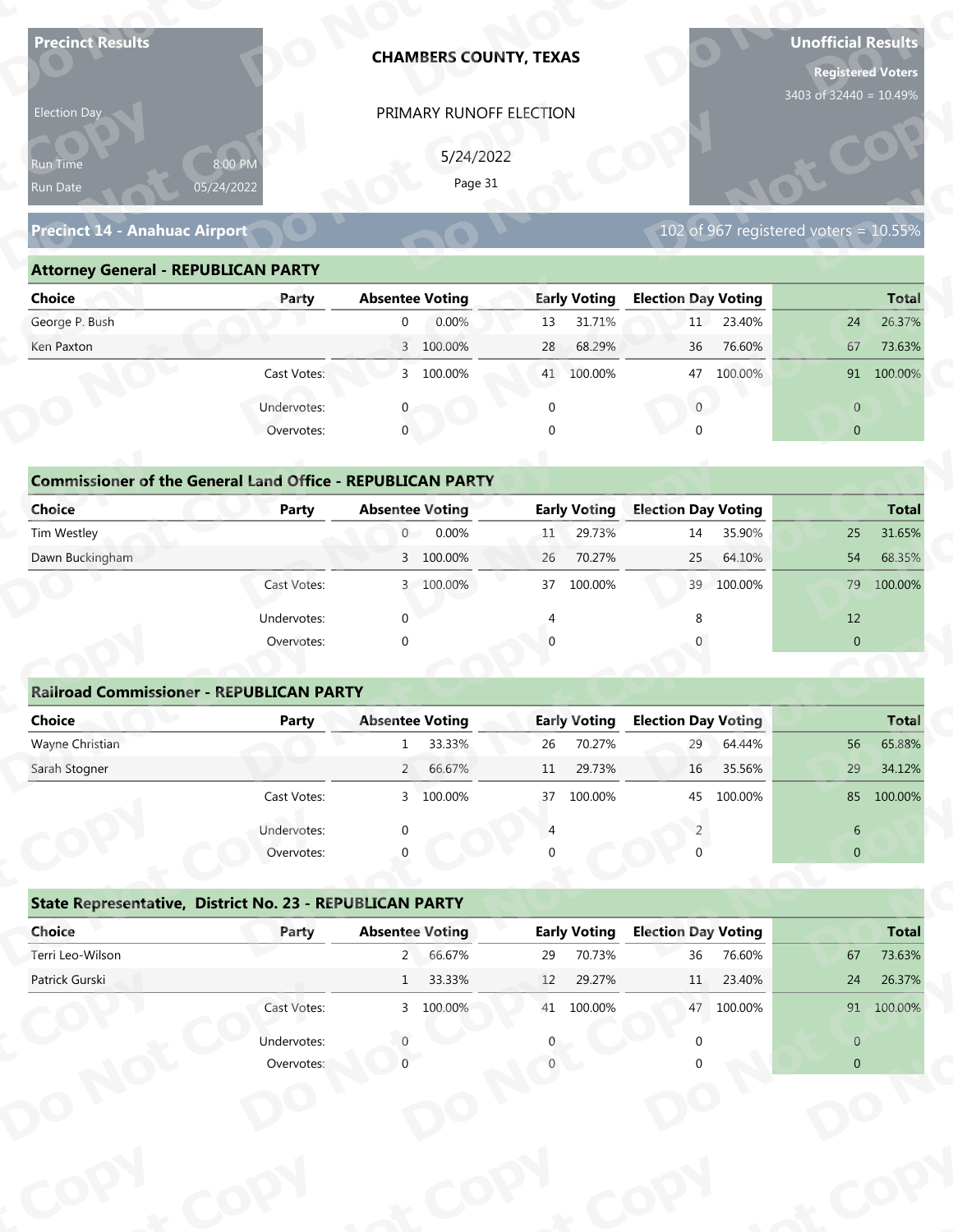**Precinct Results** | **CHAMBERS COUNTY, TEXAS** | **Unofficial Results**

Election Day

PRIMARY RUNOFF ELECTION

Registered Voters
3403 of 32440 = 10.49%

Run Time 8:00 PM
Run Date 05/24/2022

5/24/2022

## Precinct 14 - Anahuac Airport

102 of 967 registered voters = 10.55%

### Attorney General - REPUBLICAN PARTY

| Choice | Party | Absentee Voting | | Early Voting | | Election Day Voting | | Total | |
|---|---|---|---|---|---|---|---|---|---|
| George P. Bush | | 0 | 0.00% | 13 | 31.71% | 11 | 23.40% | 24 | 26.37% |
| Ken Paxton | | 3 | 100.00% | 28 | 68.29% | 36 | 76.60% | 67 | 73.63% |
| | Cast Votes: | 3 | 100.00% | 41 | 100.00% | 47 | 100.00% | 91 | 100.00% |
| | Undervotes: | 0 | | 0 | | 0 | | 0 | |
| | Overvotes: | 0 | | 0 | | 0 | | 0 | |

### Commissioner of the General Land Office - REPUBLICAN PARTY

| Choice | Party | Absentee Voting | | Early Voting | | Election Day Voting | | Total | |
|---|---|---|---|---|---|---|---|---|---|
| Tim Westley | | 0 | 0.00% | 11 | 29.73% | 14 | 35.90% | 25 | 31.65% |
| Dawn Buckingham | | 3 | 100.00% | 26 | 70.27% | 25 | 64.10% | 54 | 68.35% |
| | Cast Votes: | 3 | 100.00% | 37 | 100.00% | 39 | 100.00% | 79 | 100.00% |
| | Undervotes: | 0 | | 4 | | 8 | | 12 | |
| | Overvotes: | 0 | | 0 | | 0 | | 0 | |

### Railroad Commissioner - REPUBLICAN PARTY

| Choice | Party | Absentee Voting | | Early Voting | | Election Day Voting | | Total | |
|---|---|---|---|---|---|---|---|---|---|
| Wayne Christian | | 1 | 33.33% | 26 | 70.27% | 29 | 64.44% | 56 | 65.88% |
| Sarah Stogner | | 2 | 66.67% | 11 | 29.73% | 16 | 35.56% | 29 | 34.12% |
| | Cast Votes: | 3 | 100.00% | 37 | 100.00% | 45 | 100.00% | 85 | 100.00% |
| | Undervotes: | 0 | | 4 | | 2 | | 6 | |
| | Overvotes: | 0 | | 0 | | 0 | | 0 | |

### State Representative, District No. 23 - REPUBLICAN PARTY

| Choice | Party | Absentee Voting | | Early Voting | | Election Day Voting | | Total | |
|---|---|---|---|---|---|---|---|---|---|
| Terri Leo-Wilson | | 2 | 66.67% | 29 | 70.73% | 36 | 76.60% | 67 | 73.63% |
| Patrick Gurski | | 1 | 33.33% | 12 | 29.27% | 11 | 23.40% | 24 | 26.37% |
| | Cast Votes: | 3 | 100.00% | 41 | 100.00% | 47 | 100.00% | 91 | 100.00% |
| | Undervotes: | 0 | | 0 | | 0 | | 0 | |
| | Overvotes: | 0 | | 0 | | 0 | | 0 | |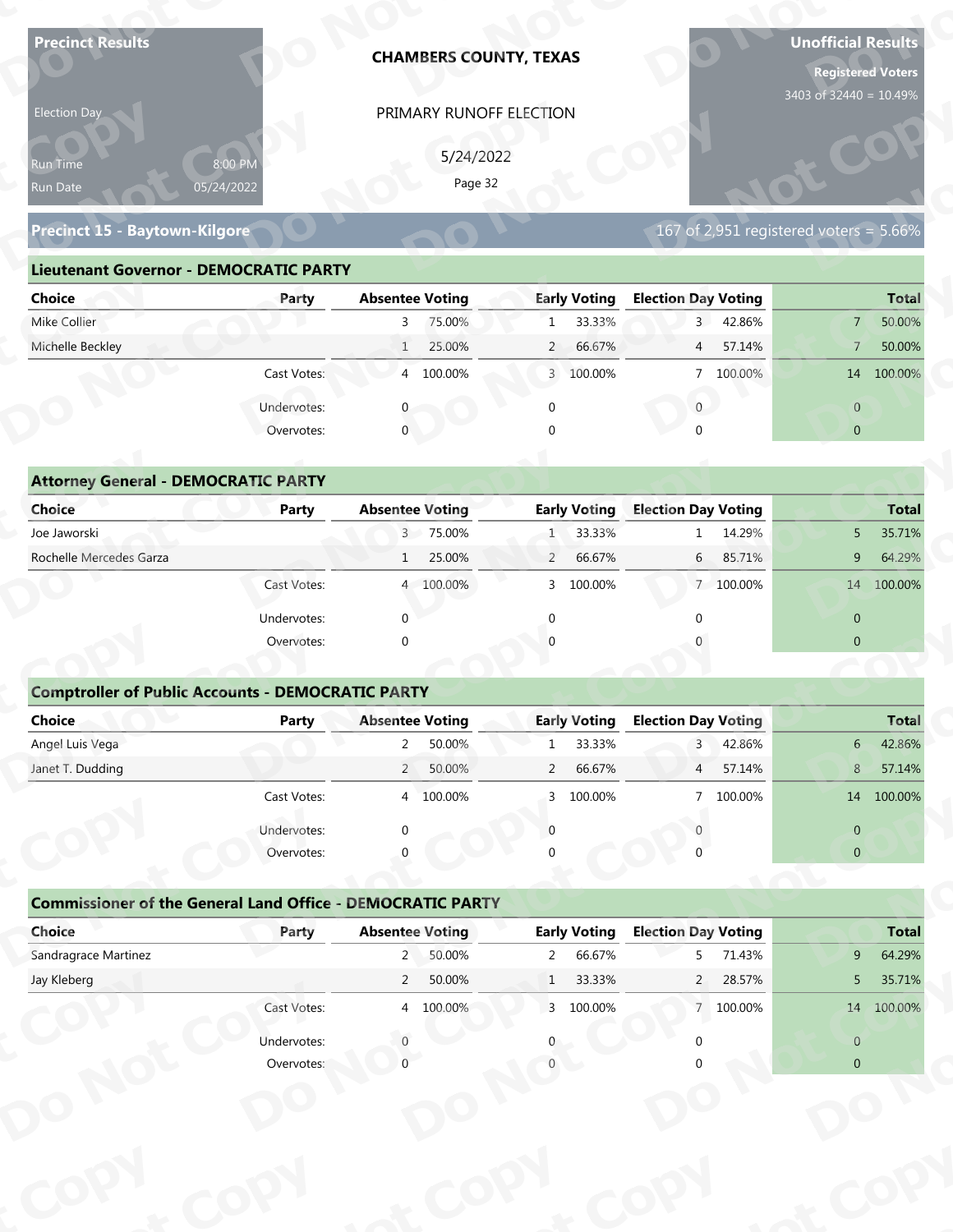**Precinct Results**

Election Day

Run Time 8:00 PM
Run Date 05/24/2022

# CHAMBERS COUNTY, TEXAS

PRIMARY RUNOFF ELECTION

5/24/2022

**Unofficial Results**

**Registered Voters**
3403 of 32440 = 10.49%

## Precinct 15 - Baytown-Kilgore

167 of 2,951 registered voters = 5.66%

### Lieutenant Governor - DEMOCRATIC PARTY

| Choice | Party | Absentee Voting | | Early Voting | | Election Day Voting | | Total | |
|---|---|---|---|---|---|---|---|---|---|
| Mike Collier | | 3 | 75.00% | 1 | 33.33% | 3 | 42.86% | 7 | 50.00% |
| Michelle Beckley | | 1 | 25.00% | 2 | 66.67% | 4 | 57.14% | 7 | 50.00% |
| | Cast Votes: | 4 | 100.00% | 3 | 100.00% | 7 | 100.00% | 14 | 100.00% |
| | Undervotes: | 0 | | 0 | | 0 | | 0 | |
| | Overvotes: | 0 | | 0 | | 0 | | 0 | |

### Attorney General - DEMOCRATIC PARTY

| Choice | Party | Absentee Voting | | Early Voting | | Election Day Voting | | Total | |
|---|---|---|---|---|---|---|---|---|---|
| Joe Jaworski | | 3 | 75.00% | 1 | 33.33% | 1 | 14.29% | 5 | 35.71% |
| Rochelle Mercedes Garza | | 1 | 25.00% | 2 | 66.67% | 6 | 85.71% | 9 | 64.29% |
| | Cast Votes: | 4 | 100.00% | 3 | 100.00% | 7 | 100.00% | 14 | 100.00% |
| | Undervotes: | 0 | | 0 | | 0 | | 0 | |
| | Overvotes: | 0 | | 0 | | 0 | | 0 | |

### Comptroller of Public Accounts - DEMOCRATIC PARTY

| Choice | Party | Absentee Voting | | Early Voting | | Election Day Voting | | Total | |
|---|---|---|---|---|---|---|---|---|---|
| Angel Luis Vega | | 2 | 50.00% | 1 | 33.33% | 3 | 42.86% | 6 | 42.86% |
| Janet T. Dudding | | 2 | 50.00% | 2 | 66.67% | 4 | 57.14% | 8 | 57.14% |
| | Cast Votes: | 4 | 100.00% | 3 | 100.00% | 7 | 100.00% | 14 | 100.00% |
| | Undervotes: | 0 | | 0 | | 0 | | 0 | |
| | Overvotes: | 0 | | 0 | | 0 | | 0 | |

### Commissioner of the General Land Office - DEMOCRATIC PARTY

| Choice | Party | Absentee Voting | | Early Voting | | Election Day Voting | | Total | |
|---|---|---|---|---|---|---|---|---|---|
| Sandragrace Martinez | | 2 | 50.00% | 2 | 66.67% | 5 | 71.43% | 9 | 64.29% |
| Jay Kleberg | | 2 | 50.00% | 1 | 33.33% | 2 | 28.57% | 5 | 35.71% |
| | Cast Votes: | 4 | 100.00% | 3 | 100.00% | 7 | 100.00% | 14 | 100.00% |
| | Undervotes: | 0 | | 0 | | 0 | | 0 | |
| | Overvotes: | 0 | | 0 | | 0 | | 0 | |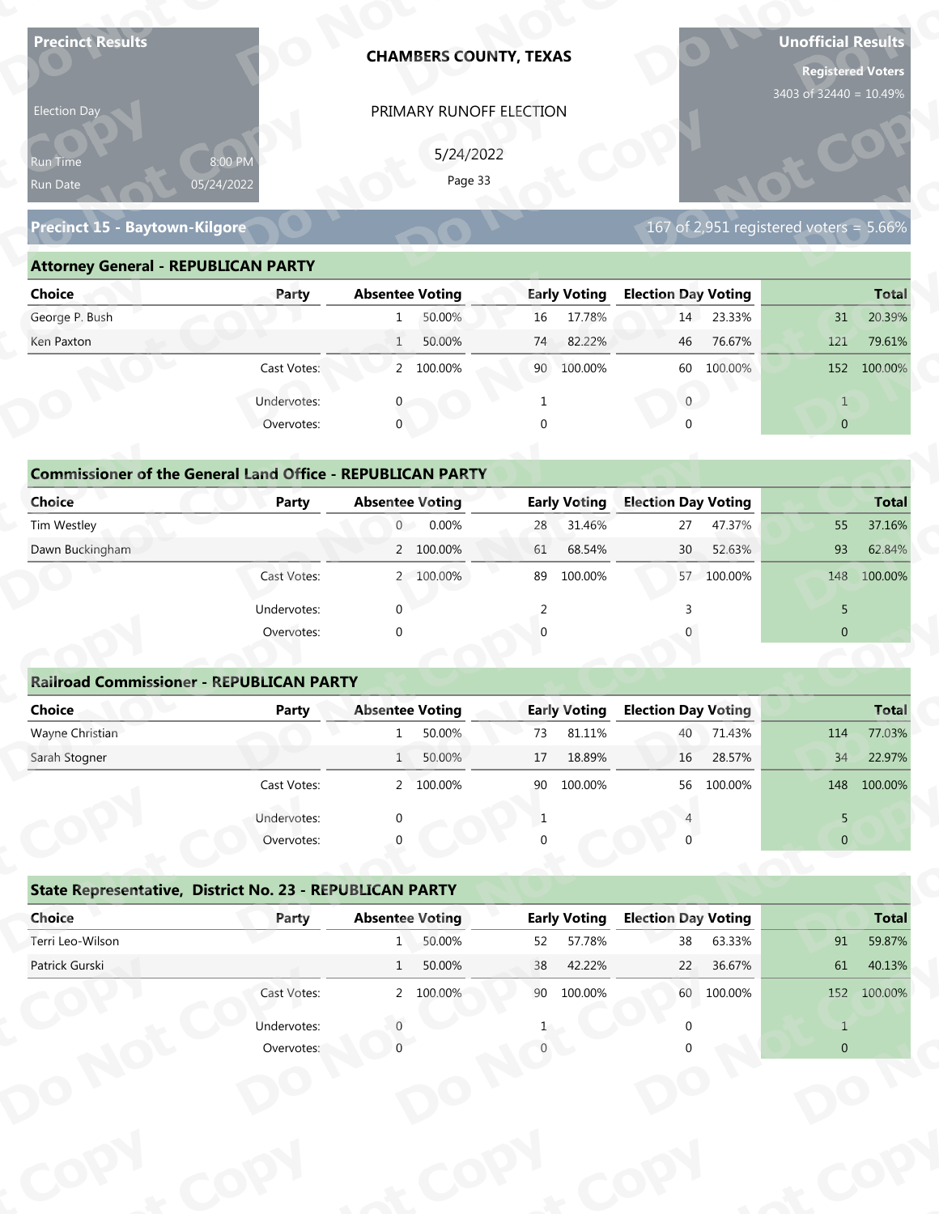**Precinct Results**

Election Day

Run Time 8:00 PM

Run Date 05/24/2022

# CHAMBERS COUNTY, TEXAS

PRIMARY RUNOFF ELECTION

5/24/2022

**Unofficial Results**

**Registered Voters**

3403 of 32440 = 10.49%

## Precinct 15 - Baytown-Kilgore

167 of 2,951 registered voters = 5.66%

### Attorney General - REPUBLICAN PARTY

| Choice | Party | Absentee Voting | | Early Voting | | Election Day Voting | | Total | |
|---|---|---|---|---|---|---|---|---|---|
| George P. Bush | | 1 | 50.00% | 16 | 17.78% | 14 | 23.33% | 31 | 20.39% |
| Ken Paxton | | 1 | 50.00% | 74 | 82.22% | 46 | 76.67% | 121 | 79.61% |
| | Cast Votes: | 2 | 100.00% | 90 | 100.00% | 60 | 100.00% | 152 | 100.00% |
| | Undervotes: | 0 | | 1 | | 0 | | 1 | |
| | Overvotes: | 0 | | 0 | | 0 | | 0 | |

### Commissioner of the General Land Office - REPUBLICAN PARTY

| Choice | Party | Absentee Voting | | Early Voting | | Election Day Voting | | Total | |
|---|---|---|---|---|---|---|---|---|---|
| Tim Westley | | 0 | 0.00% | 28 | 31.46% | 27 | 47.37% | 55 | 37.16% |
| Dawn Buckingham | | 2 | 100.00% | 61 | 68.54% | 30 | 52.63% | 93 | 62.84% |
| | Cast Votes: | 2 | 100.00% | 89 | 100.00% | 57 | 100.00% | 148 | 100.00% |
| | Undervotes: | 0 | | 2 | | 3 | | 5 | |
| | Overvotes: | 0 | | 0 | | 0 | | 0 | |

### Railroad Commissioner - REPUBLICAN PARTY

| Choice | Party | Absentee Voting | | Early Voting | | Election Day Voting | | Total | |
|---|---|---|---|---|---|---|---|---|---|
| Wayne Christian | | 1 | 50.00% | 73 | 81.11% | 40 | 71.43% | 114 | 77.03% |
| Sarah Stogner | | 1 | 50.00% | 17 | 18.89% | 16 | 28.57% | 34 | 22.97% |
| | Cast Votes: | 2 | 100.00% | 90 | 100.00% | 56 | 100.00% | 148 | 100.00% |
| | Undervotes: | 0 | | 1 | | 4 | | 5 | |
| | Overvotes: | 0 | | 0 | | 0 | | 0 | |

### State Representative, District No. 23 - REPUBLICAN PARTY

| Choice | Party | Absentee Voting | | Early Voting | | Election Day Voting | | Total | |
|---|---|---|---|---|---|---|---|---|---|
| Terri Leo-Wilson | | 1 | 50.00% | 52 | 57.78% | 38 | 63.33% | 91 | 59.87% |
| Patrick Gurski | | 1 | 50.00% | 38 | 42.22% | 22 | 36.67% | 61 | 40.13% |
| | Cast Votes: | 2 | 100.00% | 90 | 100.00% | 60 | 100.00% | 152 | 100.00% |
| | Undervotes: | 0 | | 1 | | 0 | | 1 | |
| | Overvotes: | 0 | | 0 | | 0 | | 0 | |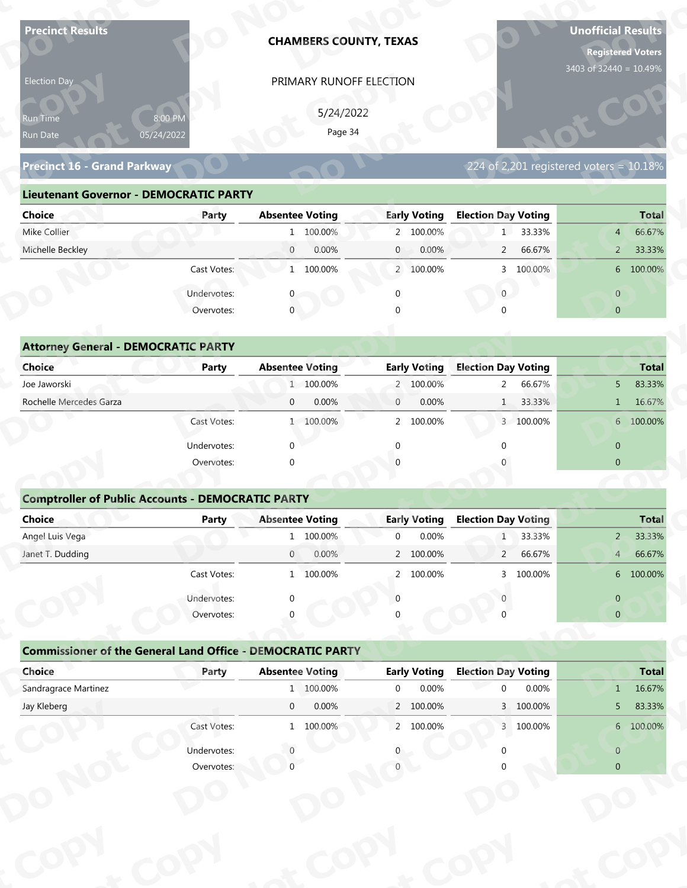**Precinct Results**

Election Day

Run Time 8:00 PM

Run Date 05/24/2022

# CHAMBERS COUNTY, TEXAS

PRIMARY RUNOFF ELECTION

5/24/2022

**Unofficial Results**

**Registered Voters**

3403 of 32440 = 10.49%

## Precinct 16 - Grand Parkway

224 of 2,201 registered voters = 10.18%

### Lieutenant Governor - DEMOCRATIC PARTY

| Choice | Party | Absentee Voting | | Early Voting | | Election Day Voting | | Total | |
|---|---|---|---|---|---|---|---|---|---|
| Mike Collier | | 1 | 100.00% | 2 | 100.00% | 1 | 33.33% | 4 | 66.67% |
| Michelle Beckley | | 0 | 0.00% | 0 | 0.00% | 2 | 66.67% | 2 | 33.33% |
| | Cast Votes: | 1 | 100.00% | 2 | 100.00% | 3 | 100.00% | 6 | 100.00% |
| | Undervotes: | 0 | | 0 | | 0 | | 0 | |
| | Overvotes: | 0 | | 0 | | 0 | | 0 | |

### Attorney General - DEMOCRATIC PARTY

| Choice | Party | Absentee Voting | | Early Voting | | Election Day Voting | | Total | |
|---|---|---|---|---|---|---|---|---|---|
| Joe Jaworski | | 1 | 100.00% | 2 | 100.00% | 2 | 66.67% | 5 | 83.33% |
| Rochelle Mercedes Garza | | 0 | 0.00% | 0 | 0.00% | 1 | 33.33% | 1 | 16.67% |
| | Cast Votes: | 1 | 100.00% | 2 | 100.00% | 3 | 100.00% | 6 | 100.00% |
| | Undervotes: | 0 | | 0 | | 0 | | 0 | |
| | Overvotes: | 0 | | 0 | | 0 | | 0 | |

### Comptroller of Public Accounts - DEMOCRATIC PARTY

| Choice | Party | Absentee Voting | | Early Voting | | Election Day Voting | | Total | |
|---|---|---|---|---|---|---|---|---|---|
| Angel Luis Vega | | 1 | 100.00% | 0 | 0.00% | 1 | 33.33% | 2 | 33.33% |
| Janet T. Dudding | | 0 | 0.00% | 2 | 100.00% | 2 | 66.67% | 4 | 66.67% |
| | Cast Votes: | 1 | 100.00% | 2 | 100.00% | 3 | 100.00% | 6 | 100.00% |
| | Undervotes: | 0 | | 0 | | 0 | | 0 | |
| | Overvotes: | 0 | | 0 | | 0 | | 0 | |

### Commissioner of the General Land Office - DEMOCRATIC PARTY

| Choice | Party | Absentee Voting | | Early Voting | | Election Day Voting | | Total | |
|---|---|---|---|---|---|---|---|---|---|
| Sandragrace Martinez | | 1 | 100.00% | 0 | 0.00% | 0 | 0.00% | 1 | 16.67% |
| Jay Kleberg | | 0 | 0.00% | 2 | 100.00% | 3 | 100.00% | 5 | 83.33% |
| | Cast Votes: | 1 | 100.00% | 2 | 100.00% | 3 | 100.00% | 6 | 100.00% |
| | Undervotes: | 0 | | 0 | | 0 | | 0 | |
| | Overvotes: | 0 | | 0 | | 0 | | 0 | |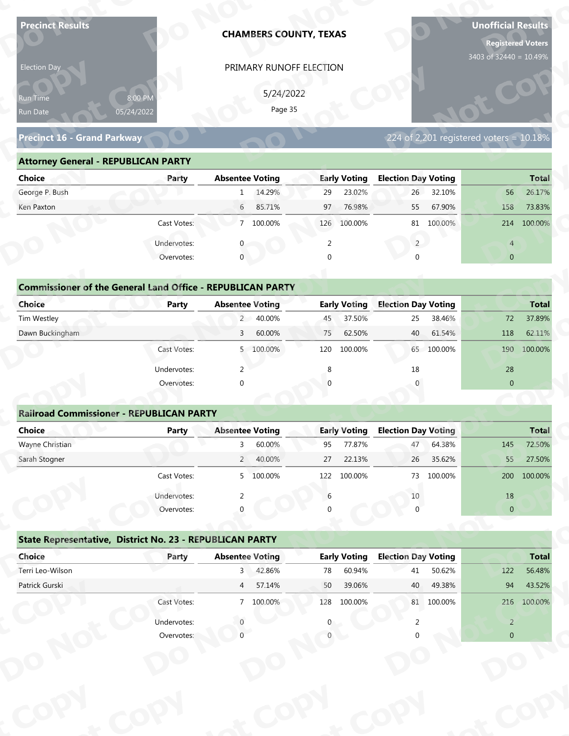**Precinct Results**

Election Day

Run Time 8:00 PM
Run Date 05/24/2022

# CHAMBERS COUNTY, TEXAS

PRIMARY RUNOFF ELECTION

5/24/2022

**Unofficial Results**

**Registered Voters**
3403 of 32440 = 10.49%

## Precinct 16 - Grand Parkway

224 of 2,201 registered voters = 10.18%

### Attorney General - REPUBLICAN PARTY

| Choice | Party | Absentee Voting | | Early Voting | | Election Day Voting | | Total | |
|---|---|---|---|---|---|---|---|---|---|
| George P. Bush | | 1 | 14.29% | 29 | 23.02% | 26 | 32.10% | 56 | 26.17% |
| Ken Paxton | | 6 | 85.71% | 97 | 76.98% | 55 | 67.90% | 158 | 73.83% |
| | Cast Votes: | 7 | 100.00% | 126 | 100.00% | 81 | 100.00% | 214 | 100.00% |
| | Undervotes: | 0 | | 2 | | 2 | | 4 | |
| | Overvotes: | 0 | | 0 | | 0 | | 0 | |

### Commissioner of the General Land Office - REPUBLICAN PARTY

| Choice | Party | Absentee Voting | | Early Voting | | Election Day Voting | | Total | |
|---|---|---|---|---|---|---|---|---|---|
| Tim Westley | | 2 | 40.00% | 45 | 37.50% | 25 | 38.46% | 72 | 37.89% |
| Dawn Buckingham | | 3 | 60.00% | 75 | 62.50% | 40 | 61.54% | 118 | 62.11% |
| | Cast Votes: | 5 | 100.00% | 120 | 100.00% | 65 | 100.00% | 190 | 100.00% |
| | Undervotes: | 2 | | 8 | | 18 | | 28 | |
| | Overvotes: | 0 | | 0 | | 0 | | 0 | |

### Railroad Commissioner - REPUBLICAN PARTY

| Choice | Party | Absentee Voting | | Early Voting | | Election Day Voting | | Total | |
|---|---|---|---|---|---|---|---|---|---|
| Wayne Christian | | 3 | 60.00% | 95 | 77.87% | 47 | 64.38% | 145 | 72.50% |
| Sarah Stogner | | 2 | 40.00% | 27 | 22.13% | 26 | 35.62% | 55 | 27.50% |
| | Cast Votes: | 5 | 100.00% | 122 | 100.00% | 73 | 100.00% | 200 | 100.00% |
| | Undervotes: | 2 | | 6 | | 10 | | 18 | |
| | Overvotes: | 0 | | 0 | | 0 | | 0 | |

### State Representative, District No. 23 - REPUBLICAN PARTY

| Choice | Party | Absentee Voting | | Early Voting | | Election Day Voting | | Total | |
|---|---|---|---|---|---|---|---|---|---|
| Terri Leo-Wilson | | 3 | 42.86% | 78 | 60.94% | 41 | 50.62% | 122 | 56.48% |
| Patrick Gurski | | 4 | 57.14% | 50 | 39.06% | 40 | 49.38% | 94 | 43.52% |
| | Cast Votes: | 7 | 100.00% | 128 | 100.00% | 81 | 100.00% | 216 | 100.00% |
| | Undervotes: | 0 | | 0 | | 2 | | 2 | |
| | Overvotes: | 0 | | 0 | | 0 | | 0 | |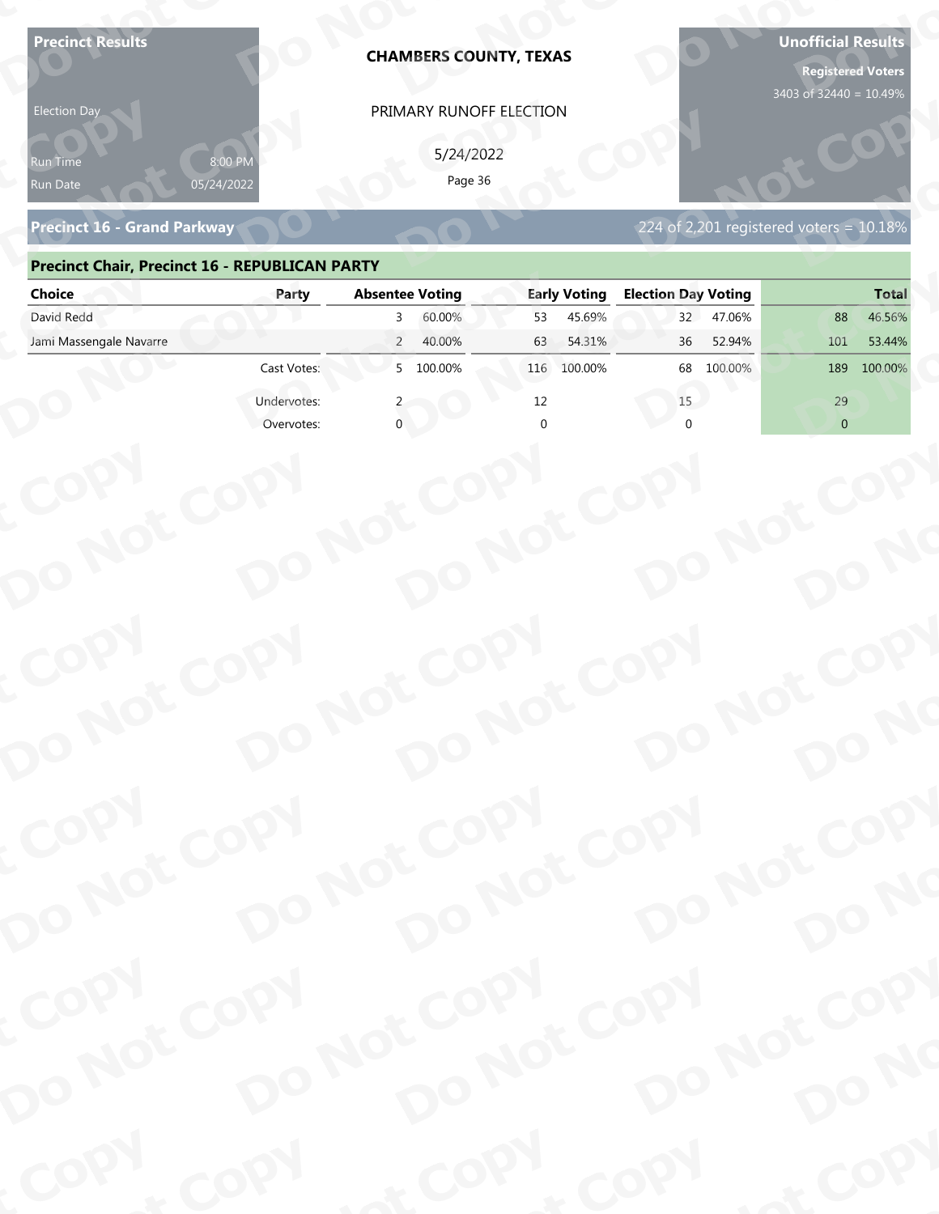**Precinct Results**

Election Day

Run Time 8:00 PM

Run Date 05/24/2022

**CHAMBERS COUNTY, TEXAS**

PRIMARY RUNOFF ELECTION

5/24/2022

**Unofficial Results**

**Registered Voters**

3403 of 32440 = 10.49%

## Precinct 16 - Grand Parkway

224 of 2,201 registered voters = 10.18%

### Precinct Chair, Precinct 16 - REPUBLICAN PARTY

| Choice | Party | Absentee Voting | | Early Voting | | Election Day Voting | | Total | |
|---|---|---|---|---|---|---|---|---|---|
| David Redd | | 3 | 60.00% | 53 | 45.69% | 32 | 47.06% | 88 | 46.56% |
| Jami Massengale Navarre | | 2 | 40.00% | 63 | 54.31% | 36 | 52.94% | 101 | 53.44% |
| | Cast Votes: | 5 | 100.00% | 116 | 100.00% | 68 | 100.00% | 189 | 100.00% |
| | Undervotes: | 2 | | 12 | | 15 | | 29 | |
| | Overvotes: | 0 | | 0 | | 0 | | 0 | |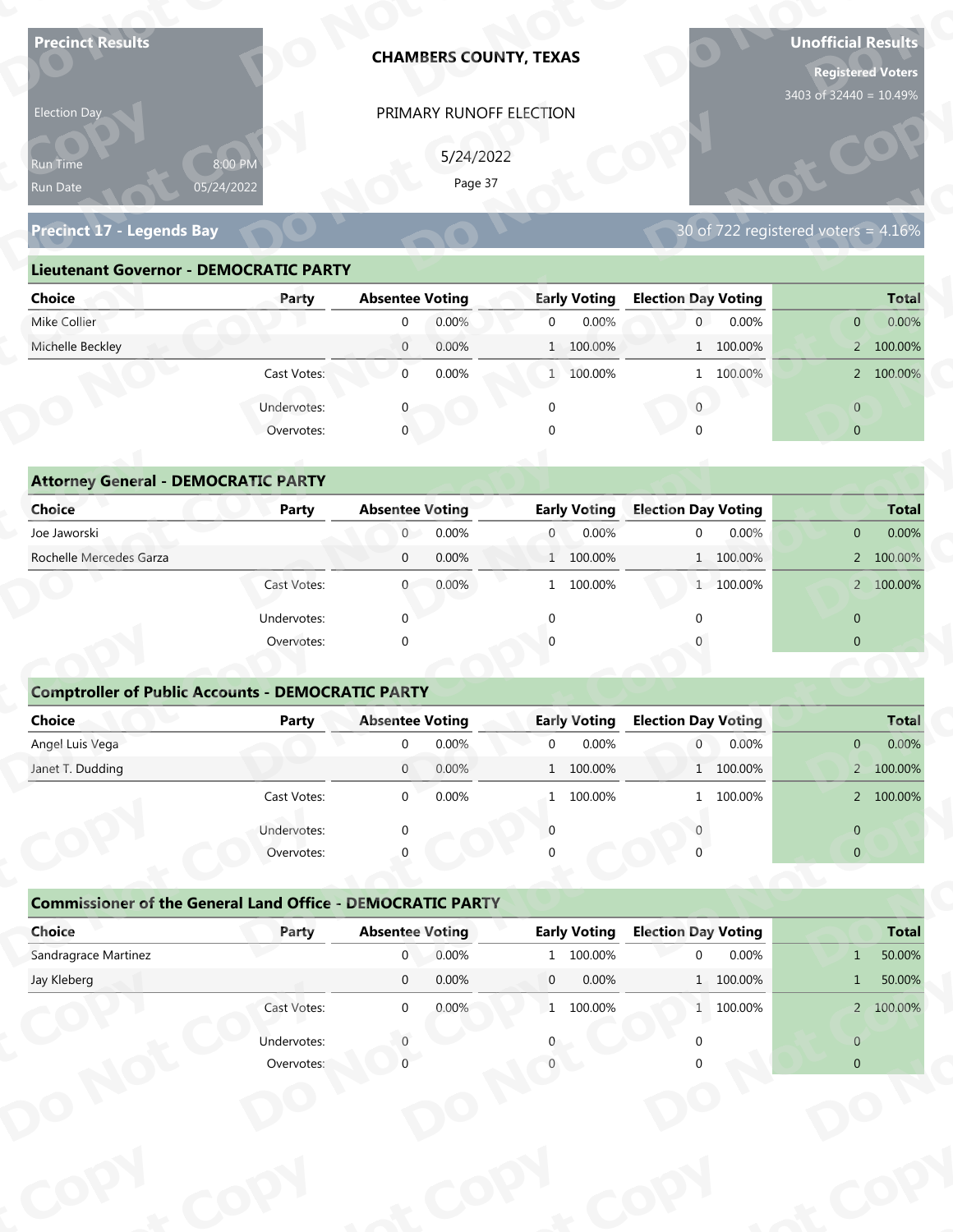**Precinct Results**

Election Day

Run Time 8:00 PM
Run Date 05/24/2022

**CHAMBERS COUNTY, TEXAS**

PRIMARY RUNOFF ELECTION

5/24/2022

**Unofficial Results**

**Registered Voters**
3403 of 32440 = 10.49%

## Precinct 17 - Legends Bay

30 of 722 registered voters = 4.16%

### Lieutenant Governor - DEMOCRATIC PARTY

| Choice | Party | Absentee Voting | | Early Voting | | Election Day Voting | | Total | |
|---|---|---|---|---|---|---|---|---|---|
| Mike Collier | | 0 | 0.00% | 0 | 0.00% | 0 | 0.00% | 0 | 0.00% |
| Michelle Beckley | | 0 | 0.00% | 1 | 100.00% | 1 | 100.00% | 2 | 100.00% |
| | Cast Votes: | 0 | 0.00% | 1 | 100.00% | 1 | 100.00% | 2 | 100.00% |
| | Undervotes: | 0 | | 0 | | 0 | | 0 | |
| | Overvotes: | 0 | | 0 | | 0 | | 0 | |

### Attorney General - DEMOCRATIC PARTY

| Choice | Party | Absentee Voting | | Early Voting | | Election Day Voting | | Total | |
|---|---|---|---|---|---|---|---|---|---|
| Joe Jaworski | | 0 | 0.00% | 0 | 0.00% | 0 | 0.00% | 0 | 0.00% |
| Rochelle Mercedes Garza | | 0 | 0.00% | 1 | 100.00% | 1 | 100.00% | 2 | 100.00% |
| | Cast Votes: | 0 | 0.00% | 1 | 100.00% | 1 | 100.00% | 2 | 100.00% |
| | Undervotes: | 0 | | 0 | | 0 | | 0 | |
| | Overvotes: | 0 | | 0 | | 0 | | 0 | |

### Comptroller of Public Accounts - DEMOCRATIC PARTY

| Choice | Party | Absentee Voting | | Early Voting | | Election Day Voting | | Total | |
|---|---|---|---|---|---|---|---|---|---|
| Angel Luis Vega | | 0 | 0.00% | 0 | 0.00% | 0 | 0.00% | 0 | 0.00% |
| Janet T. Dudding | | 0 | 0.00% | 1 | 100.00% | 1 | 100.00% | 2 | 100.00% |
| | Cast Votes: | 0 | 0.00% | 1 | 100.00% | 1 | 100.00% | 2 | 100.00% |
| | Undervotes: | 0 | | 0 | | 0 | | 0 | |
| | Overvotes: | 0 | | 0 | | 0 | | 0 | |

### Commissioner of the General Land Office - DEMOCRATIC PARTY

| Choice | Party | Absentee Voting | | Early Voting | | Election Day Voting | | Total | |
|---|---|---|---|---|---|---|---|---|---|
| Sandragrace Martinez | | 0 | 0.00% | 1 | 100.00% | 0 | 0.00% | 1 | 50.00% |
| Jay Kleberg | | 0 | 0.00% | 0 | 0.00% | 1 | 100.00% | 1 | 50.00% |
| | Cast Votes: | 0 | 0.00% | 1 | 100.00% | 1 | 100.00% | 2 | 100.00% |
| | Undervotes: | 0 | | 0 | | 0 | | 0 | |
| | Overvotes: | 0 | | 0 | | 0 | | 0 | |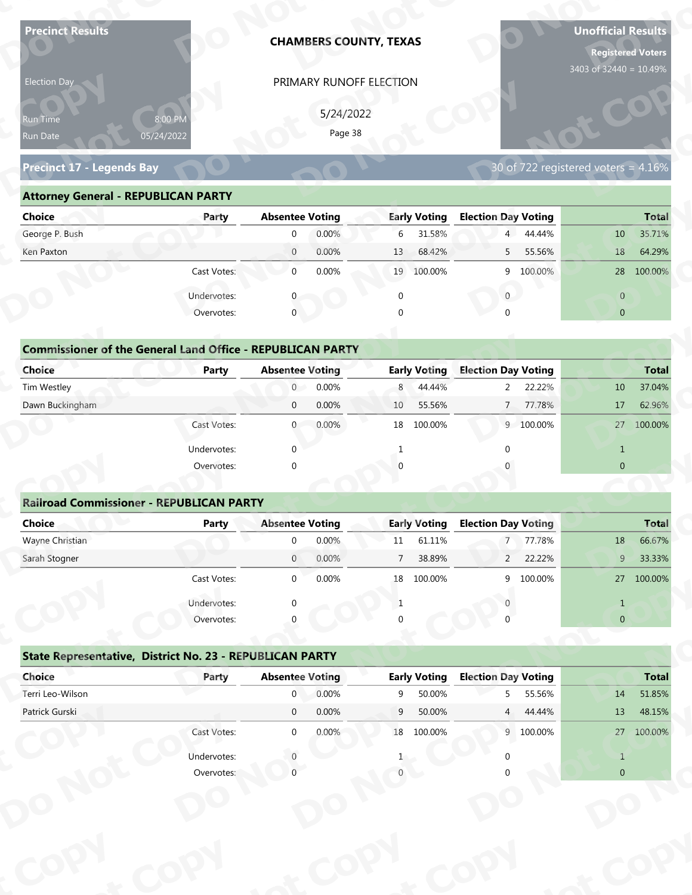**Precinct Results**

Election Day

Run Time 8:00 PM
Run Date 05/24/2022

**CHAMBERS COUNTY, TEXAS**

PRIMARY RUNOFF ELECTION

5/24/2022

**Unofficial Results**

**Registered Voters**
3403 of 32440 = 10.49%

## Precinct 17 - Legends Bay

30 of 722 registered voters = 4.16%

### Attorney General - REPUBLICAN PARTY

| Choice | Party | Absentee Voting | | Early Voting | | Election Day Voting | | Total | |
|---|---|---|---|---|---|---|---|---|---|
| George P. Bush | | 0 | 0.00% | 6 | 31.58% | 4 | 44.44% | 10 | 35.71% |
| Ken Paxton | | 0 | 0.00% | 13 | 68.42% | 5 | 55.56% | 18 | 64.29% |
| | Cast Votes: | 0 | 0.00% | 19 | 100.00% | 9 | 100.00% | 28 | 100.00% |
| | Undervotes: | 0 | | 0 | | 0 | | 0 | |
| | Overvotes: | 0 | | 0 | | 0 | | 0 | |

### Commissioner of the General Land Office - REPUBLICAN PARTY

| Choice | Party | Absentee Voting | | Early Voting | | Election Day Voting | | Total | |
|---|---|---|---|---|---|---|---|---|---|
| Tim Westley | | 0 | 0.00% | 8 | 44.44% | 2 | 22.22% | 10 | 37.04% |
| Dawn Buckingham | | 0 | 0.00% | 10 | 55.56% | 7 | 77.78% | 17 | 62.96% |
| | Cast Votes: | 0 | 0.00% | 18 | 100.00% | 9 | 100.00% | 27 | 100.00% |
| | Undervotes: | 0 | | 1 | | 0 | | 1 | |
| | Overvotes: | 0 | | 0 | | 0 | | 0 | |

### Railroad Commissioner - REPUBLICAN PARTY

| Choice | Party | Absentee Voting | | Early Voting | | Election Day Voting | | Total | |
|---|---|---|---|---|---|---|---|---|---|
| Wayne Christian | | 0 | 0.00% | 11 | 61.11% | 7 | 77.78% | 18 | 66.67% |
| Sarah Stogner | | 0 | 0.00% | 7 | 38.89% | 2 | 22.22% | 9 | 33.33% |
| | Cast Votes: | 0 | 0.00% | 18 | 100.00% | 9 | 100.00% | 27 | 100.00% |
| | Undervotes: | 0 | | 1 | | 0 | | 1 | |
| | Overvotes: | 0 | | 0 | | 0 | | 0 | |

### State Representative, District No. 23 - REPUBLICAN PARTY

| Choice | Party | Absentee Voting | | Early Voting | | Election Day Voting | | Total | |
|---|---|---|---|---|---|---|---|---|---|
| Terri Leo-Wilson | | 0 | 0.00% | 9 | 50.00% | 5 | 55.56% | 14 | 51.85% |
| Patrick Gurski | | 0 | 0.00% | 9 | 50.00% | 4 | 44.44% | 13 | 48.15% |
| | Cast Votes: | 0 | 0.00% | 18 | 100.00% | 9 | 100.00% | 27 | 100.00% |
| | Undervotes: | 0 | | 1 | | 0 | | 1 | |
| | Overvotes: | 0 | | 0 | | 0 | | 0 | |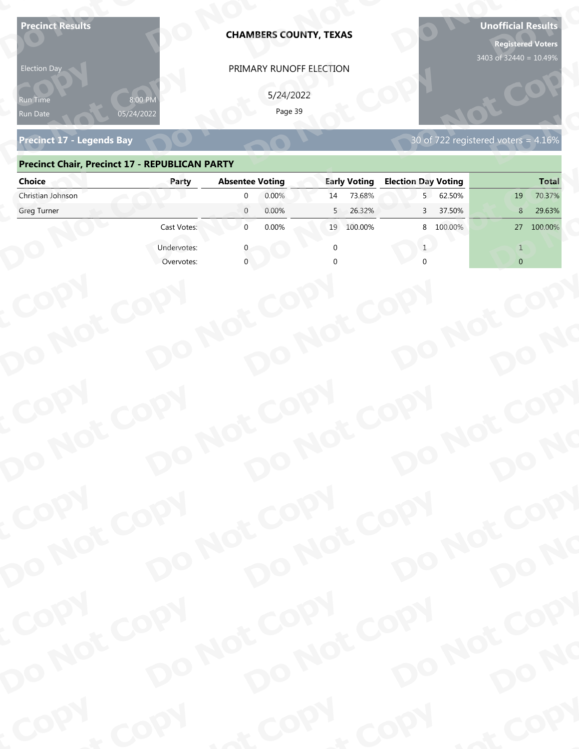**Precinct Results**

Election Day

Run Time 8:00 PM
Run Date 05/24/2022

**CHAMBERS COUNTY, TEXAS**

PRIMARY RUNOFF ELECTION

5/24/2022

**Unofficial Results**

**Registered Voters**
3403 of 32440 = 10.49%

## Precinct 17 - Legends Bay

30 of 722 registered voters = 4.16%

### Precinct Chair, Precinct 17 - REPUBLICAN PARTY

| Choice | Party | Absentee Voting | | Early Voting | | Election Day Voting | | Total | |
|---|---|---|---|---|---|---|---|---|---|
| Christian Johnson | | 0 | 0.00% | 14 | 73.68% | 5 | 62.50% | 19 | 70.37% |
| Greg Turner | | 0 | 0.00% | 5 | 26.32% | 3 | 37.50% | 8 | 29.63% |
| | Cast Votes: | 0 | 0.00% | 19 | 100.00% | 8 | 100.00% | 27 | 100.00% |
| | Undervotes: | 0 | | 0 | | 1 | | 1 | |
| | Overvotes: | 0 | | 0 | | 0 | | 0 | |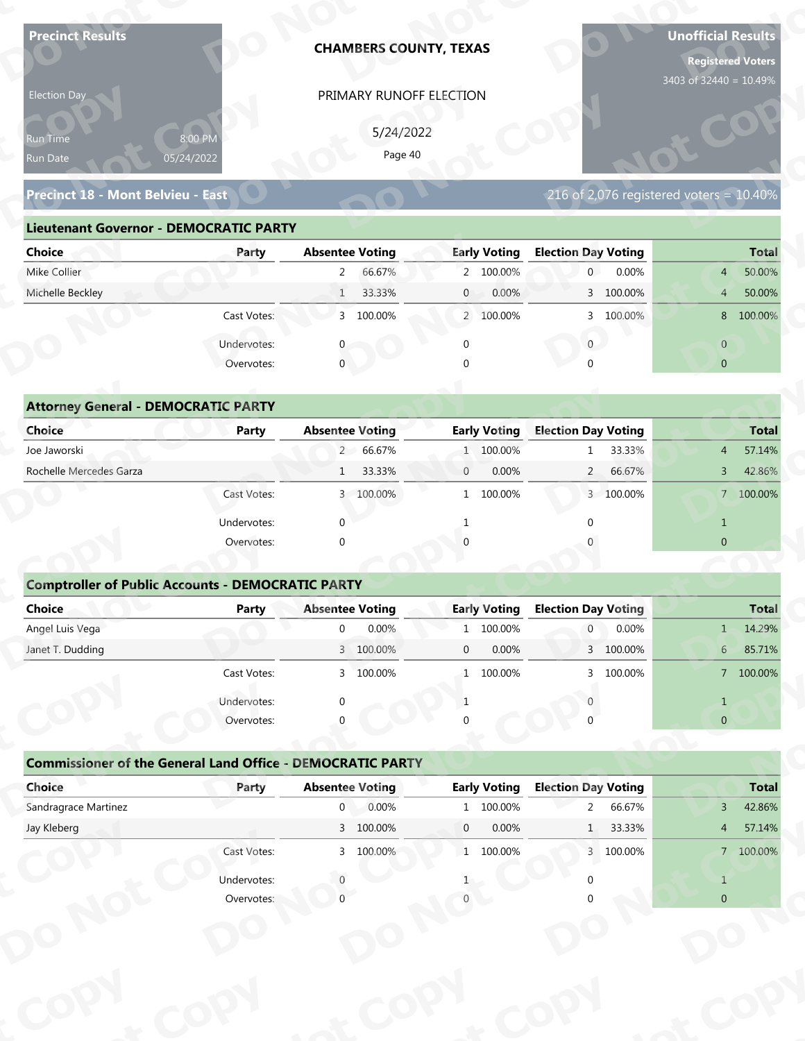**Precinct Results**

Election Day

Run Time 8:00 PM
Run Date 05/24/2022

**CHAMBERS COUNTY, TEXAS**

PRIMARY RUNOFF ELECTION

5/24/2022

**Unofficial Results**

**Registered Voters**
3403 of 32440 = 10.49%

## Precinct 18 - Mont Belvieu - East

216 of 2,076 registered voters = 10.40%

### Lieutenant Governor - DEMOCRATIC PARTY

| Choice | Party | Absentee Voting | | Early Voting | | Election Day Voting | | Total | |
|---|---|---|---|---|---|---|---|---|---|
| Mike Collier | | 2 | 66.67% | 2 | 100.00% | 0 | 0.00% | 4 | 50.00% |
| Michelle Beckley | | 1 | 33.33% | 0 | 0.00% | 3 | 100.00% | 4 | 50.00% |
| | Cast Votes: | 3 | 100.00% | 2 | 100.00% | 3 | 100.00% | 8 | 100.00% |
| | Undervotes: | 0 | | 0 | | 0 | | 0 | |
| | Overvotes: | 0 | | 0 | | 0 | | 0 | |

### Attorney General - DEMOCRATIC PARTY

| Choice | Party | Absentee Voting | | Early Voting | | Election Day Voting | | Total | |
|---|---|---|---|---|---|---|---|---|---|
| Joe Jaworski | | 2 | 66.67% | 1 | 100.00% | 1 | 33.33% | 4 | 57.14% |
| Rochelle Mercedes Garza | | 1 | 33.33% | 0 | 0.00% | 2 | 66.67% | 3 | 42.86% |
| | Cast Votes: | 3 | 100.00% | 1 | 100.00% | 3 | 100.00% | 7 | 100.00% |
| | Undervotes: | 0 | | 1 | | 0 | | 1 | |
| | Overvotes: | 0 | | 0 | | 0 | | 0 | |

### Comptroller of Public Accounts - DEMOCRATIC PARTY

| Choice | Party | Absentee Voting | | Early Voting | | Election Day Voting | | Total | |
|---|---|---|---|---|---|---|---|---|---|
| Angel Luis Vega | | 0 | 0.00% | 1 | 100.00% | 0 | 0.00% | 1 | 14.29% |
| Janet T. Dudding | | 3 | 100.00% | 0 | 0.00% | 3 | 100.00% | 6 | 85.71% |
| | Cast Votes: | 3 | 100.00% | 1 | 100.00% | 3 | 100.00% | 7 | 100.00% |
| | Undervotes: | 0 | | 1 | | 0 | | 1 | |
| | Overvotes: | 0 | | 0 | | 0 | | 0 | |

### Commissioner of the General Land Office - DEMOCRATIC PARTY

| Choice | Party | Absentee Voting | | Early Voting | | Election Day Voting | | Total | |
|---|---|---|---|---|---|---|---|---|---|
| Sandragrace Martinez | | 0 | 0.00% | 1 | 100.00% | 2 | 66.67% | 3 | 42.86% |
| Jay Kleberg | | 3 | 100.00% | 0 | 0.00% | 1 | 33.33% | 4 | 57.14% |
| | Cast Votes: | 3 | 100.00% | 1 | 100.00% | 3 | 100.00% | 7 | 100.00% |
| | Undervotes: | 0 | | 1 | | 0 | | 1 | |
| | Overvotes: | 0 | | 0 | | 0 | | 0 | |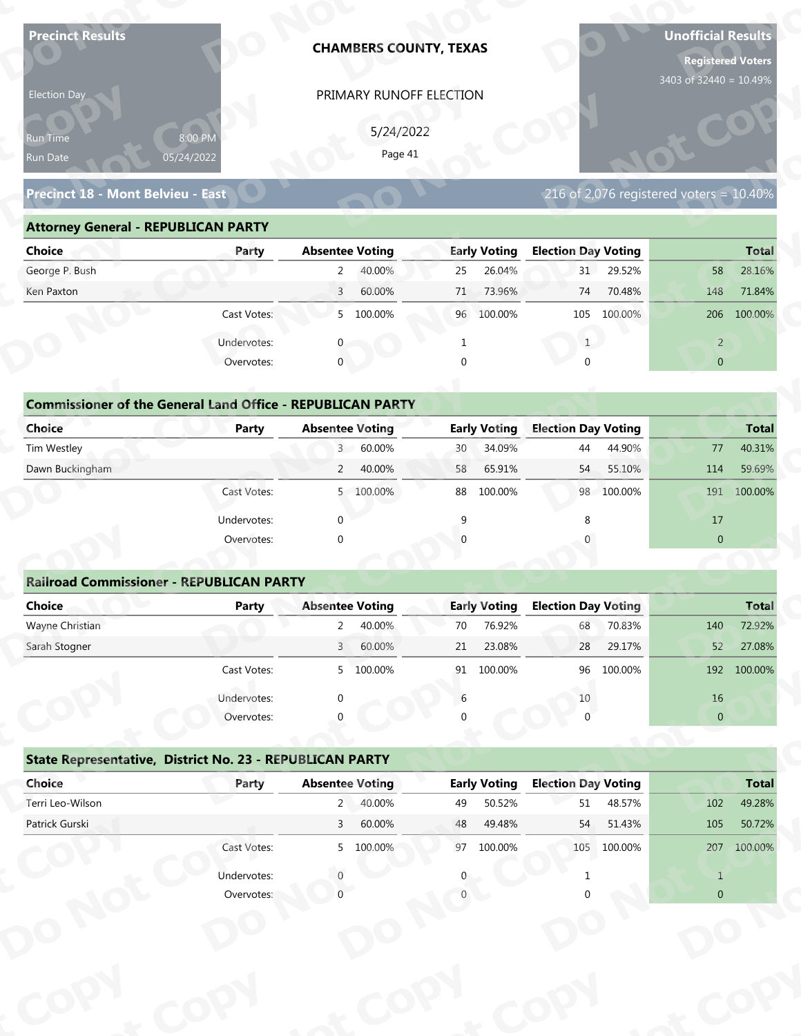**Precinct Results**

Election Day

Run Time 8:00 PM
Run Date 05/24/2022

## CHAMBERS COUNTY, TEXAS

PRIMARY RUNOFF ELECTION

5/24/2022

**Unofficial Results**

**Registered Voters**
3403 of 32440 = 10.49%

## Precinct 18 - Mont Belvieu - East

216 of 2,076 registered voters = 10.40%

### Attorney General - REPUBLICAN PARTY

| Choice | Party | Absentee Voting | | Early Voting | | Election Day Voting | | Total | |
|---|---|---|---|---|---|---|---|---|---|
| George P. Bush | | 2 | 40.00% | 25 | 26.04% | 31 | 29.52% | 58 | 28.16% |
| Ken Paxton | | 3 | 60.00% | 71 | 73.96% | 74 | 70.48% | 148 | 71.84% |
| | Cast Votes: | 5 | 100.00% | 96 | 100.00% | 105 | 100.00% | 206 | 100.00% |
| | Undervotes: | 0 | | 1 | | 1 | | 2 | |
| | Overvotes: | 0 | | 0 | | 0 | | 0 | |

### Commissioner of the General Land Office - REPUBLICAN PARTY

| Choice | Party | Absentee Voting | | Early Voting | | Election Day Voting | | Total | |
|---|---|---|---|---|---|---|---|---|---|
| Tim Westley | | 3 | 60.00% | 30 | 34.09% | 44 | 44.90% | 77 | 40.31% |
| Dawn Buckingham | | 2 | 40.00% | 58 | 65.91% | 54 | 55.10% | 114 | 59.69% |
| | Cast Votes: | 5 | 100.00% | 88 | 100.00% | 98 | 100.00% | 191 | 100.00% |
| | Undervotes: | 0 | | 9 | | 8 | | 17 | |
| | Overvotes: | 0 | | 0 | | 0 | | 0 | |

### Railroad Commissioner - REPUBLICAN PARTY

| Choice | Party | Absentee Voting | | Early Voting | | Election Day Voting | | Total | |
|---|---|---|---|---|---|---|---|---|---|
| Wayne Christian | | 2 | 40.00% | 70 | 76.92% | 68 | 70.83% | 140 | 72.92% |
| Sarah Stogner | | 3 | 60.00% | 21 | 23.08% | 28 | 29.17% | 52 | 27.08% |
| | Cast Votes: | 5 | 100.00% | 91 | 100.00% | 96 | 100.00% | 192 | 100.00% |
| | Undervotes: | 0 | | 6 | | 10 | | 16 | |
| | Overvotes: | 0 | | 0 | | 0 | | 0 | |

### State Representative, District No. 23 - REPUBLICAN PARTY

| Choice | Party | Absentee Voting | | Early Voting | | Election Day Voting | | Total | |
|---|---|---|---|---|---|---|---|---|---|
| Terri Leo-Wilson | | 2 | 40.00% | 49 | 50.52% | 51 | 48.57% | 102 | 49.28% |
| Patrick Gurski | | 3 | 60.00% | 48 | 49.48% | 54 | 51.43% | 105 | 50.72% |
| | Cast Votes: | 5 | 100.00% | 97 | 100.00% | 105 | 100.00% | 207 | 100.00% |
| | Undervotes: | 0 | | 0 | | 1 | | 1 | |
| | Overvotes: | 0 | | 0 | | 0 | | 0 | |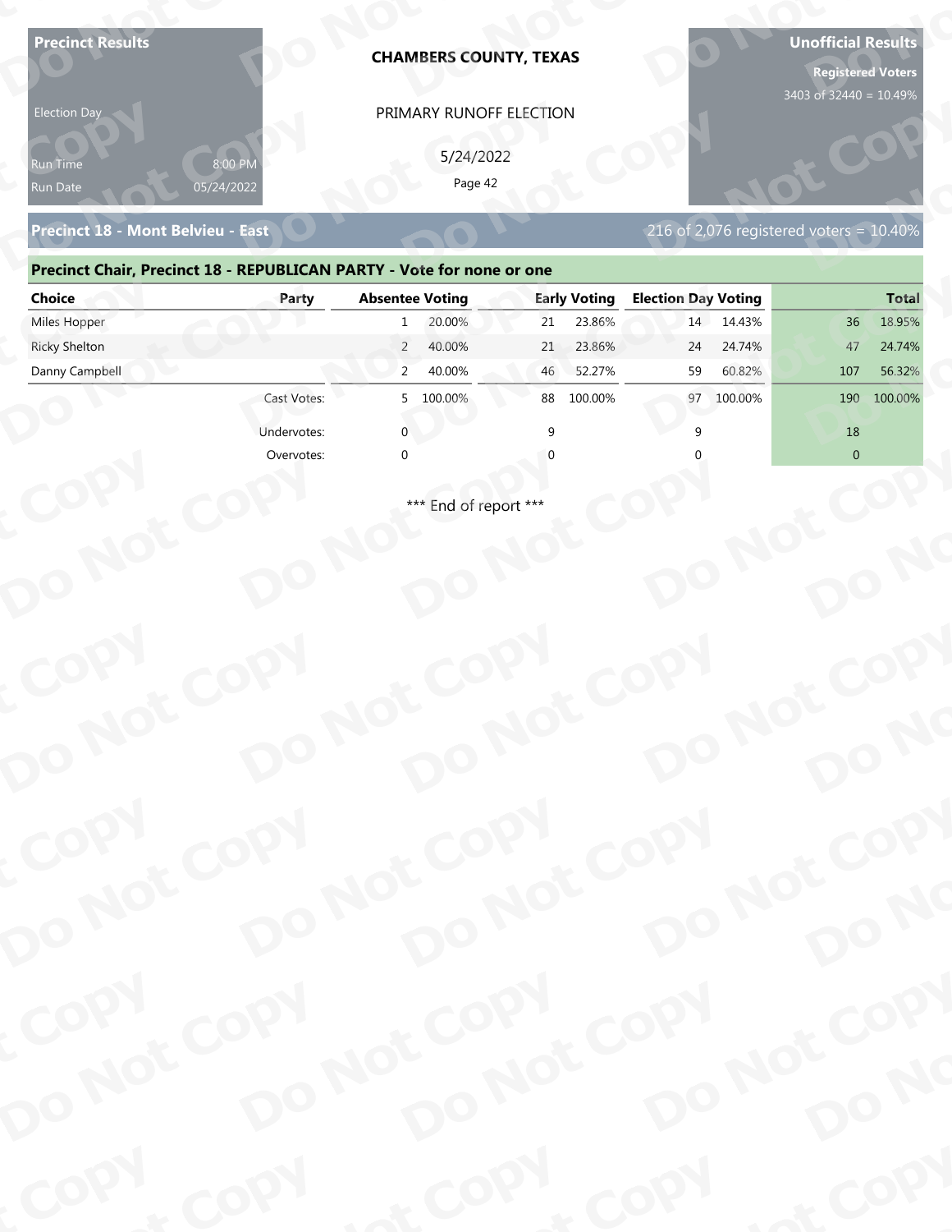**Precinct Results**

Election Day

Run Time 8:00 PM

Run Date 05/24/2022

**CHAMBERS COUNTY, TEXAS**

PRIMARY RUNOFF ELECTION

5/24/2022

**Unofficial Results**

**Registered Voters**

3403 of 32440 = 10.49%

## Precinct 18 - Mont Belvieu - East

216 of 2,076 registered voters = 10.40%

### Precinct Chair, Precinct 18 - REPUBLICAN PARTY - Vote for none or one

| Choice | Party | Absentee Voting | | Early Voting | | Election Day Voting | | Total | |
|---|---|---|---|---|---|---|---|---|---|
| Miles Hopper | | 1 | 20.00% | 21 | 23.86% | 14 | 14.43% | 36 | 18.95% |
| Ricky Shelton | | 2 | 40.00% | 21 | 23.86% | 24 | 24.74% | 47 | 24.74% |
| Danny Campbell | | 2 | 40.00% | 46 | 52.27% | 59 | 60.82% | 107 | 56.32% |
| | Cast Votes: | 5 | 100.00% | 88 | 100.00% | 97 | 100.00% | 190 | 100.00% |
| | Undervotes: | 0 | | 9 | | 9 | | 18 | |
| | Overvotes: | 0 | | 0 | | 0 | | 0 | |

*** End of report ***